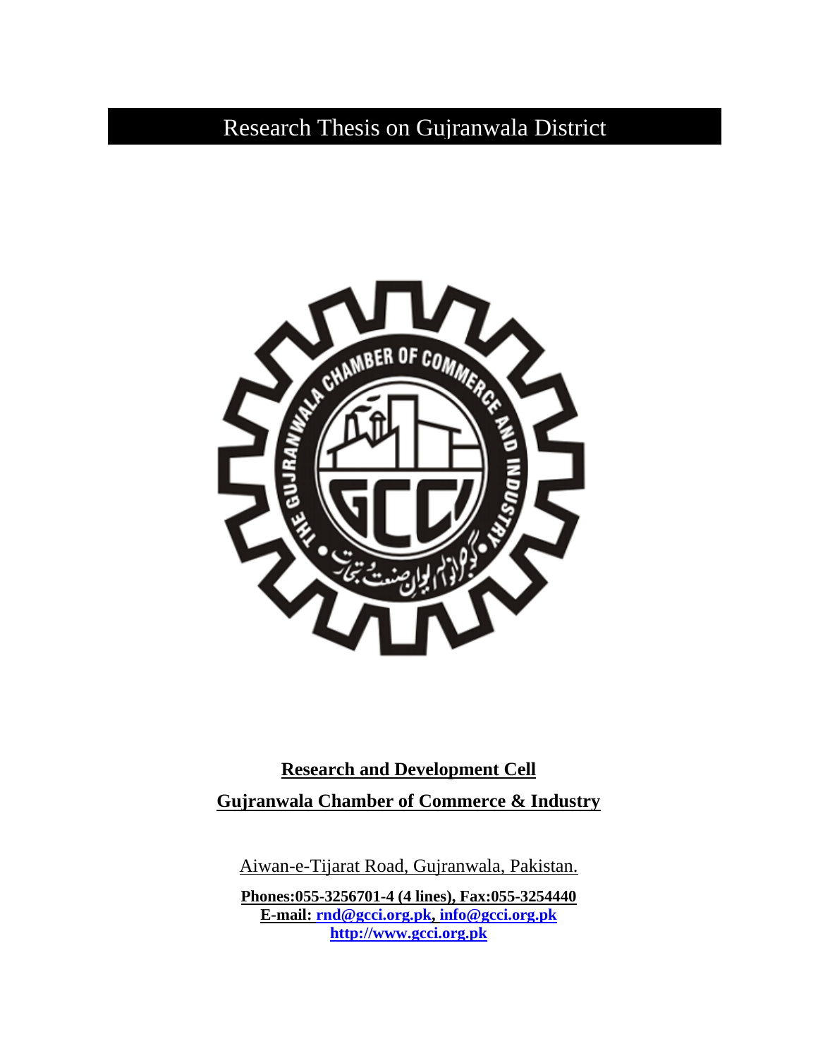# Research Thesis on Gujranwala District

**Research and Development Cell**

**Gujranwala Chamber of Commerce & Industry**

Aiwan-e-Tijarat Road, Gujranwala, Pakistan.

**Phones:055-3256701-4 (4 lines), Fax:055-3254440**
**E-mail: rnd@gcci.org.pk, info@gcci.org.pk**
**http://www.gcci.org.pk**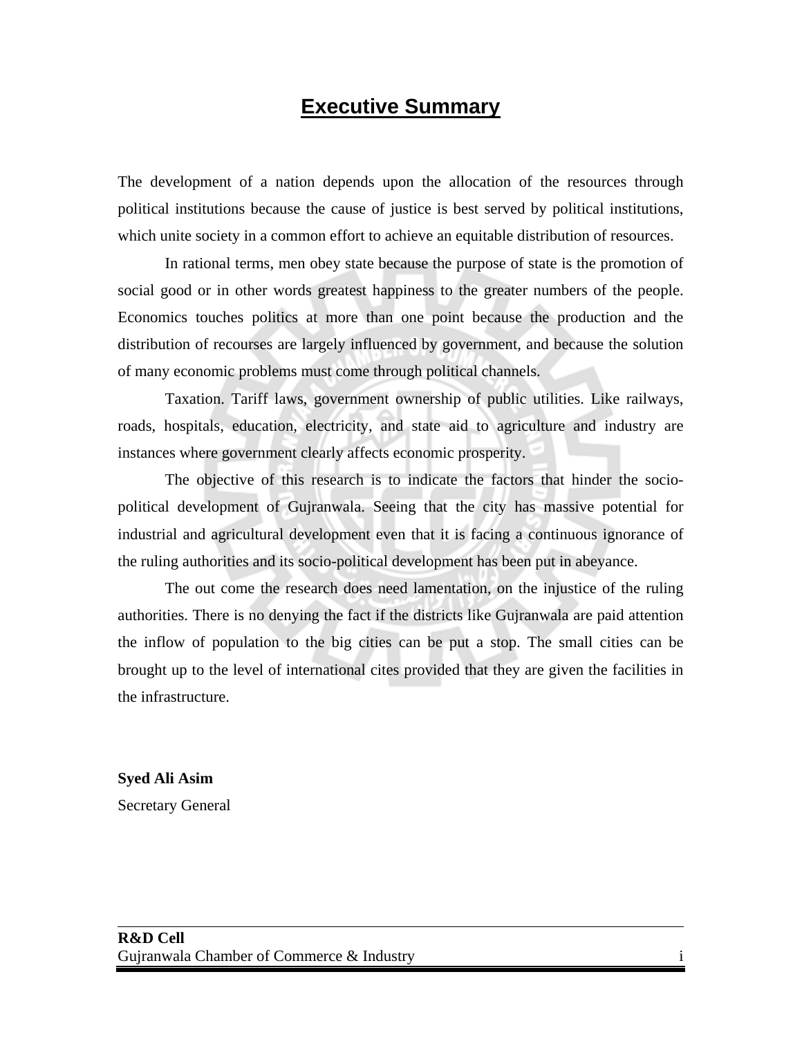# Executive Summary

The development of a nation depends upon the allocation of the resources through political institutions because the cause of justice is best served by political institutions, which unite society in a common effort to achieve an equitable distribution of resources.

In rational terms, men obey state because the purpose of state is the promotion of social good or in other words greatest happiness to the greater numbers of the people. Economics touches politics at more than one point because the production and the distribution of recourses are largely influenced by government, and because the solution of many economic problems must come through political channels.

Taxation. Tariff laws, government ownership of public utilities. Like railways, roads, hospitals, education, electricity, and state aid to agriculture and industry are instances where government clearly affects economic prosperity.

The objective of this research is to indicate the factors that hinder the socio-political development of Gujranwala. Seeing that the city has massive potential for industrial and agricultural development even that it is facing a continuous ignorance of the ruling authorities and its socio-political development has been put in abeyance.

The out come the research does need lamentation, on the injustice of the ruling authorities. There is no denying the fact if the districts like Gujranwala are paid attention the inflow of population to the big cities can be put a stop. The small cities can be brought up to the level of international cites provided that they are given the facilities in the infrastructure.

**Syed Ali Asim**
Secretary General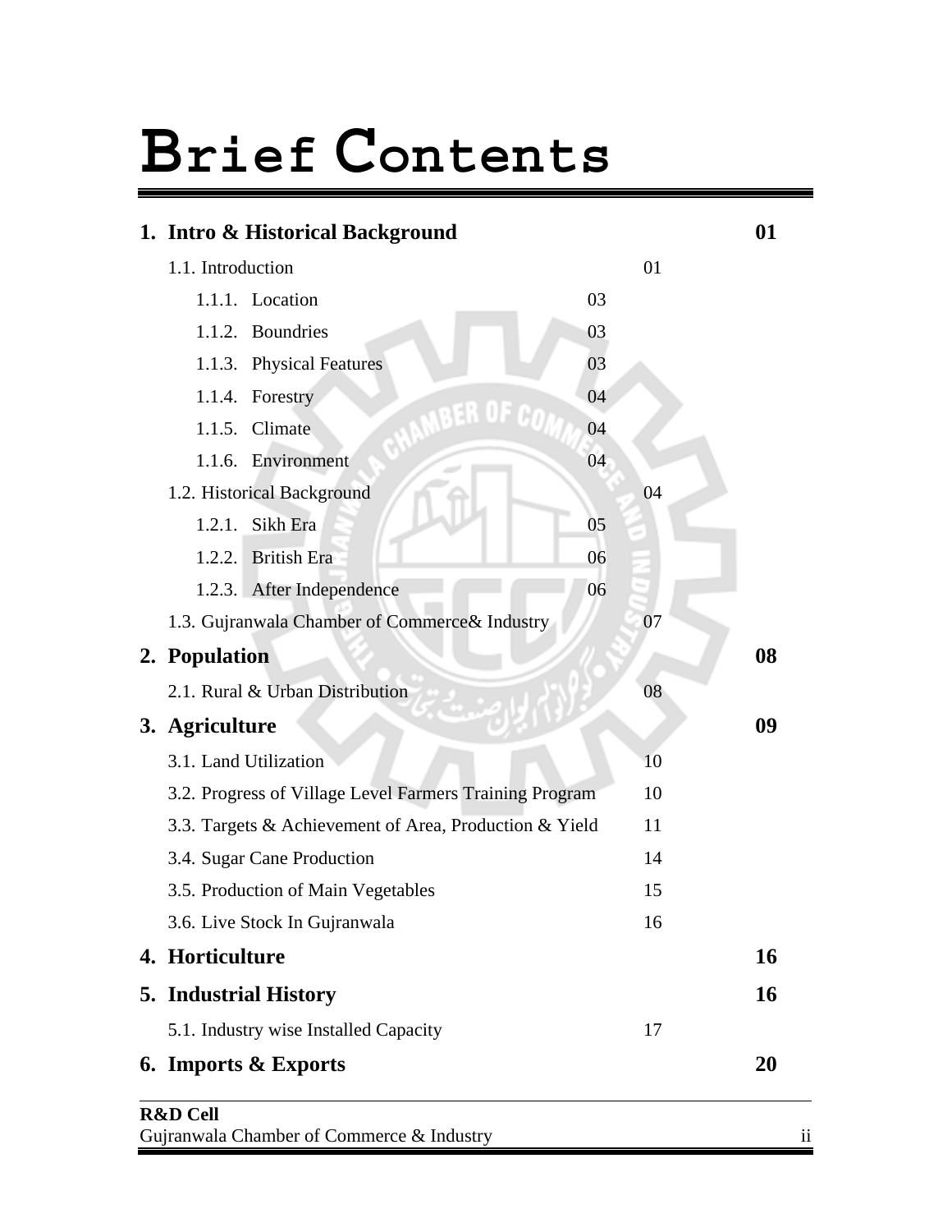# Brief Contents

| | | | |
|---|---|---|---|
| **1. Intro & Historical Background** | | | **01** |
| 1.1. Introduction | | 01 | |
| 1.1.1. Location | 03 | | |
| 1.1.2. Boundries | 03 | | |
| 1.1.3. Physical Features | 03 | | |
| 1.1.4. Forestry | 04 | | |
| 1.1.5. Climate | 04 | | |
| 1.1.6. Environment | 04 | | |
| 1.2. Historical Background | | 04 | |
| 1.2.1. Sikh Era | 05 | | |
| 1.2.2. British Era | 06 | | |
| 1.2.3. After Independence | 06 | | |
| 1.3. Gujranwala Chamber of Commerce& Industry | | 07 | |
| **2. Population** | | | **08** |
| 2.1. Rural & Urban Distribution | | 08 | |
| **3. Agriculture** | | | **09** |
| 3.1. Land Utilization | | 10 | |
| 3.2. Progress of Village Level Farmers Training Program | | 10 | |
| 3.3. Targets & Achievement of Area, Production & Yield | | 11 | |
| 3.4. Sugar Cane Production | | 14 | |
| 3.5. Production of Main Vegetables | | 15 | |
| 3.6. Live Stock In Gujranwala | | 16 | |
| **4. Horticulture** | | | **16** |
| **5. Industrial History** | | | **16** |
| 5.1. Industry wise Installed Capacity | | 17 | |
| **6. Imports & Exports** | | | **20** |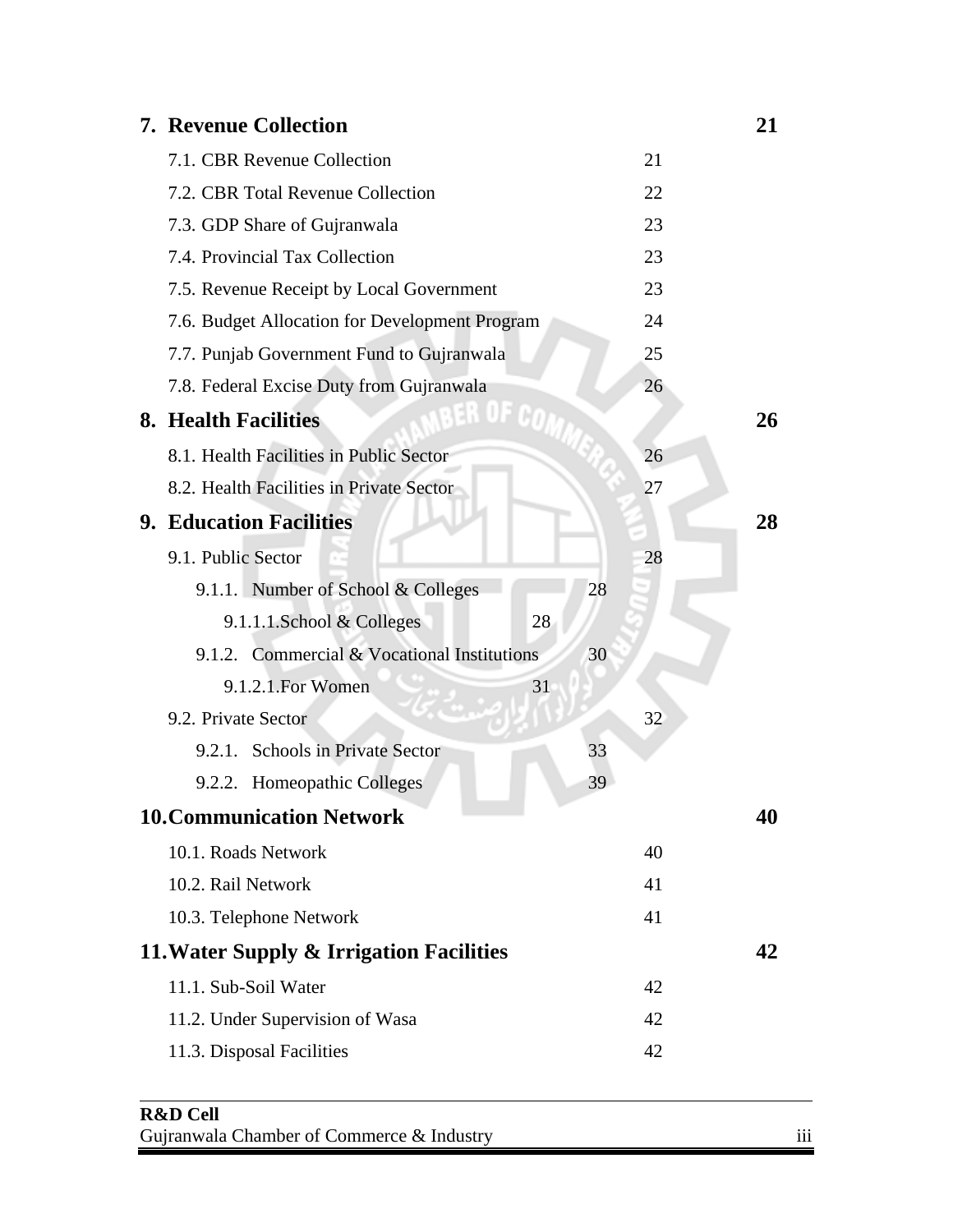| | | | |
|---|---|---|---|
| **7. Revenue Collection** | | | **21** |
| 7.1. CBR Revenue Collection | | 21 | |
| 7.2. CBR Total Revenue Collection | | 22 | |
| 7.3. GDP Share of Gujranwala | | 23 | |
| 7.4. Provincial Tax Collection | | 23 | |
| 7.5. Revenue Receipt by Local Government | | 23 | |
| 7.6. Budget Allocation for Development Program | | 24 | |
| 7.7. Punjab Government Fund to Gujranwala | | 25 | |
| 7.8. Federal Excise Duty from Gujranwala | | 26 | |
| **8. Health Facilities** | | | **26** |
| 8.1. Health Facilities in Public Sector | | 26 | |
| 8.2. Health Facilities in Private Sector | | 27 | |
| **9. Education Facilities** | | | **28** |
| 9.1. Public Sector | | 28 | |
| 9.1.1. Number of School & Colleges | 28 | | |
| 9.1.1.1. School & Colleges 28 | | | |
| 9.1.2. Commercial & Vocational Institutions | 30 | | |
| 9.1.2.1. For Women 31 | | | |
| 9.2. Private Sector | | 32 | |
| 9.2.1. Schools in Private Sector | 33 | | |
| 9.2.2. Homeopathic Colleges | 39 | | |
| **10. Communication Network** | | | **40** |
| 10.1. Roads Network | | 40 | |
| 10.2. Rail Network | | 41 | |
| 10.3. Telephone Network | | 41 | |
| **11. Water Supply & Irrigation Facilities** | | | **42** |
| 11.1. Sub-Soil Water | | 42 | |
| 11.2. Under Supervision of Wasa | | 42 | |
| 11.3. Disposal Facilities | | 42 | |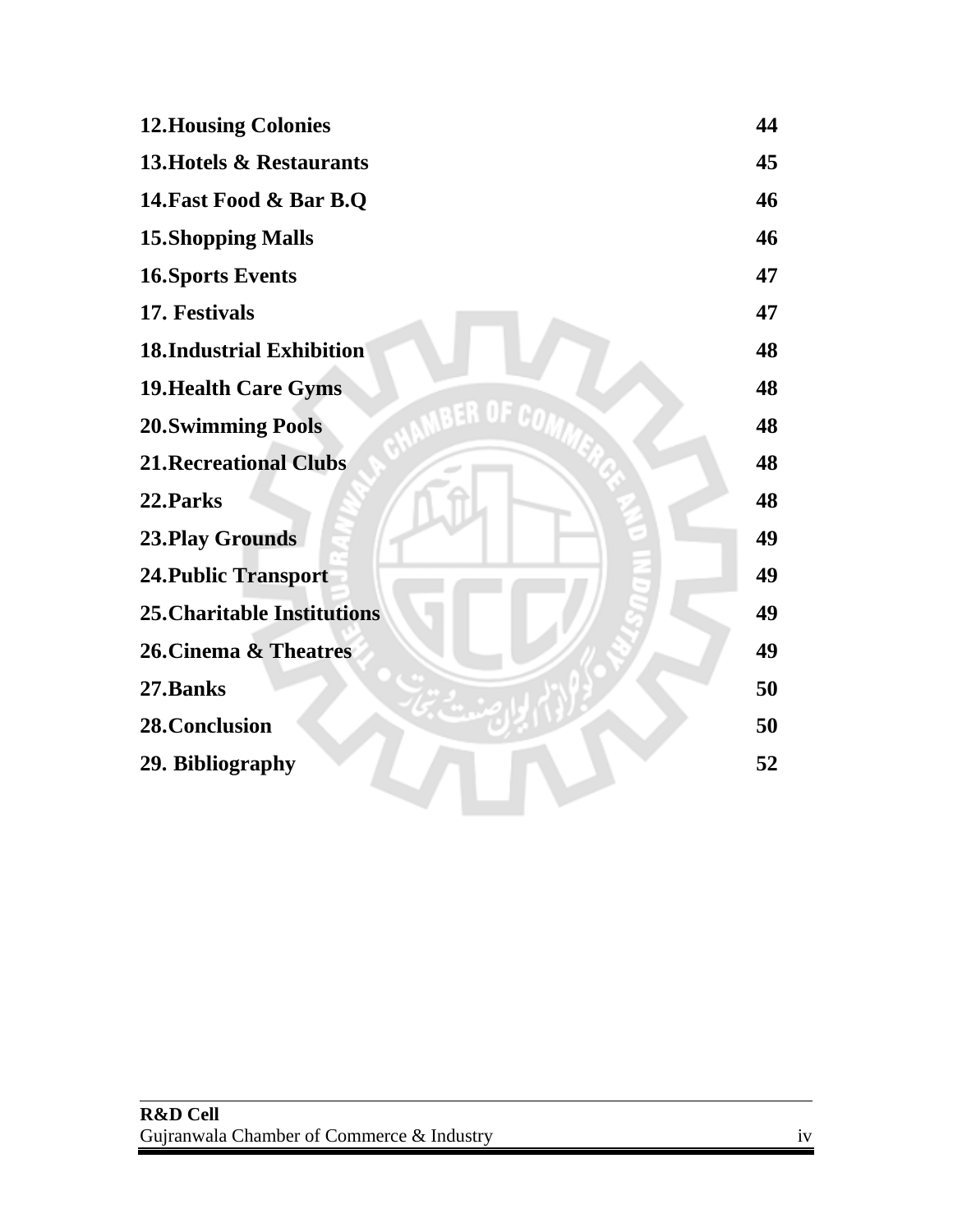| | |
|---|---|
| **12.Housing Colonies** | **44** |
| **13.Hotels & Restaurants** | **45** |
| **14.Fast Food & Bar B.Q** | **46** |
| **15.Shopping Malls** | **46** |
| **16.Sports Events** | **47** |
| **17. Festivals** | **47** |
| **18.Industrial Exhibition** | **48** |
| **19.Health Care Gyms** | **48** |
| **20.Swimming Pools** | **48** |
| **21.Recreational Clubs** | **48** |
| **22.Parks** | **48** |
| **23.Play Grounds** | **49** |
| **24.Public Transport** | **49** |
| **25.Charitable Institutions** | **49** |
| **26.Cinema & Theatres** | **49** |
| **27.Banks** | **50** |
| **28.Conclusion** | **50** |
| **29. Bibliography** | **52** |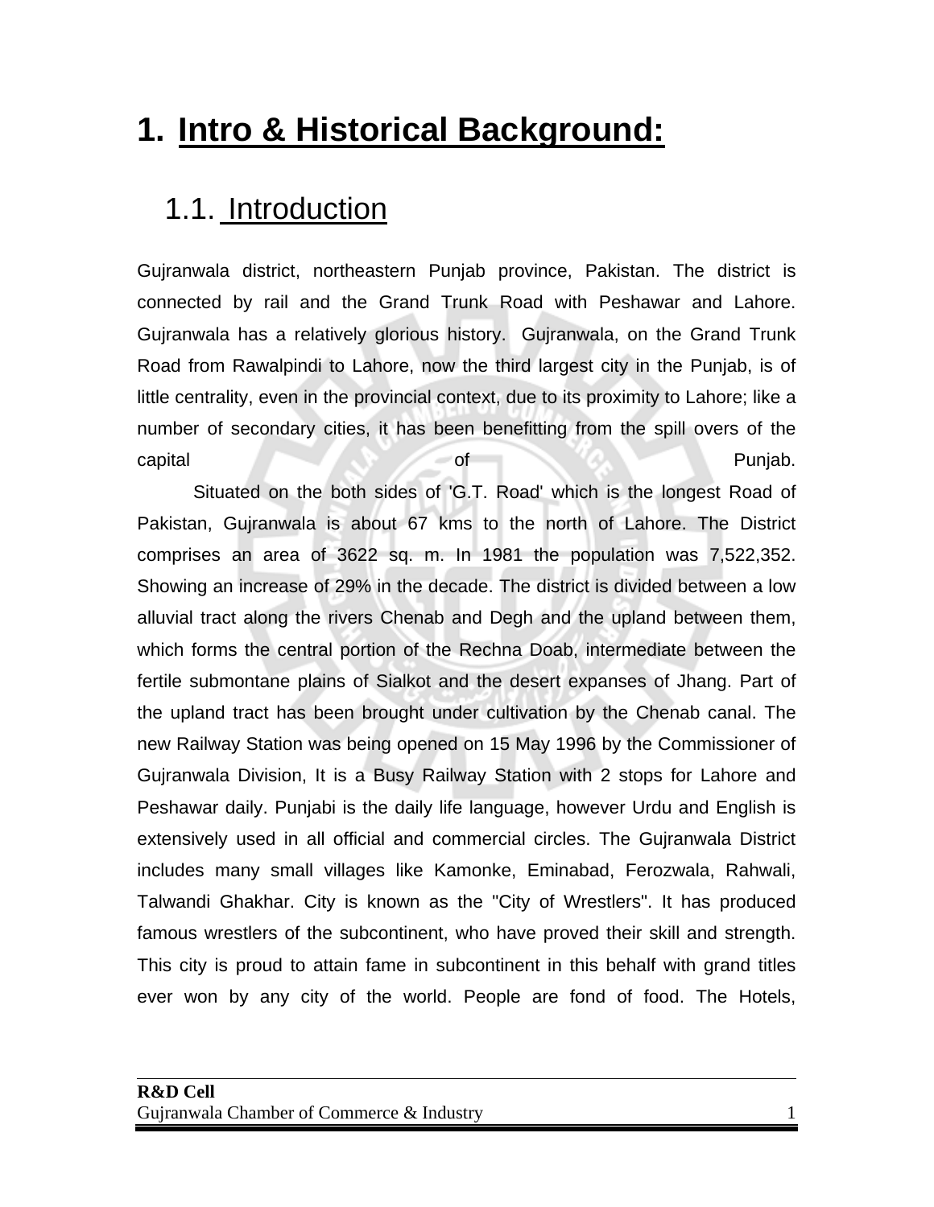# 1. Intro & Historical Background:

## 1.1. Introduction

Gujranwala district, northeastern Punjab province, Pakistan. The district is connected by rail and the Grand Trunk Road with Peshawar and Lahore. Gujranwala has a relatively glorious history. Gujranwala, on the Grand Trunk Road from Rawalpindi to Lahore, now the third largest city in the Punjab, is of little centrality, even in the provincial context, due to its proximity to Lahore; like a number of secondary cities, it has been benefitting from the spill overs of the capital of Punjab.

Situated on the both sides of 'G.T. Road' which is the longest Road of Pakistan, Gujranwala is about 67 kms to the north of Lahore. The District comprises an area of 3622 sq. m. In 1981 the population was 7,522,352. Showing an increase of 29% in the decade. The district is divided between a low alluvial tract along the rivers Chenab and Degh and the upland between them, which forms the central portion of the Rechna Doab, intermediate between the fertile submontane plains of Sialkot and the desert expanses of Jhang. Part of the upland tract has been brought under cultivation by the Chenab canal. The new Railway Station was being opened on 15 May 1996 by the Commissioner of Gujranwala Division, It is a Busy Railway Station with 2 stops for Lahore and Peshawar daily. Punjabi is the daily life language, however Urdu and English is extensively used in all official and commercial circles. The Gujranwala District includes many small villages like Kamonke, Eminabad, Ferozwala, Rahwali, Talwandi Ghakhar. City is known as the "City of Wrestlers". It has produced famous wrestlers of the subcontinent, who have proved their skill and strength. This city is proud to attain fame in subcontinent in this behalf with grand titles ever won by any city of the world. People are fond of food. The Hotels,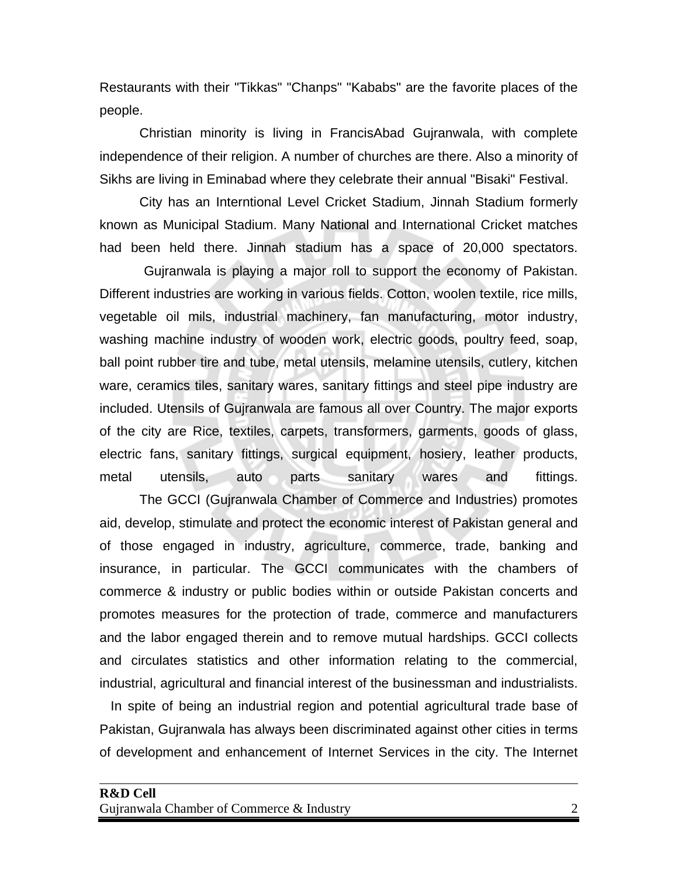Restaurants with their "Tikkas" "Chanps" "Kababs" are the favorite places of the people.

Christian minority is living in FrancisAbad Gujranwala, with complete independence of their religion. A number of churches are there. Also a minority of Sikhs are living in Eminabad where they celebrate their annual "Bisaki" Festival.

City has an Interntional Level Cricket Stadium, Jinnah Stadium formerly known as Municipal Stadium. Many National and International Cricket matches had been held there. Jinnah stadium has a space of 20,000 spectators.

Gujranwala is playing a major roll to support the economy of Pakistan. Different industries are working in various fields. Cotton, woolen textile, rice mills, vegetable oil mils, industrial machinery, fan manufacturing, motor industry, washing machine industry of wooden work, electric goods, poultry feed, soap, ball point rubber tire and tube, metal utensils, melamine utensils, cutlery, kitchen ware, ceramics tiles, sanitary wares, sanitary fittings and steel pipe industry are included. Utensils of Gujranwala are famous all over Country. The major exports of the city are Rice, textiles, carpets, transformers, garments, goods of glass, electric fans, sanitary fittings, surgical equipment, hosiery, leather products, metal utensils, auto parts sanitary wares and fittings.

The GCCI (Gujranwala Chamber of Commerce and Industries) promotes aid, develop, stimulate and protect the economic interest of Pakistan general and of those engaged in industry, agriculture, commerce, trade, banking and insurance, in particular. The GCCI communicates with the chambers of commerce & industry or public bodies within or outside Pakistan concerts and promotes measures for the protection of trade, commerce and manufacturers and the labor engaged therein and to remove mutual hardships. GCCI collects and circulates statistics and other information relating to the commercial, industrial, agricultural and financial interest of the businessman and industrialists.

In spite of being an industrial region and potential agricultural trade base of Pakistan, Gujranwala has always been discriminated against other cities in terms of development and enhancement of Internet Services in the city. The Internet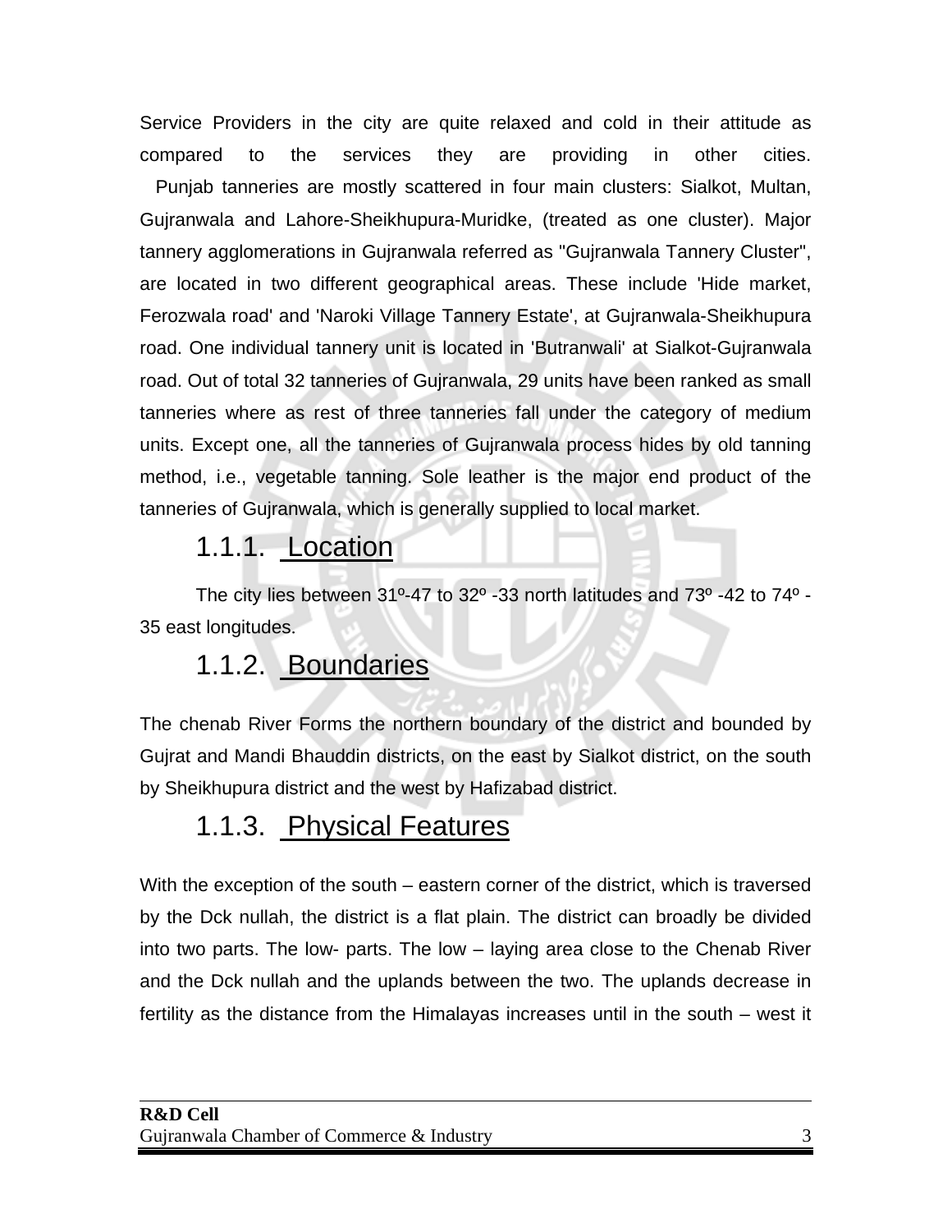Service Providers in the city are quite relaxed and cold in their attitude as compared to the services they are providing in other cities.

Punjab tanneries are mostly scattered in four main clusters: Sialkot, Multan, Gujranwala and Lahore-Sheikhupura-Muridke, (treated as one cluster). Major tannery agglomerations in Gujranwala referred as "Gujranwala Tannery Cluster", are located in two different geographical areas. These include 'Hide market, Ferozwala road' and 'Naroki Village Tannery Estate', at Gujranwala-Sheikhupura road. One individual tannery unit is located in 'Butranwali' at Sialkot-Gujranwala road. Out of total 32 tanneries of Gujranwala, 29 units have been ranked as small tanneries where as rest of three tanneries fall under the category of medium units. Except one, all the tanneries of Gujranwala process hides by old tanning method, i.e., vegetable tanning. Sole leather is the major end product of the tanneries of Gujranwala, which is generally supplied to local market.

### 1.1.1. Location

The city lies between 31º-47 to 32º -33 north latitudes and 73º -42 to 74º -35 east longitudes.

### 1.1.2. Boundaries

The chenab River Forms the northern boundary of the district and bounded by Gujrat and Mandi Bhauddin districts, on the east by Sialkot district, on the south by Sheikhupura district and the west by Hafizabad district.

### 1.1.3. Physical Features

With the exception of the south – eastern corner of the district, which is traversed by the Dck nullah, the district is a flat plain. The district can broadly be divided into two parts. The low- parts. The low – laying area close to the Chenab River and the Dck nullah and the uplands between the two. The uplands decrease in fertility as the distance from the Himalayas increases until in the south – west it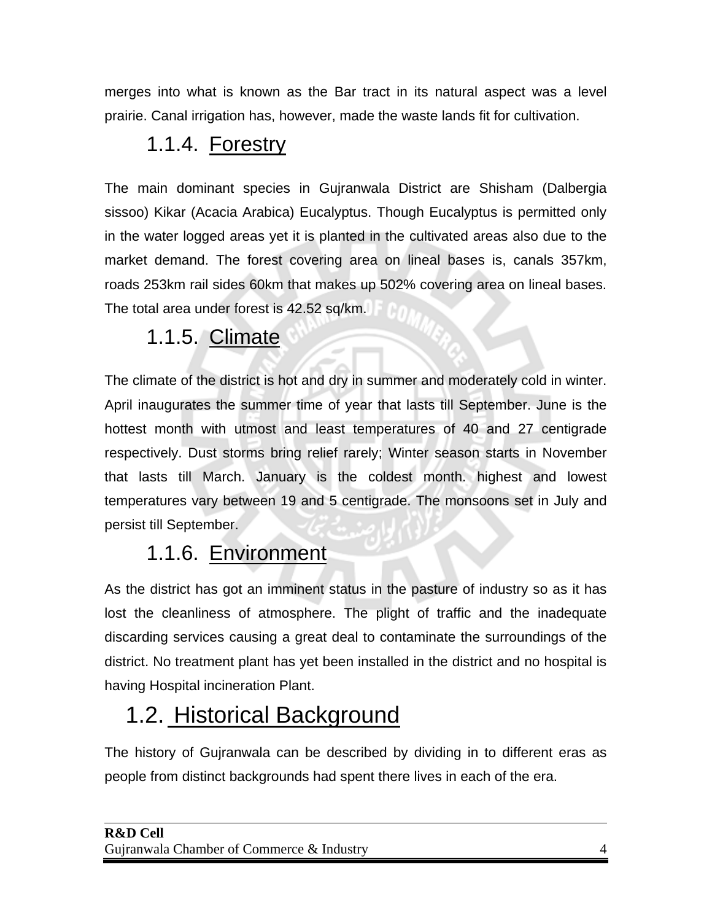merges into what is known as the Bar tract in its natural aspect was a level prairie. Canal irrigation has, however, made the waste lands fit for cultivation.

### 1.1.4. Forestry

The main dominant species in Gujranwala District are Shisham (Dalbergia sissoo) Kikar (Acacia Arabica) Eucalyptus. Though Eucalyptus is permitted only in the water logged areas yet it is planted in the cultivated areas also due to the market demand. The forest covering area on lineal bases is, canals 357km, roads 253km rail sides 60km that makes up 502% covering area on lineal bases. The total area under forest is 42.52 sq/km.

### 1.1.5. Climate

The climate of the district is hot and dry in summer and moderately cold in winter. April inaugurates the summer time of year that lasts till September. June is the hottest month with utmost and least temperatures of 40 and 27 centigrade respectively. Dust storms bring relief rarely; Winter season starts in November that lasts till March. January is the coldest month. highest and lowest temperatures vary between 19 and 5 centigrade. The monsoons set in July and persist till September.

### 1.1.6. Environment

As the district has got an imminent status in the pasture of industry so as it has lost the cleanliness of atmosphere. The plight of traffic and the inadequate discarding services causing a great deal to contaminate the surroundings of the district. No treatment plant has yet been installed in the district and no hospital is having Hospital incineration Plant.

## 1.2. Historical Background

The history of Gujranwala can be described by dividing in to different eras as people from distinct backgrounds had spent there lives in each of the era.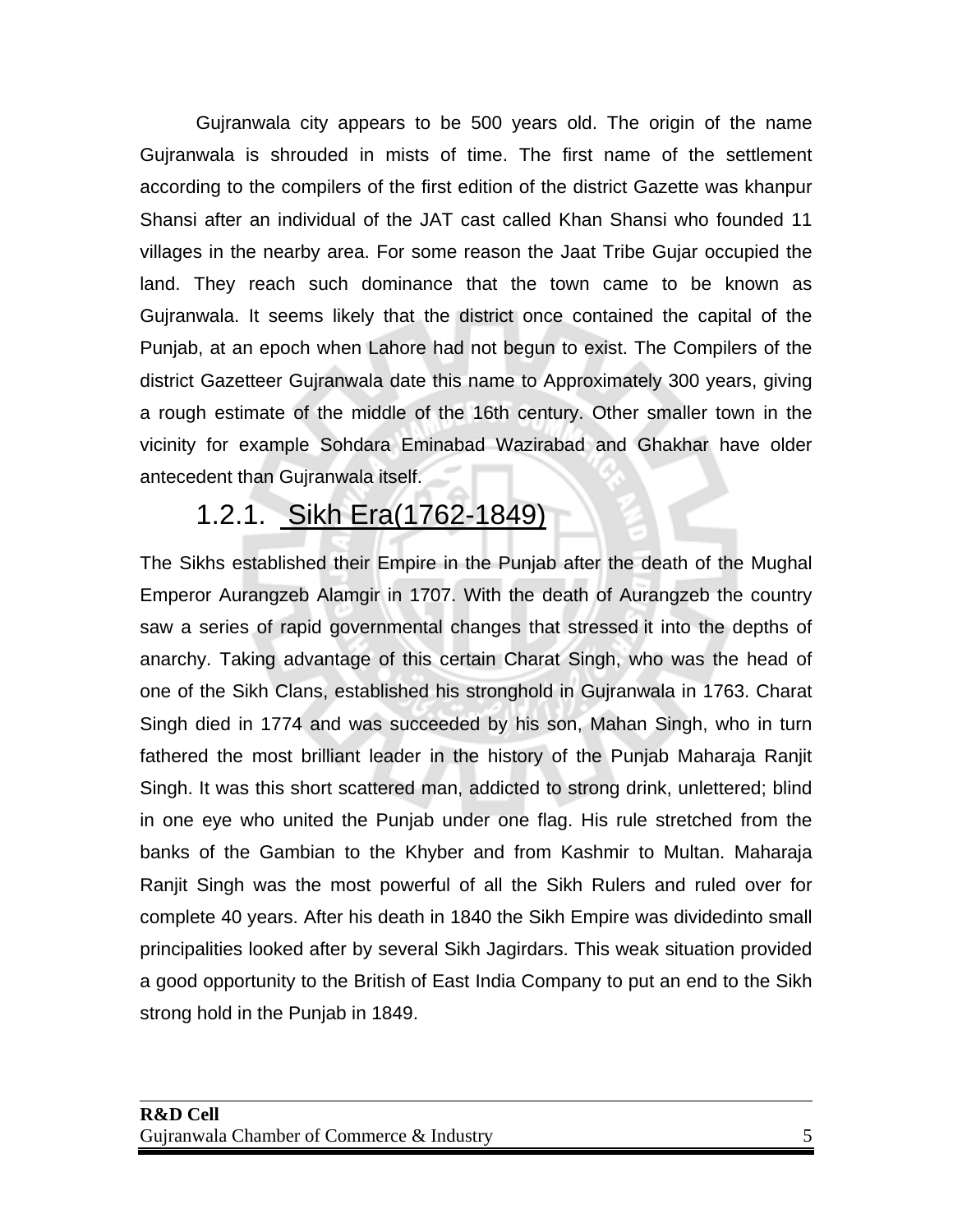Gujranwala city appears to be 500 years old. The origin of the name Gujranwala is shrouded in mists of time. The first name of the settlement according to the compilers of the first edition of the district Gazette was khanpur Shansi after an individual of the JAT cast called Khan Shansi who founded 11 villages in the nearby area. For some reason the Jaat Tribe Gujar occupied the land. They reach such dominance that the town came to be known as Gujranwala. It seems likely that the district once contained the capital of the Punjab, at an epoch when Lahore had not begun to exist. The Compilers of the district Gazetteer Gujranwala date this name to Approximately 300 years, giving a rough estimate of the middle of the 16th century. Other smaller town in the vicinity for example Sohdara Eminabad Wazirabad and Ghakhar have older antecedent than Gujranwala itself.

### 1.2.1. Sikh Era(1762-1849)

The Sikhs established their Empire in the Punjab after the death of the Mughal Emperor Aurangzeb Alamgir in 1707. With the death of Aurangzeb the country saw a series of rapid governmental changes that stressed it into the depths of anarchy. Taking advantage of this certain Charat Singh, who was the head of one of the Sikh Clans, established his stronghold in Gujranwala in 1763. Charat Singh died in 1774 and was succeeded by his son, Mahan Singh, who in turn fathered the most brilliant leader in the history of the Punjab Maharaja Ranjit Singh. It was this short scattered man, addicted to strong drink, unlettered; blind in one eye who united the Punjab under one flag. His rule stretched from the banks of the Gambian to the Khyber and from Kashmir to Multan. Maharaja Ranjit Singh was the most powerful of all the Sikh Rulers and ruled over for complete 40 years. After his death in 1840 the Sikh Empire was dividedinto small principalities looked after by several Sikh Jagirdars. This weak situation provided a good opportunity to the British of East India Company to put an end to the Sikh strong hold in the Punjab in 1849.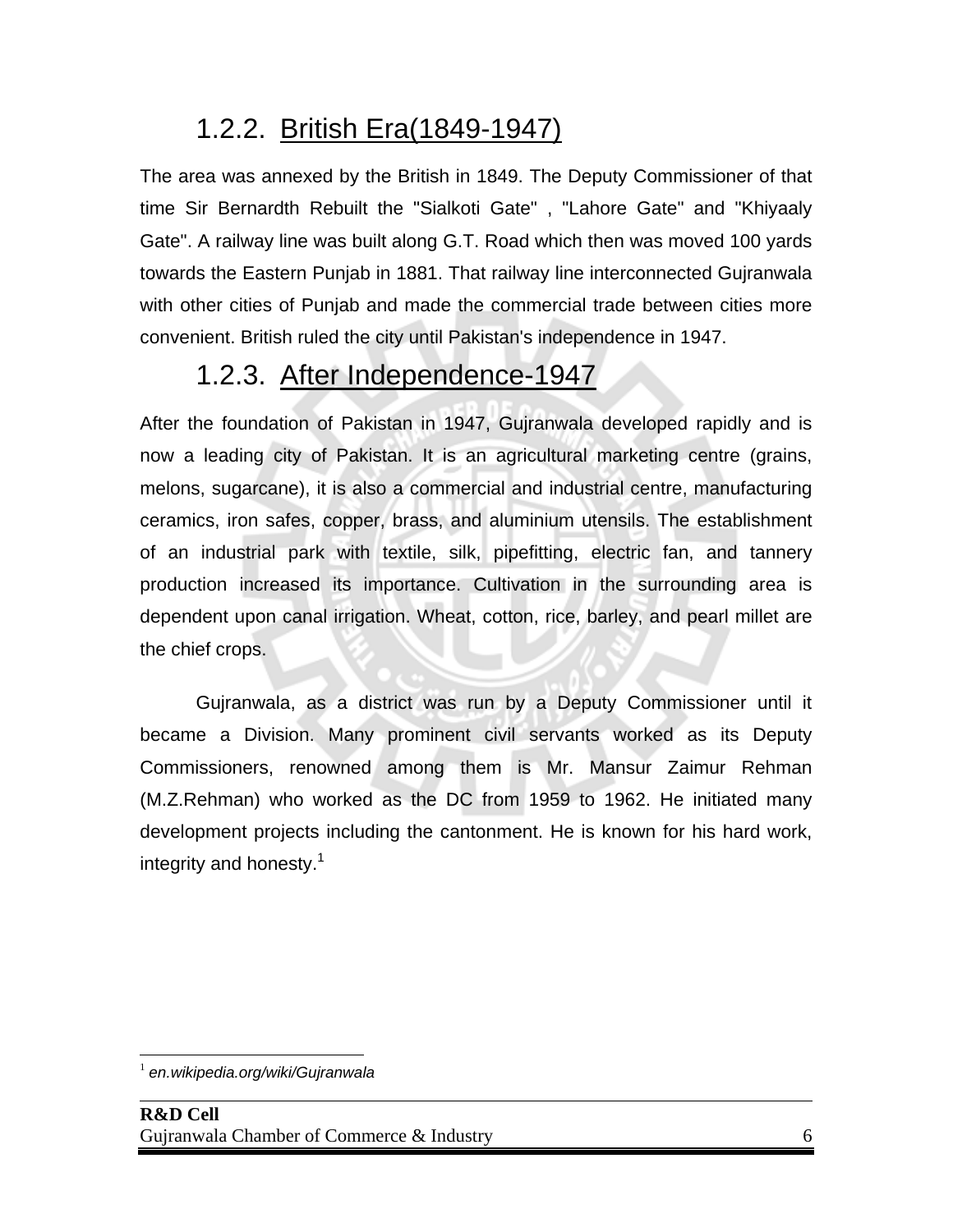### 1.2.2. British Era(1849-1947)

The area was annexed by the British in 1849. The Deputy Commissioner of that time Sir Bernardth Rebuilt the "Sialkoti Gate" , "Lahore Gate" and "Khiyaaly Gate". A railway line was built along G.T. Road which then was moved 100 yards towards the Eastern Punjab in 1881. That railway line interconnected Gujranwala with other cities of Punjab and made the commercial trade between cities more convenient. British ruled the city until Pakistan's independence in 1947.

### 1.2.3. After Independence-1947

After the foundation of Pakistan in 1947, Gujranwala developed rapidly and is now a leading city of Pakistan. It is an agricultural marketing centre (grains, melons, sugarcane), it is also a commercial and industrial centre, manufacturing ceramics, iron safes, copper, brass, and aluminium utensils. The establishment of an industrial park with textile, silk, pipefitting, electric fan, and tannery production increased its importance. Cultivation in the surrounding area is dependent upon canal irrigation. Wheat, cotton, rice, barley, and pearl millet are the chief crops.

Gujranwala, as a district was run by a Deputy Commissioner until it became a Division. Many prominent civil servants worked as its Deputy Commissioners, renowned among them is Mr. Mansur Zaimur Rehman (M.Z.Rehman) who worked as the DC from 1959 to 1962. He initiated many development projects including the cantonment. He is known for his hard work, integrity and honesty.[1]

[1] *en.wikipedia.org/wiki/Gujranwala*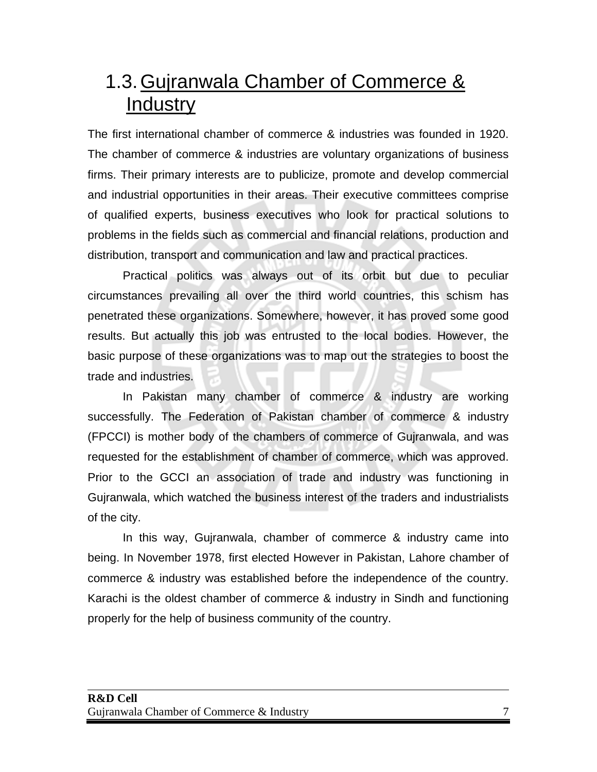## 1.3. Gujranwala Chamber of Commerce & Industry

The first international chamber of commerce & industries was founded in 1920. The chamber of commerce & industries are voluntary organizations of business firms. Their primary interests are to publicize, promote and develop commercial and industrial opportunities in their areas. Their executive committees comprise of qualified experts, business executives who look for practical solutions to problems in the fields such as commercial and financial relations, production and distribution, transport and communication and law and practical practices.

Practical politics was always out of its orbit but due to peculiar circumstances prevailing all over the third world countries, this schism has penetrated these organizations. Somewhere, however, it has proved some good results. But actually this job was entrusted to the local bodies. However, the basic purpose of these organizations was to map out the strategies to boost the trade and industries.

In Pakistan many chamber of commerce & industry are working successfully. The Federation of Pakistan chamber of commerce & industry (FPCCI) is mother body of the chambers of commerce of Gujranwala, and was requested for the establishment of chamber of commerce, which was approved. Prior to the GCCI an association of trade and industry was functioning in Gujranwala, which watched the business interest of the traders and industrialists of the city.

In this way, Gujranwala, chamber of commerce & industry came into being. In November 1978, first elected However in Pakistan, Lahore chamber of commerce & industry was established before the independence of the country. Karachi is the oldest chamber of commerce & industry in Sindh and functioning properly for the help of business community of the country.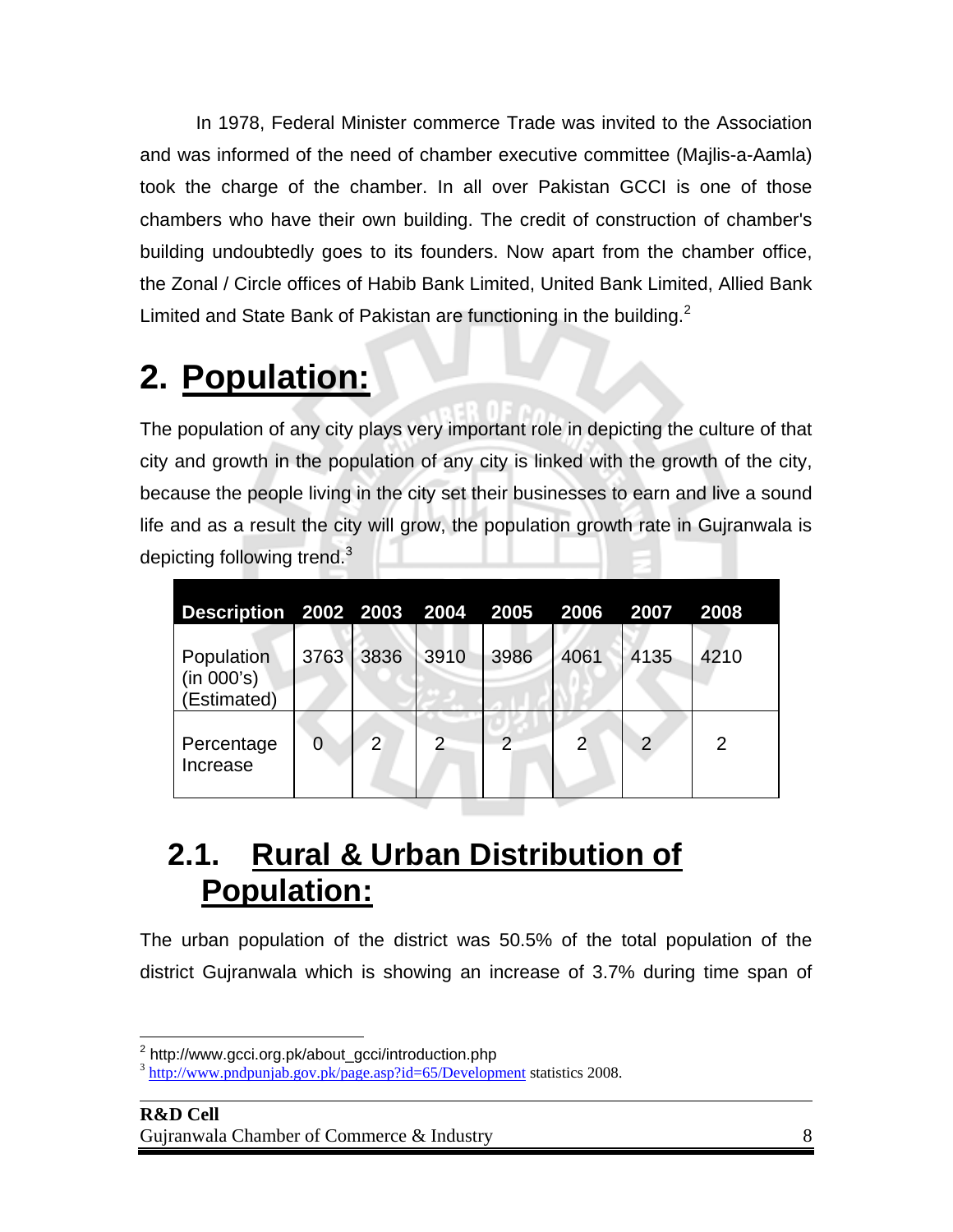In 1978, Federal Minister commerce Trade was invited to the Association and was informed of the need of chamber executive committee (Majlis-a-Aamla) took the charge of the chamber. In all over Pakistan GCCI is one of those chambers who have their own building. The credit of construction of chamber's building undoubtedly goes to its founders. Now apart from the chamber office, the Zonal / Circle offices of Habib Bank Limited, United Bank Limited, Allied Bank Limited and State Bank of Pakistan are functioning in the building.[2]

# 2. Population:

The population of any city plays very important role in depicting the culture of that city and growth in the population of any city is linked with the growth of the city, because the people living in the city set their businesses to earn and live a sound life and as a result the city will grow, the population growth rate in Gujranwala is depicting following trend.[3]

| Description | 2002 | 2003 | 2004 | 2005 | 2006 | 2007 | 2008 |
|---|---|---|---|---|---|---|---|
| Population (in 000's) (Estimated) | 3763 | 3836 | 3910 | 3986 | 4061 | 4135 | 4210 |
| Percentage Increase | 0 | 2 | 2 | 2 | 2 | 2 | 2 |

## 2.1. Rural & Urban Distribution of Population:

The urban population of the district was 50.5% of the total population of the district Gujranwala which is showing an increase of 3.7% during time span of

[2] http://www.gcci.org.pk/about_gcci/introduction.php
[3] http://www.pndpunjab.gov.pk/page.asp?id=65/Development statistics 2008.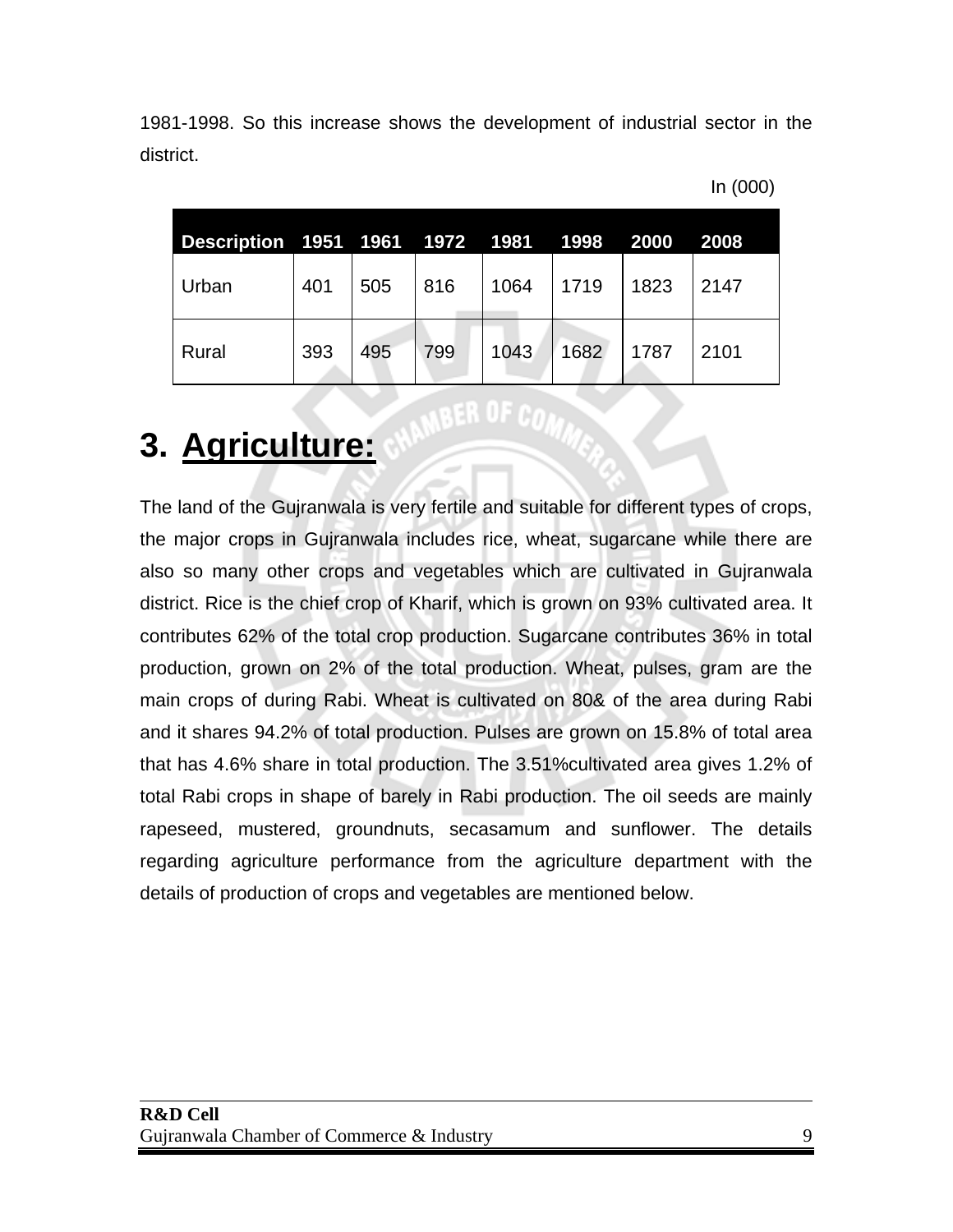1981-1998. So this increase shows the development of industrial sector in the district.

In (000)

| Description | 1951 | 1961 | 1972 | 1981 | 1998 | 2000 | 2008 |
|---|---|---|---|---|---|---|---|
| Urban | 401 | 505 | 816 | 1064 | 1719 | 1823 | 2147 |
| Rural | 393 | 495 | 799 | 1043 | 1682 | 1787 | 2101 |

# 3. Agriculture:

The land of the Gujranwala is very fertile and suitable for different types of crops, the major crops in Gujranwala includes rice, wheat, sugarcane while there are also so many other crops and vegetables which are cultivated in Gujranwala district. Rice is the chief crop of Kharif, which is grown on 93% cultivated area. It contributes 62% of the total crop production. Sugarcane contributes 36% in total production, grown on 2% of the total production. Wheat, pulses, gram are the main crops of during Rabi. Wheat is cultivated on 80& of the area during Rabi and it shares 94.2% of total production. Pulses are grown on 15.8% of total area that has 4.6% share in total production. The 3.51%cultivated area gives 1.2% of total Rabi crops in shape of barely in Rabi production. The oil seeds are mainly rapeseed, mustered, groundnuts, secasamum and sunflower. The details regarding agriculture performance from the agriculture department with the details of production of crops and vegetables are mentioned below.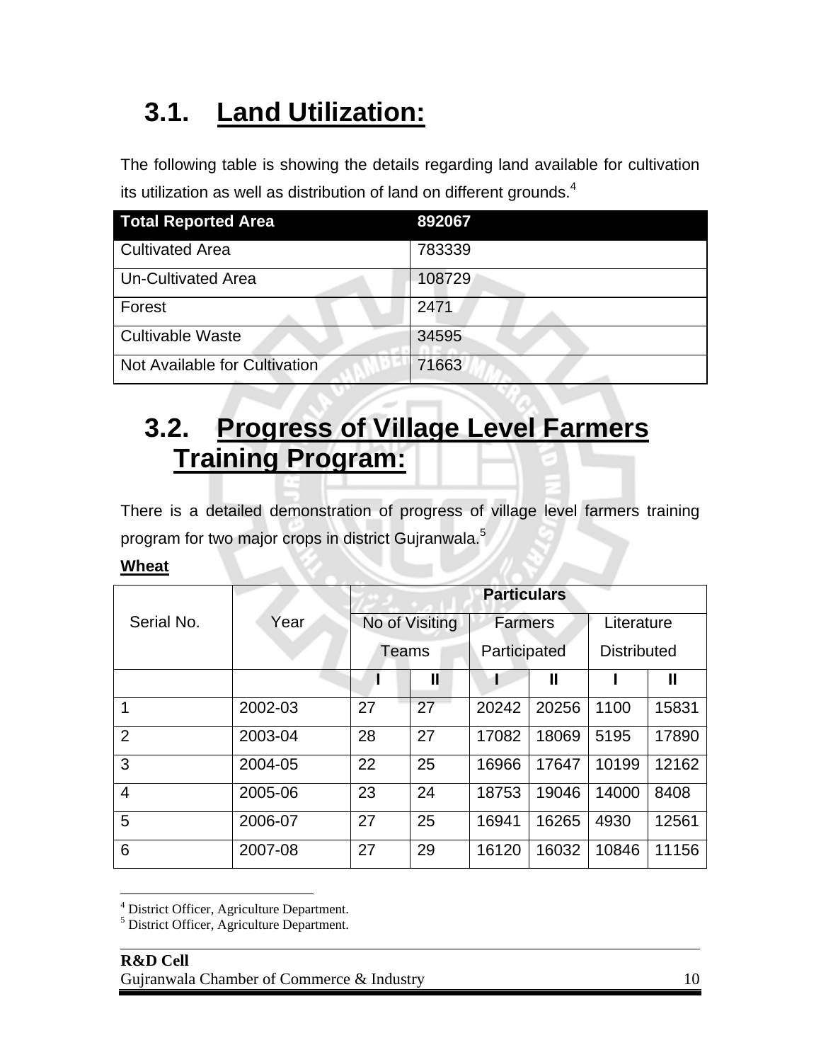## 3.1. Land Utilization:

The following table is showing the details regarding land available for cultivation its utilization as well as distribution of land on different grounds.[4]

| Total Reported Area | 892067 |
|---|---|
| Cultivated Area | 783339 |
| Un-Cultivated Area | 108729 |
| Forest | 2471 |
| Cultivable Waste | 34595 |
| Not Available for Cultivation | 71663 |

## 3.2. Progress of Village Level Farmers Training Program:

There is a detailed demonstration of progress of village level farmers training program for two major crops in district Gujranwala.[5]

**Wheat**

| Serial No. | Year | Particulars | | | | | |
|---|---|---|---|---|---|---|---|
| | | No of Visiting Teams | | Farmers Participated | | Literature Distributed | |
| | | I | II | I | II | I | II |
| 1 | 2002-03 | 27 | 27 | 20242 | 20256 | 1100 | 15831 |
| 2 | 2003-04 | 28 | 27 | 17082 | 18069 | 5195 | 17890 |
| 3 | 2004-05 | 22 | 25 | 16966 | 17647 | 10199 | 12162 |
| 4 | 2005-06 | 23 | 24 | 18753 | 19046 | 14000 | 8408 |
| 5 | 2006-07 | 27 | 25 | 16941 | 16265 | 4930 | 12561 |
| 6 | 2007-08 | 27 | 29 | 16120 | 16032 | 10846 | 11156 |

[4] District Officer, Agriculture Department.
[5] District Officer, Agriculture Department.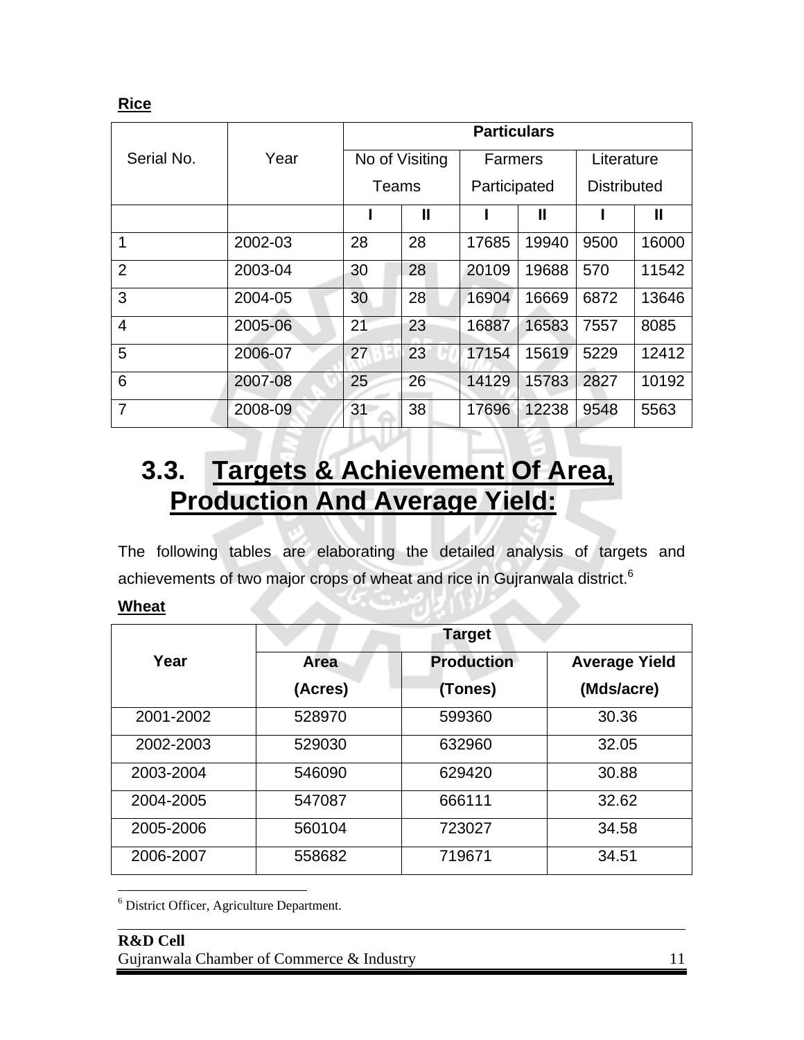**Rice**

| Serial No. | Year | Particulars | | | | | |
|---|---|---|---|---|---|---|---|
| | | No of Visiting Teams | | Farmers Participated | | Literature Distributed | |
| | | I | II | I | II | I | II |
| 1 | 2002-03 | 28 | 28 | 17685 | 19940 | 9500 | 16000 |
| 2 | 2003-04 | 30 | 28 | 20109 | 19688 | 570 | 11542 |
| 3 | 2004-05 | 30 | 28 | 16904 | 16669 | 6872 | 13646 |
| 4 | 2005-06 | 21 | 23 | 16887 | 16583 | 7557 | 8085 |
| 5 | 2006-07 | 27 | 23 | 17154 | 15619 | 5229 | 12412 |
| 6 | 2007-08 | 25 | 26 | 14129 | 15783 | 2827 | 10192 |
| 7 | 2008-09 | 31 | 38 | 17696 | 12238 | 9548 | 5563 |

## 3.3. Targets & Achievement Of Area, Production And Average Yield:

The following tables are elaborating the detailed analysis of targets and achievements of two major crops of wheat and rice in Gujranwala district.[6]

**Wheat**

| Year | Target | | |
|---|---|---|---|
| | **Area (Acres)** | **Production (Tones)** | **Average Yield (Mds/acre)** |
| 2001-2002 | 528970 | 599360 | 30.36 |
| 2002-2003 | 529030 | 632960 | 32.05 |
| 2003-2004 | 546090 | 629420 | 30.88 |
| 2004-2005 | 547087 | 666111 | 32.62 |
| 2005-2006 | 560104 | 723027 | 34.58 |
| 2006-2007 | 558682 | 719671 | 34.51 |

[6] District Officer, Agriculture Department.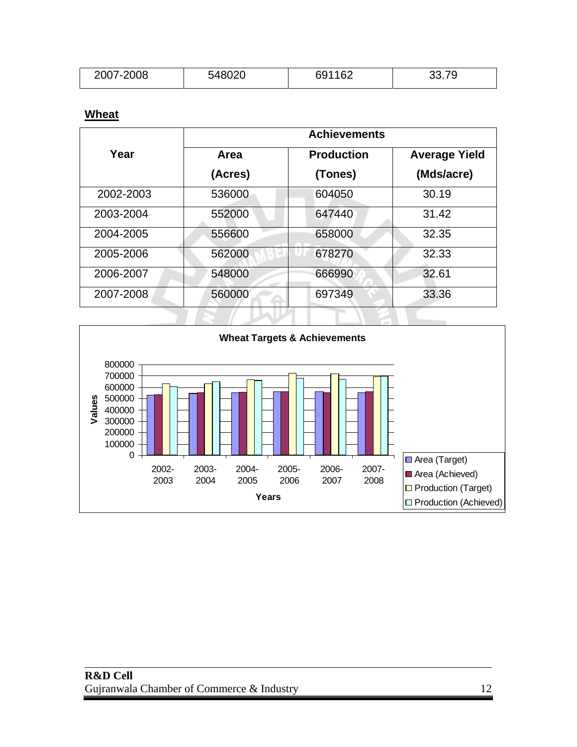| | | | |
|---|---|---|---|
| 2007-2008 | 548020 | 691162 | 33.79 |

**Wheat**

| Year | Achievements | | |
|---|---|---|---|
| | Area (Acres) | Production (Tones) | Average Yield (Mds/acre) |
| 2002-2003 | 536000 | 604050 | 30.19 |
| 2003-2004 | 552000 | 647440 | 31.42 |
| 2004-2005 | 556600 | 658000 | 32.35 |
| 2005-2006 | 562000 | 678270 | 32.33 |
| 2006-2007 | 548000 | 666990 | 32.61 |
| 2007-2008 | 560000 | 697349 | 33.36 |

**Wheat Targets & Achievements**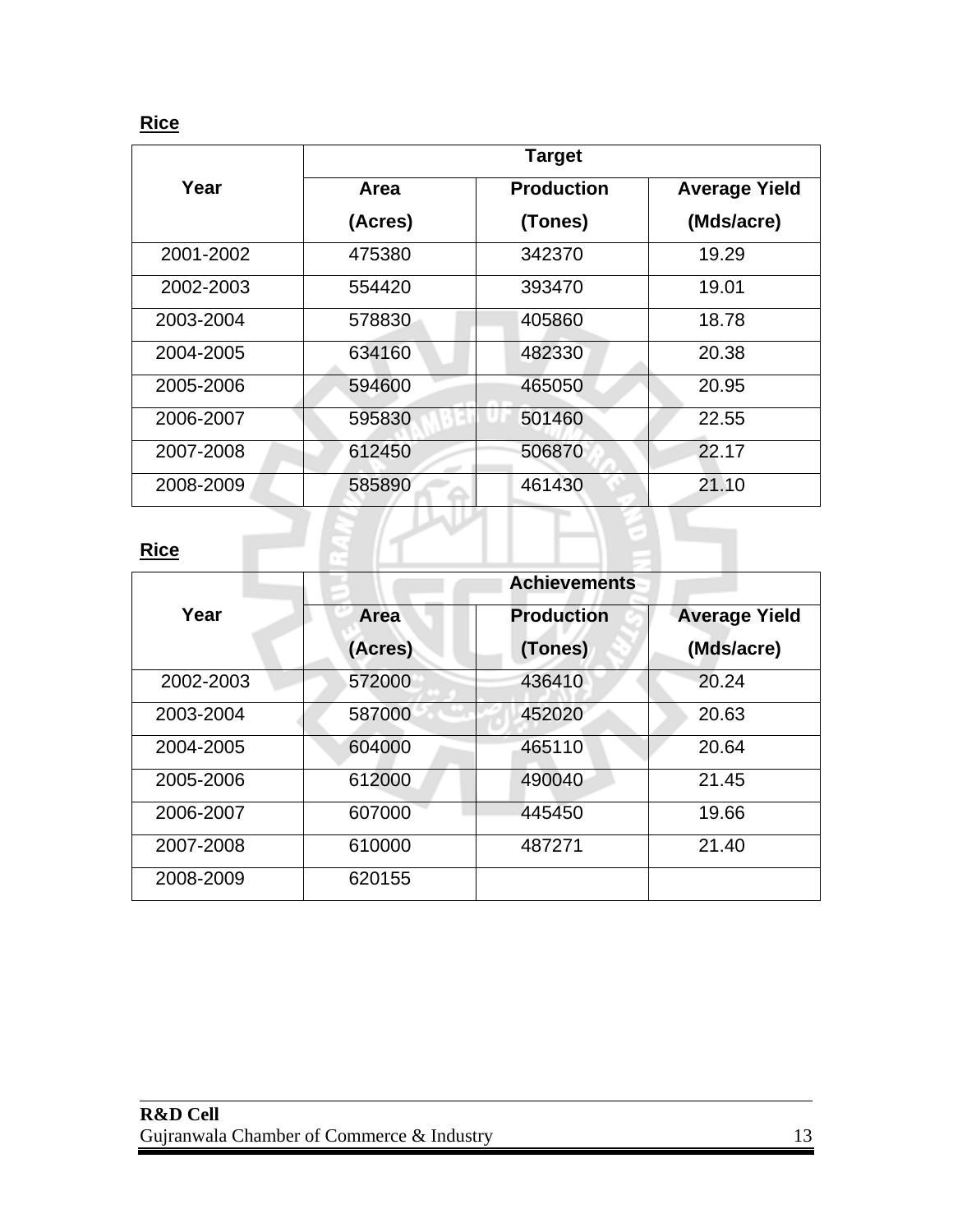**Rice**

| Year | Target | | |
|---|---|---|---|
| | Area (Acres) | Production (Tones) | Average Yield (Mds/acre) |
| 2001-2002 | 475380 | 342370 | 19.29 |
| 2002-2003 | 554420 | 393470 | 19.01 |
| 2003-2004 | 578830 | 405860 | 18.78 |
| 2004-2005 | 634160 | 482330 | 20.38 |
| 2005-2006 | 594600 | 465050 | 20.95 |
| 2006-2007 | 595830 | 501460 | 22.55 |
| 2007-2008 | 612450 | 506870 | 22.17 |
| 2008-2009 | 585890 | 461430 | 21.10 |

**Rice**

| Year | Achievements | | |
|---|---|---|---|
| | Area (Acres) | Production (Tones) | Average Yield (Mds/acre) |
| 2002-2003 | 572000 | 436410 | 20.24 |
| 2003-2004 | 587000 | 452020 | 20.63 |
| 2004-2005 | 604000 | 465110 | 20.64 |
| 2005-2006 | 612000 | 490040 | 21.45 |
| 2006-2007 | 607000 | 445450 | 19.66 |
| 2007-2008 | 610000 | 487271 | 21.40 |
| 2008-2009 | 620155 | | |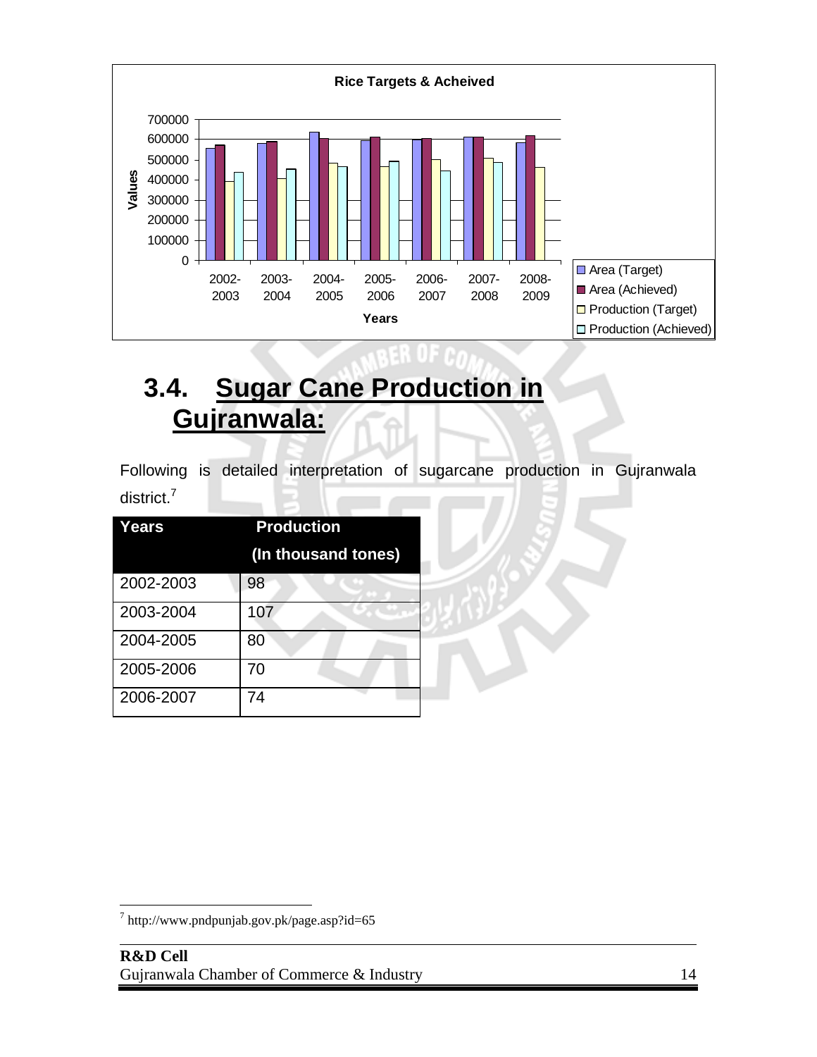**Rice Targets & Acheived**

## 3.4. Sugar Cane Production in Gujranwala:

Following is detailed interpretation of sugarcane production in Gujranwala district.[7]

| Years | Production (In thousand tones) |
|---|---|
| 2002-2003 | 98 |
| 2003-2004 | 107 |
| 2004-2005 | 80 |
| 2005-2006 | 70 |
| 2006-2007 | 74 |

[7] http://www.pndpunjab.gov.pk/page.asp?id=65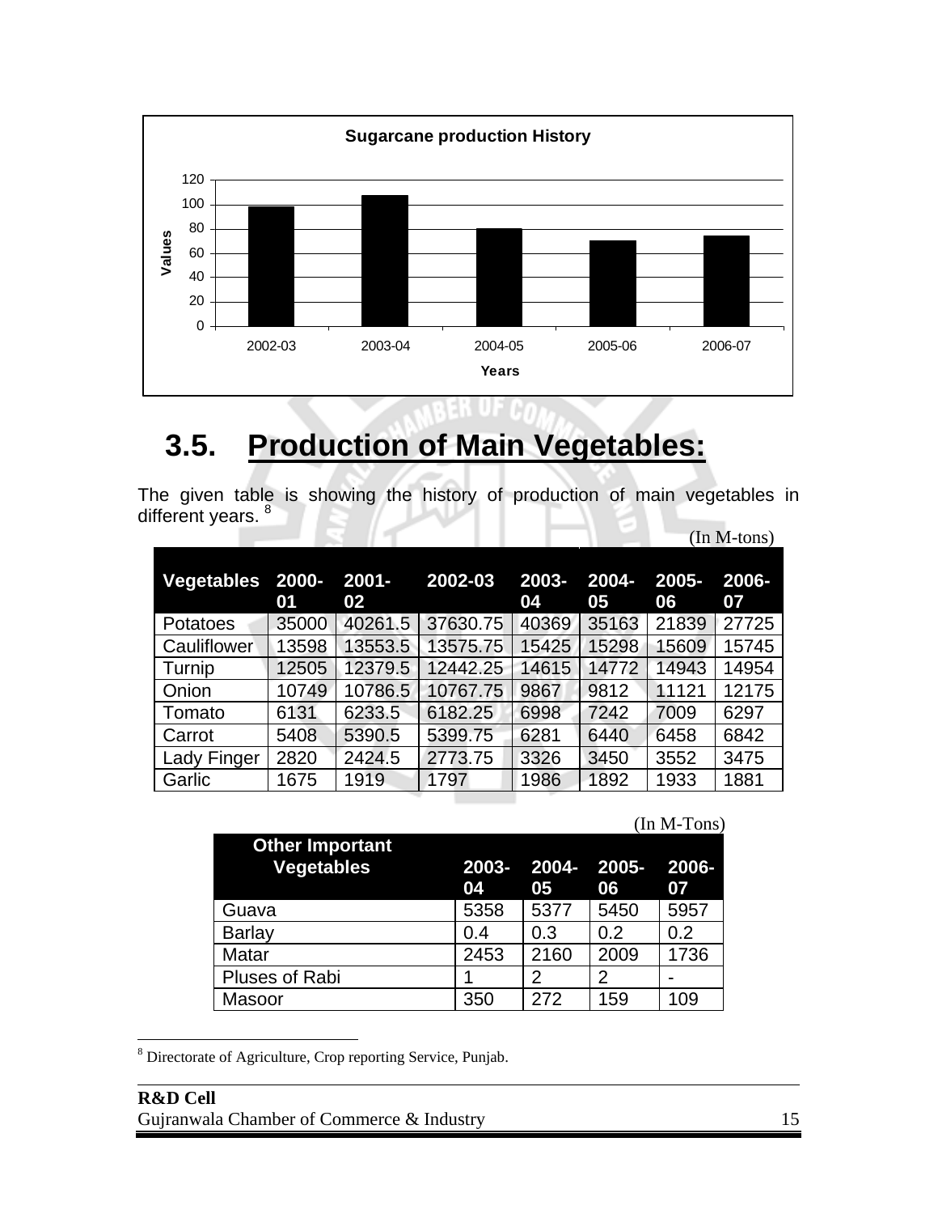**Sugarcane production History**

# 3.5. Production of Main Vegetables:

The given table is showing the history of production of main vegetables in different years. [8]

(In M-tons)

| Vegetables | 2000-01 | 2001-02 | 2002-03 | 2003-04 | 2004-05 | 2005-06 | 2006-07 |
|---|---|---|---|---|---|---|---|
| Potatoes | 35000 | 40261.5 | 37630.75 | 40369 | 35163 | 21839 | 27725 |
| Cauliflower | 13598 | 13553.5 | 13575.75 | 15425 | 15298 | 15609 | 15745 |
| Turnip | 12505 | 12379.5 | 12442.25 | 14615 | 14772 | 14943 | 14954 |
| Onion | 10749 | 10786.5 | 10767.75 | 9867 | 9812 | 11121 | 12175 |
| Tomato | 6131 | 6233.5 | 6182.25 | 6998 | 7242 | 7009 | 6297 |
| Carrot | 5408 | 5390.5 | 5399.75 | 6281 | 6440 | 6458 | 6842 |
| Lady Finger | 2820 | 2424.5 | 2773.75 | 3326 | 3450 | 3552 | 3475 |
| Garlic | 1675 | 1919 | 1797 | 1986 | 1892 | 1933 | 1881 |

(In M-Tons)

| Other Important Vegetables | 2003-04 | 2004-05 | 2005-06 | 2006-07 |
|---|---|---|---|---|
| Guava | 5358 | 5377 | 5450 | 5957 |
| Barlay | 0.4 | 0.3 | 0.2 | 0.2 |
| Matar | 2453 | 2160 | 2009 | 1736 |
| Pluses of Rabi | 1 | 2 | 2 | - |
| Masoor | 350 | 272 | 159 | 109 |

[8] Directorate of Agriculture, Crop reporting Service, Punjab.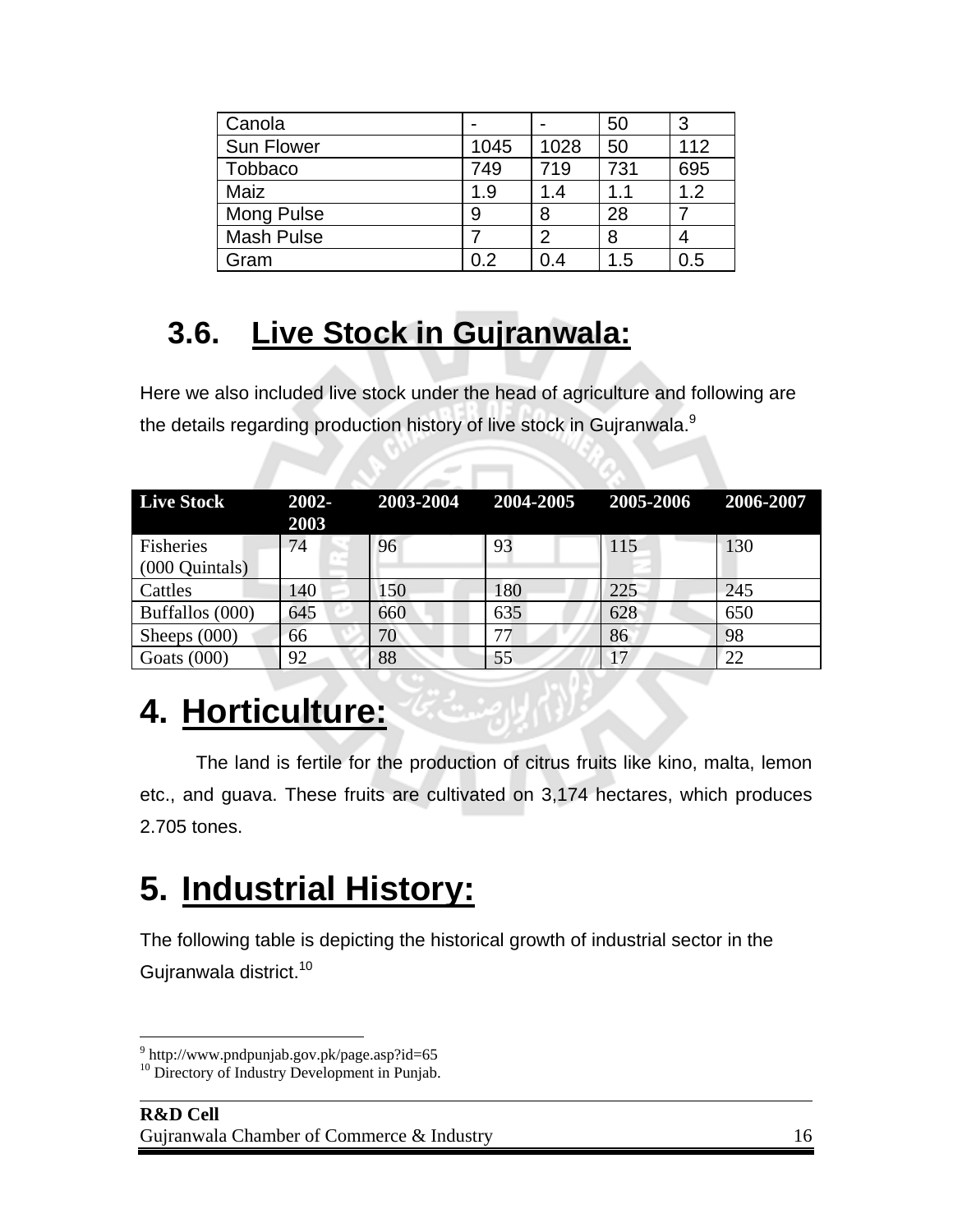| Canola | - | - | 50 | 3 |
|---|---|---|---|---|
| Sun Flower | 1045 | 1028 | 50 | 112 |
| Tobbaco | 749 | 719 | 731 | 695 |
| Maiz | 1.9 | 1.4 | 1.1 | 1.2 |
| Mong Pulse | 9 | 8 | 28 | 7 |
| Mash Pulse | 7 | 2 | 8 | 4 |
| Gram | 0.2 | 0.4 | 1.5 | 0.5 |

## 3.6. Live Stock in Gujranwala:

Here we also included live stock under the head of agriculture and following are the details regarding production history of live stock in Gujranwala.[9]

| Live Stock | 2002-2003 | 2003-2004 | 2004-2005 | 2005-2006 | 2006-2007 |
|---|---|---|---|---|---|
| Fisheries (000 Quintals) | 74 | 96 | 93 | 115 | 130 |
| Cattles | 140 | 150 | 180 | 225 | 245 |
| Buffallos (000) | 645 | 660 | 635 | 628 | 650 |
| Sheeps (000) | 66 | 70 | 77 | 86 | 98 |
| Goats (000) | 92 | 88 | 55 | 17 | 22 |

# 4. Horticulture:

The land is fertile for the production of citrus fruits like kino, malta, lemon etc., and guava. These fruits are cultivated on 3,174 hectares, which produces 2.705 tones.

# 5. Industrial History:

The following table is depicting the historical growth of industrial sector in the Gujranwala district.[10]

[9] http://www.pndpunjab.gov.pk/page.asp?id=65
[10] Directory of Industry Development in Punjab.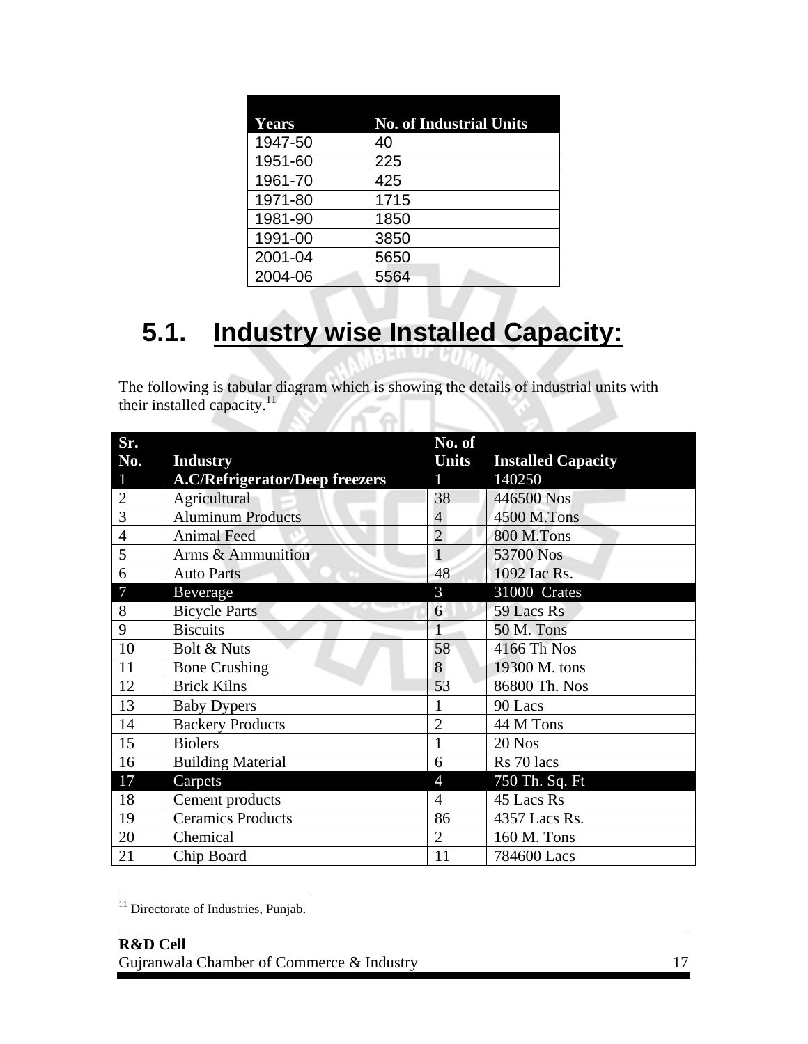| Years | No. of Industrial Units |
|---|---|
| 1947-50 | 40 |
| 1951-60 | 225 |
| 1961-70 | 425 |
| 1971-80 | 1715 |
| 1981-90 | 1850 |
| 1991-00 | 3850 |
| 2001-04 | 5650 |
| 2004-06 | 5564 |

# 5.1. Industry wise Installed Capacity:

The following is tabular diagram which is showing the details of industrial units with their installed capacity.[11]

| Sr. No. | Industry | No. of Units | Installed Capacity |
|---|---|---|---|
| 1 | A.C/Refrigerator/Deep freezers | 1 | 140250 |
| 2 | Agricultural | 38 | 446500 Nos |
| 3 | Aluminum Products | 4 | 4500 M.Tons |
| 4 | Animal Feed | 2 | 800 M.Tons |
| 5 | Arms & Ammunition | 1 | 53700 Nos |
| 6 | Auto Parts | 48 | 1092 Iac Rs. |
| 7 | Beverage | 3 | 31000 Crates |
| 8 | Bicycle Parts | 6 | 59 Lacs Rs |
| 9 | Biscuits | 1 | 50 M. Tons |
| 10 | Bolt & Nuts | 58 | 4166 Th Nos |
| 11 | Bone Crushing | 8 | 19300 M. tons |
| 12 | Brick Kilns | 53 | 86800 Th. Nos |
| 13 | Baby Dypers | 1 | 90 Lacs |
| 14 | Backery Products | 2 | 44 M Tons |
| 15 | Biolers | 1 | 20 Nos |
| 16 | Building Material | 6 | Rs 70 lacs |
| 17 | Carpets | 4 | 750 Th. Sq. Ft |
| 18 | Cement products | 4 | 45 Lacs Rs |
| 19 | Ceramics Products | 86 | 4357 Lacs Rs. |
| 20 | Chemical | 2 | 160 M. Tons |
| 21 | Chip Board | 11 | 784600 Lacs |

[11] Directorate of Industries, Punjab.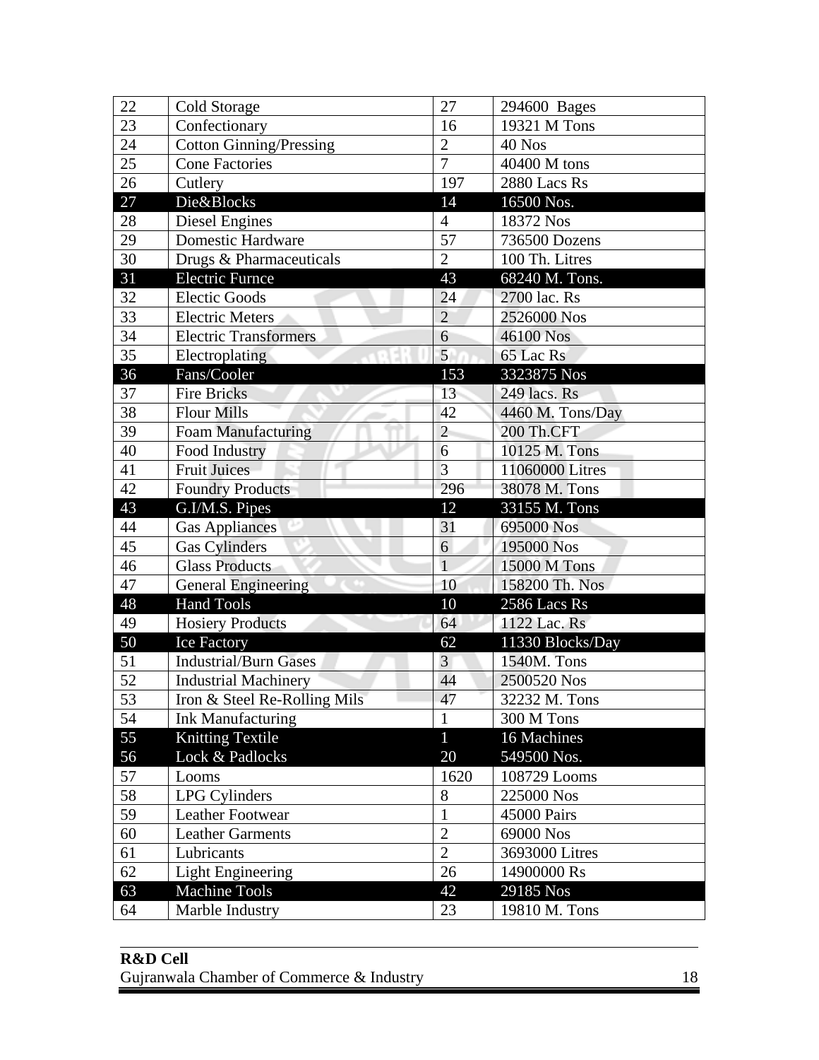| 22 | Cold Storage | 27 | 294600 Bages |
|---|---|---|---|
| 23 | Confectionary | 16 | 19321 M Tons |
| 24 | Cotton Ginning/Pressing | 2 | 40 Nos |
| 25 | Cone Factories | 7 | 40400 M tons |
| 26 | Cutlery | 197 | 2880 Lacs Rs |
| 27 | Die&Blocks | 14 | 16500 Nos. |
| 28 | Diesel Engines | 4 | 18372 Nos |
| 29 | Domestic Hardware | 57 | 736500 Dozens |
| 30 | Drugs & Pharmaceuticals | 2 | 100 Th. Litres |
| 31 | Electric Furnce | 43 | 68240 M. Tons. |
| 32 | Electic Goods | 24 | 2700 lac. Rs |
| 33 | Electric Meters | 2 | 2526000 Nos |
| 34 | Electric Transformers | 6 | 46100 Nos |
| 35 | Electroplating | 5 | 65 Lac Rs |
| 36 | Fans/Cooler | 153 | 3323875 Nos |
| 37 | Fire Bricks | 13 | 249 lacs. Rs |
| 38 | Flour Mills | 42 | 4460 M. Tons/Day |
| 39 | Foam Manufacturing | 2 | 200 Th.CFT |
| 40 | Food Industry | 6 | 10125 M. Tons |
| 41 | Fruit Juices | 3 | 11060000 Litres |
| 42 | Foundry Products | 296 | 38078 M. Tons |
| 43 | G.I/M.S. Pipes | 12 | 33155 M. Tons |
| 44 | Gas Appliances | 31 | 695000 Nos |
| 45 | Gas Cylinders | 6 | 195000 Nos |
| 46 | Glass Products | 1 | 15000 M Tons |
| 47 | General Engineering | 10 | 158200 Th. Nos |
| 48 | Hand Tools | 10 | 2586 Lacs Rs |
| 49 | Hosiery Products | 64 | 1122 Lac. Rs |
| 50 | Ice Factory | 62 | 11330 Blocks/Day |
| 51 | Industrial/Burn Gases | 3 | 1540M. Tons |
| 52 | Industrial Machinery | 44 | 2500520 Nos |
| 53 | Iron & Steel Re-Rolling Mils | 47 | 32232 M. Tons |
| 54 | Ink Manufacturing | 1 | 300 M Tons |
| 55 | Knitting Textile | 1 | 16 Machines |
| 56 | Lock & Padlocks | 20 | 549500 Nos. |
| 57 | Looms | 1620 | 108729 Looms |
| 58 | LPG Cylinders | 8 | 225000 Nos |
| 59 | Leather Footwear | 1 | 45000 Pairs |
| 60 | Leather Garments | 2 | 69000 Nos |
| 61 | Lubricants | 2 | 3693000 Litres |
| 62 | Light Engineering | 26 | 14900000 Rs |
| 63 | Machine Tools | 42 | 29185 Nos |
| 64 | Marble Industry | 23 | 19810 M. Tons |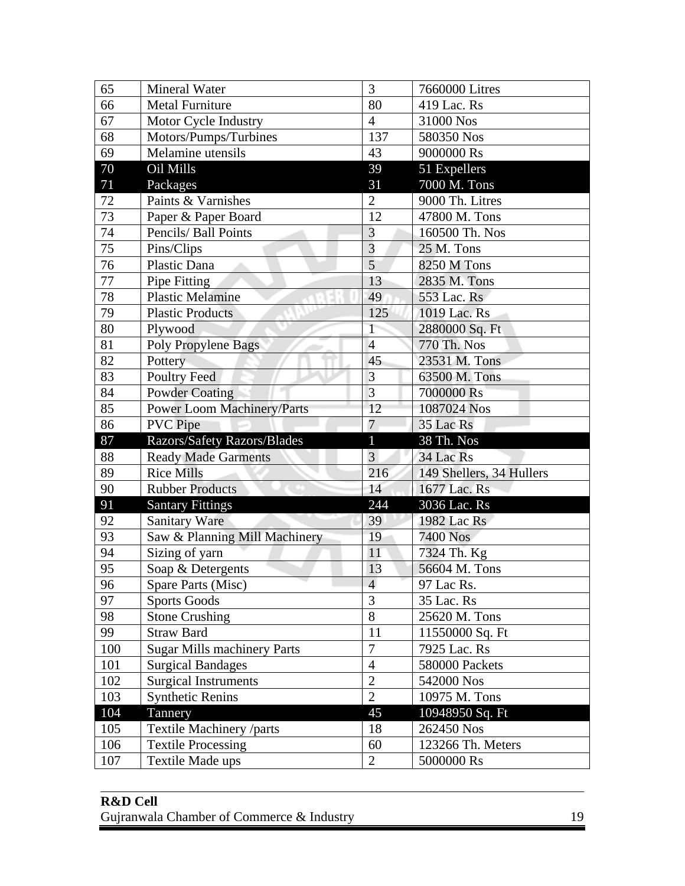| 65 | Mineral Water | 3 | 7660000 Litres |
|---|---|---|---|
| 66 | Metal Furniture | 80 | 419 Lac. Rs |
| 67 | Motor Cycle Industry | 4 | 31000 Nos |
| 68 | Motors/Pumps/Turbines | 137 | 580350 Nos |
| 69 | Melamine utensils | 43 | 9000000 Rs |
| 70 | Oil Mills | 39 | 51 Expellers |
| 71 | Packages | 31 | 7000 M. Tons |
| 72 | Paints & Varnishes | 2 | 9000 Th. Litres |
| 73 | Paper & Paper Board | 12 | 47800 M. Tons |
| 74 | Pencils/ Ball Points | 3 | 160500 Th. Nos |
| 75 | Pins/Clips | 3 | 25 M. Tons |
| 76 | Plastic Dana | 5 | 8250 M Tons |
| 77 | Pipe Fitting | 13 | 2835 M. Tons |
| 78 | Plastic Melamine | 49 | 553 Lac. Rs |
| 79 | Plastic Products | 125 | 1019 Lac. Rs |
| 80 | Plywood | 1 | 2880000 Sq. Ft |
| 81 | Poly Propylene Bags | 4 | 770 Th. Nos |
| 82 | Pottery | 45 | 23531 M. Tons |
| 83 | Poultry Feed | 3 | 63500 M. Tons |
| 84 | Powder Coating | 3 | 7000000 Rs |
| 85 | Power Loom Machinery/Parts | 12 | 1087024 Nos |
| 86 | PVC Pipe | 7 | 35 Lac Rs |
| 87 | Razors/Safety Razors/Blades | 1 | 38 Th. Nos |
| 88 | Ready Made Garments | 3 | 34 Lac Rs |
| 89 | Rice Mills | 216 | 149 Shellers, 34 Hullers |
| 90 | Rubber Products | 14 | 1677 Lac. Rs |
| 91 | Santary Fittings | 244 | 3036 Lac. Rs |
| 92 | Sanitary Ware | 39 | 1982 Lac Rs |
| 93 | Saw & Planning Mill Machinery | 19 | 7400 Nos |
| 94 | Sizing of yarn | 11 | 7324 Th. Kg |
| 95 | Soap & Detergents | 13 | 56604 M. Tons |
| 96 | Spare Parts (Misc) | 4 | 97 Lac Rs. |
| 97 | Sports Goods | 3 | 35 Lac. Rs |
| 98 | Stone Crushing | 8 | 25620 M. Tons |
| 99 | Straw Bard | 11 | 11550000 Sq. Ft |
| 100 | Sugar Mills machinery Parts | 7 | 7925 Lac. Rs |
| 101 | Surgical Bandages | 4 | 580000 Packets |
| 102 | Surgical Instruments | 2 | 542000 Nos |
| 103 | Synthetic Renins | 2 | 10975 M. Tons |
| 104 | Tannery | 45 | 10948950 Sq. Ft |
| 105 | Textile Machinery /parts | 18 | 262450 Nos |
| 106 | Textile Processing | 60 | 123266 Th. Meters |
| 107 | Textile Made ups | 2 | 5000000 Rs |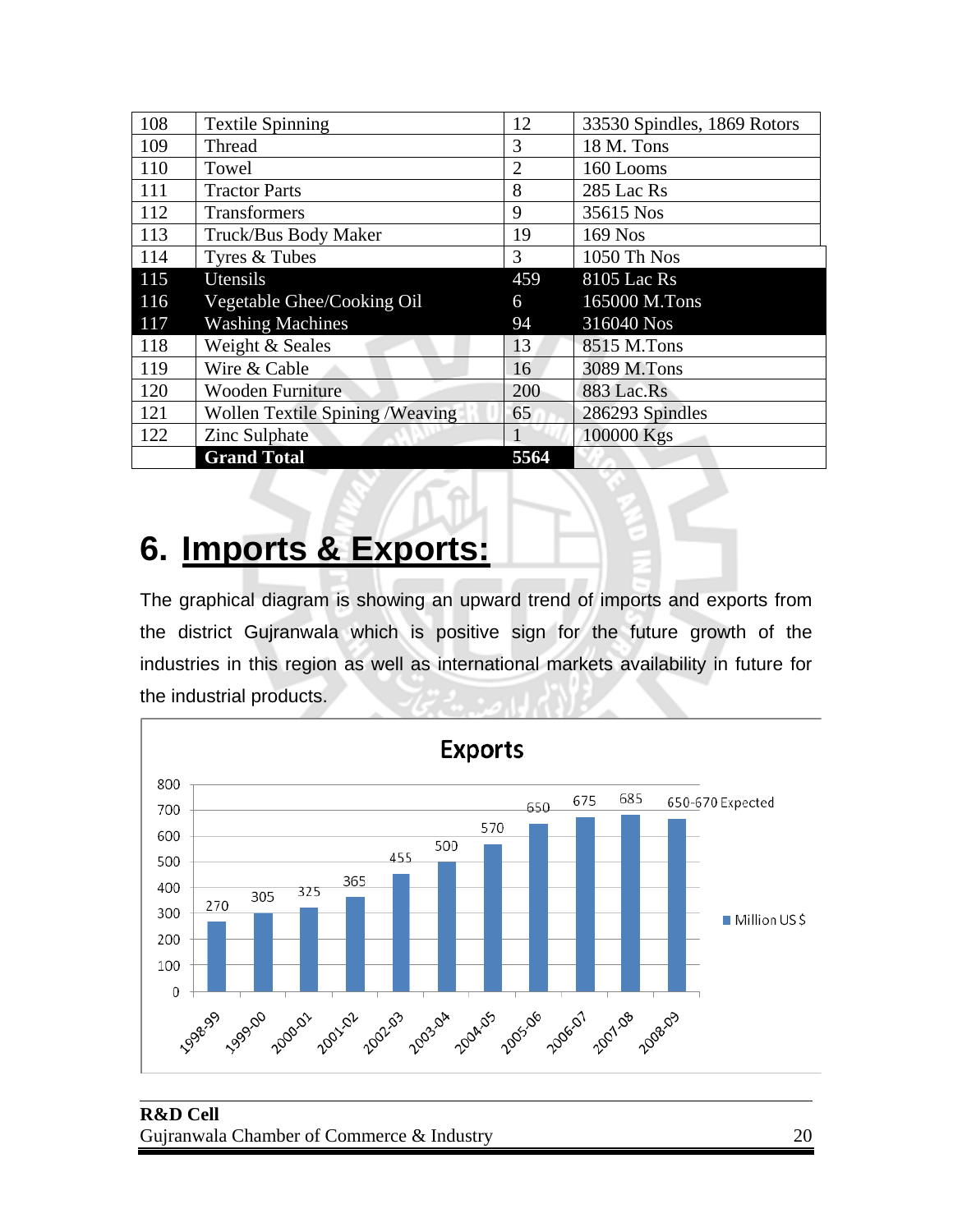| 108 | Textile Spinning | 12 | 33530 Spindles, 1869 Rotors |
|---|---|---|---|
| 109 | Thread | 3 | 18 M. Tons |
| 110 | Towel | 2 | 160 Looms |
| 111 | Tractor Parts | 8 | 285 Lac Rs |
| 112 | Transformers | 9 | 35615 Nos |
| 113 | Truck/Bus Body Maker | 19 | 169 Nos |
| 114 | Tyres & Tubes | 3 | 1050 Th Nos |
| 115 | Utensils | 459 | 8105 Lac Rs |
| 116 | Vegetable Ghee/Cooking Oil | 6 | 165000 M.Tons |
| 117 | Washing Machines | 94 | 316040 Nos |
| 118 | Weight & Seales | 13 | 8515 M.Tons |
| 119 | Wire & Cable | 16 | 3089 M.Tons |
| 120 | Wooden Furniture | 200 | 883 Lac.Rs |
| 121 | Wollen Textile Spining /Weaving | 65 | 286293 Spindles |
| 122 | Zinc Sulphate | 1 | 100000 Kgs |
| | **Grand Total** | **5564** | |

# 6. Imports & Exports:

The graphical diagram is showing an upward trend of imports and exports from the district Gujranwala which is positive sign for the future growth of the industries in this region as well as international markets availability in future for the industrial products.

**Exports**

| Year | Million US $ |
|---|---|
| 1998-99 | 270 |
| 1999-00 | 305 |
| 2000-01 | 325 |
| 2001-02 | 365 |
| 2002-03 | 455 |
| 2003-04 | 500 |
| 2004-05 | 570 |
| 2005-06 | 650 |
| 2006-07 | 675 |
| 2007-08 | 685 |
| 2008-09 | 650-670 Expected |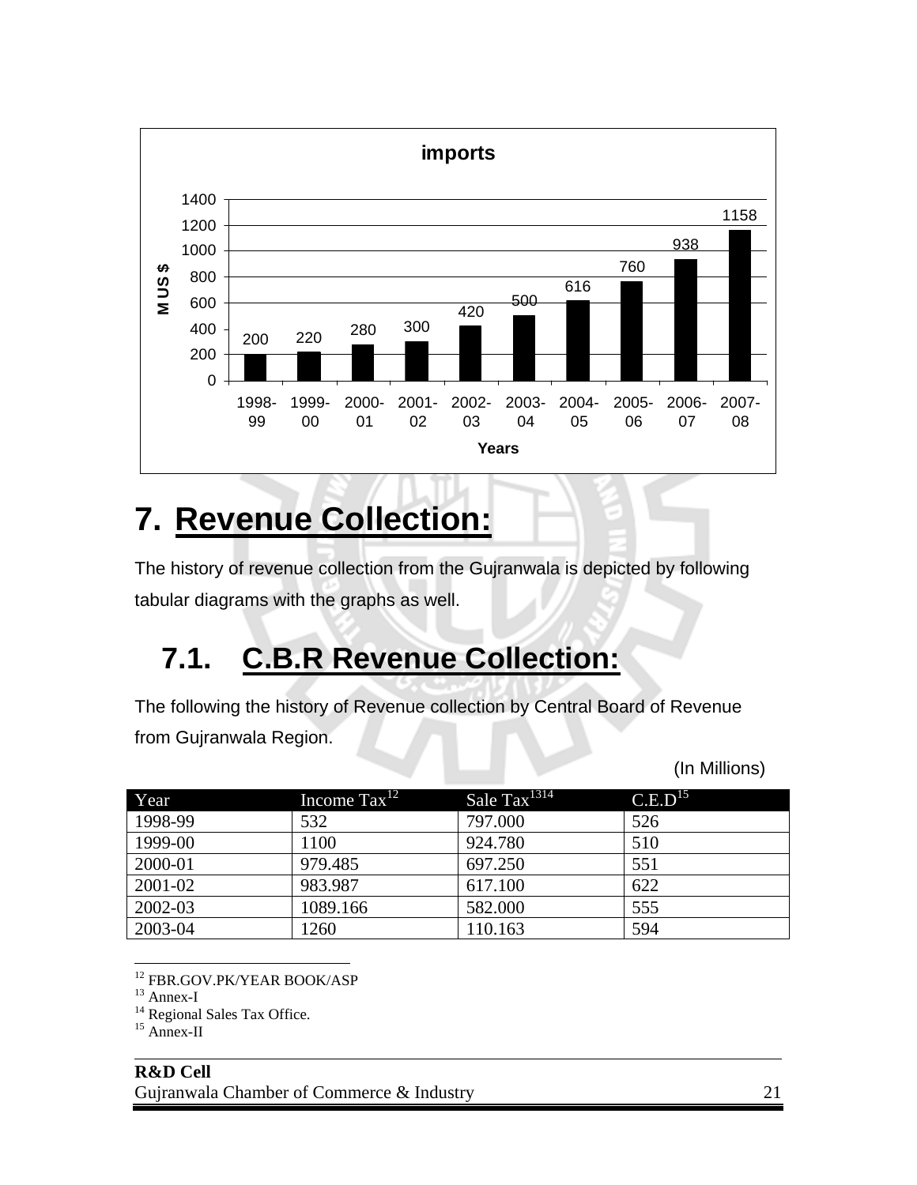**imports**

| Years | M US $ |
|---|---|
| 1998-99 | 200 |
| 1999-00 | 220 |
| 2000-01 | 280 |
| 2001-02 | 300 |
| 2002-03 | 420 |
| 2003-04 | 500 |
| 2004-05 | 616 |
| 2005-06 | 760 |
| 2006-07 | 938 |
| 2007-08 | 1158 |

# 7. Revenue Collection:

The history of revenue collection from the Gujranwala is depicted by following tabular diagrams with the graphs as well.

## 7.1. C.B.R Revenue Collection:

The following the history of Revenue collection by Central Board of Revenue from Gujranwala Region.

(In Millions)

| Year | Income Tax[12] | Sale Tax[13][14] | C.E.D[15] |
|---|---|---|---|
| 1998-99 | 532 | 797.000 | 526 |
| 1999-00 | 1100 | 924.780 | 510 |
| 2000-01 | 979.485 | 697.250 | 551 |
| 2001-02 | 983.987 | 617.100 | 622 |
| 2002-03 | 1089.166 | 582.000 | 555 |
| 2003-04 | 1260 | 110.163 | 594 |

[12] FBR.GOV.PK/YEAR BOOK/ASP
[13] Annex-I
[14] Regional Sales Tax Office.
[15] Annex-II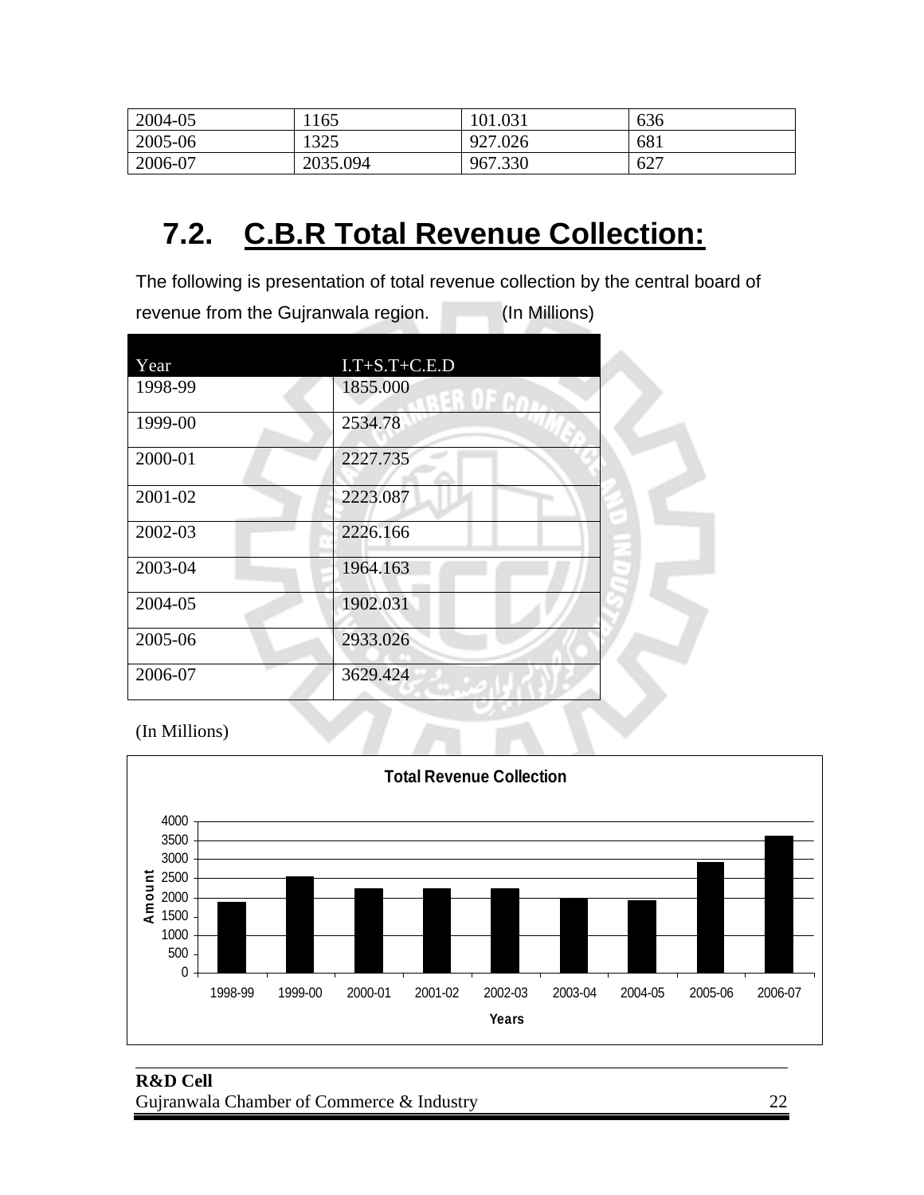| 2004-05 | 1165 | 101.031 | 636 |
|---|---|---|---|
| 2005-06 | 1325 | 927.026 | 681 |
| 2006-07 | 2035.094 | 967.330 | 627 |

## 7.2. C.B.R Total Revenue Collection:

The following is presentation of total revenue collection by the central board of revenue from the Gujranwala region. (In Millions)

| Year | I.T+S.T+C.E.D |
|---|---|
| 1998-99 | 1855.000 |
| 1999-00 | 2534.78 |
| 2000-01 | 2227.735 |
| 2001-02 | 2223.087 |
| 2002-03 | 2226.166 |
| 2003-04 | 1964.163 |
| 2004-05 | 1902.031 |
| 2005-06 | 2933.026 |
| 2006-07 | 3629.424 |

(In Millions)

**Total Revenue Collection**

| Years | Amount |
|---|---|
| 1998-99 | 1855.000 |
| 1999-00 | 2534.78 |
| 2000-01 | 2227.735 |
| 2001-02 | 2223.087 |
| 2002-03 | 2226.166 |
| 2003-04 | 1964.163 |
| 2004-05 | 1902.031 |
| 2005-06 | 2933.026 |
| 2006-07 | 3629.424 |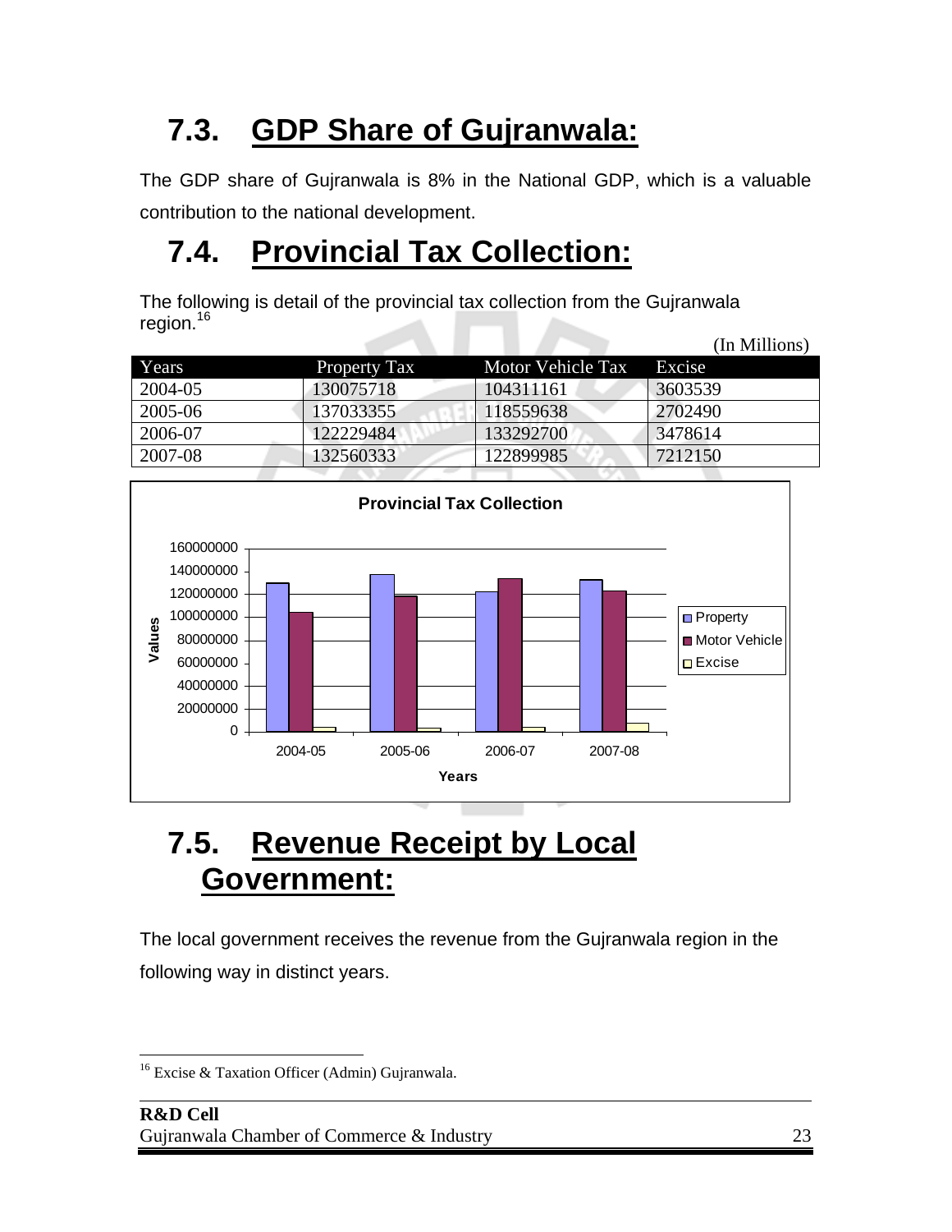## 7.3. GDP Share of Gujranwala:

The GDP share of Gujranwala is 8% in the National GDP, which is a valuable contribution to the national development.

## 7.4. Provincial Tax Collection:

The following is detail of the provincial tax collection from the Gujranwala region.[16]

(In Millions)

| Years | Property Tax | Motor Vehicle Tax | Excise |
|---|---|---|---|
| 2004-05 | 130075718 | 104311161 | 3603539 |
| 2005-06 | 137033355 | 118559638 | 2702490 |
| 2006-07 | 122229484 | 133292700 | 3478614 |
| 2007-08 | 132560333 | 122899985 | 7212150 |

## 7.5. Revenue Receipt by Local Government:

The local government receives the revenue from the Gujranwala region in the following way in distinct years.

[16] Excise & Taxation Officer (Admin) Gujranwala.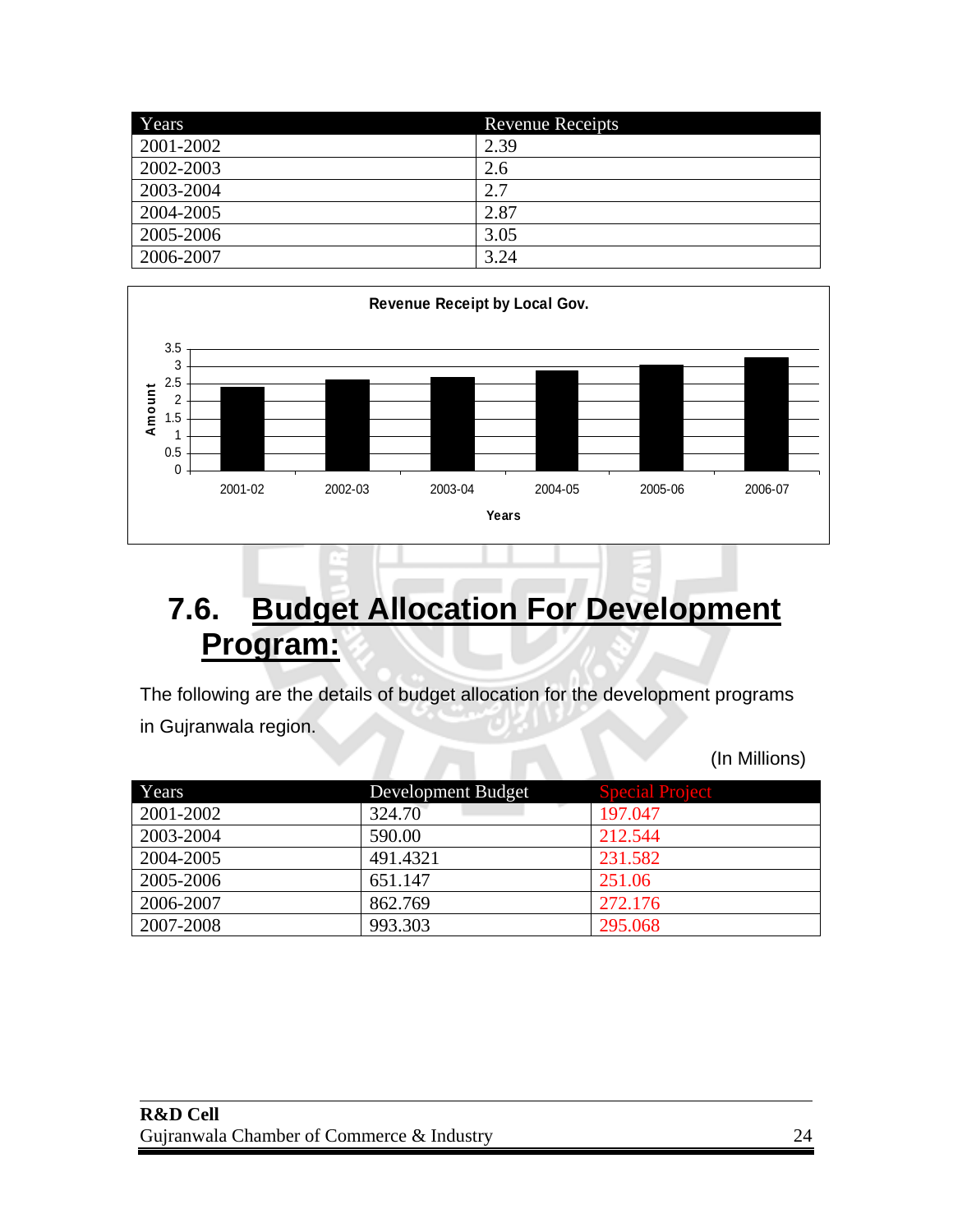| Years | Revenue Receipts |
|---|---|
| 2001-2002 | 2.39 |
| 2002-2003 | 2.6 |
| 2003-2004 | 2.7 |
| 2004-2005 | 2.87 |
| 2005-2006 | 3.05 |
| 2006-2007 | 3.24 |

**Revenue Receipt by Local Gov.**

| Years | Amount |
|---|---|
| 2001-02 | 2.39 |
| 2002-03 | 2.6 |
| 2003-04 | 2.7 |
| 2004-05 | 2.87 |
| 2005-06 | 3.05 |
| 2006-07 | 3.24 |

## 7.6. Budget Allocation For Development Program:

The following are the details of budget allocation for the development programs in Gujranwala region.

(In Millions)

| Years | Development Budget | Special Project |
|---|---|---|
| 2001-2002 | 324.70 | 197.047 |
| 2003-2004 | 590.00 | 212.544 |
| 2004-2005 | 491.4321 | 231.582 |
| 2005-2006 | 651.147 | 251.06 |
| 2006-2007 | 862.769 | 272.176 |
| 2007-2008 | 993.303 | 295.068 |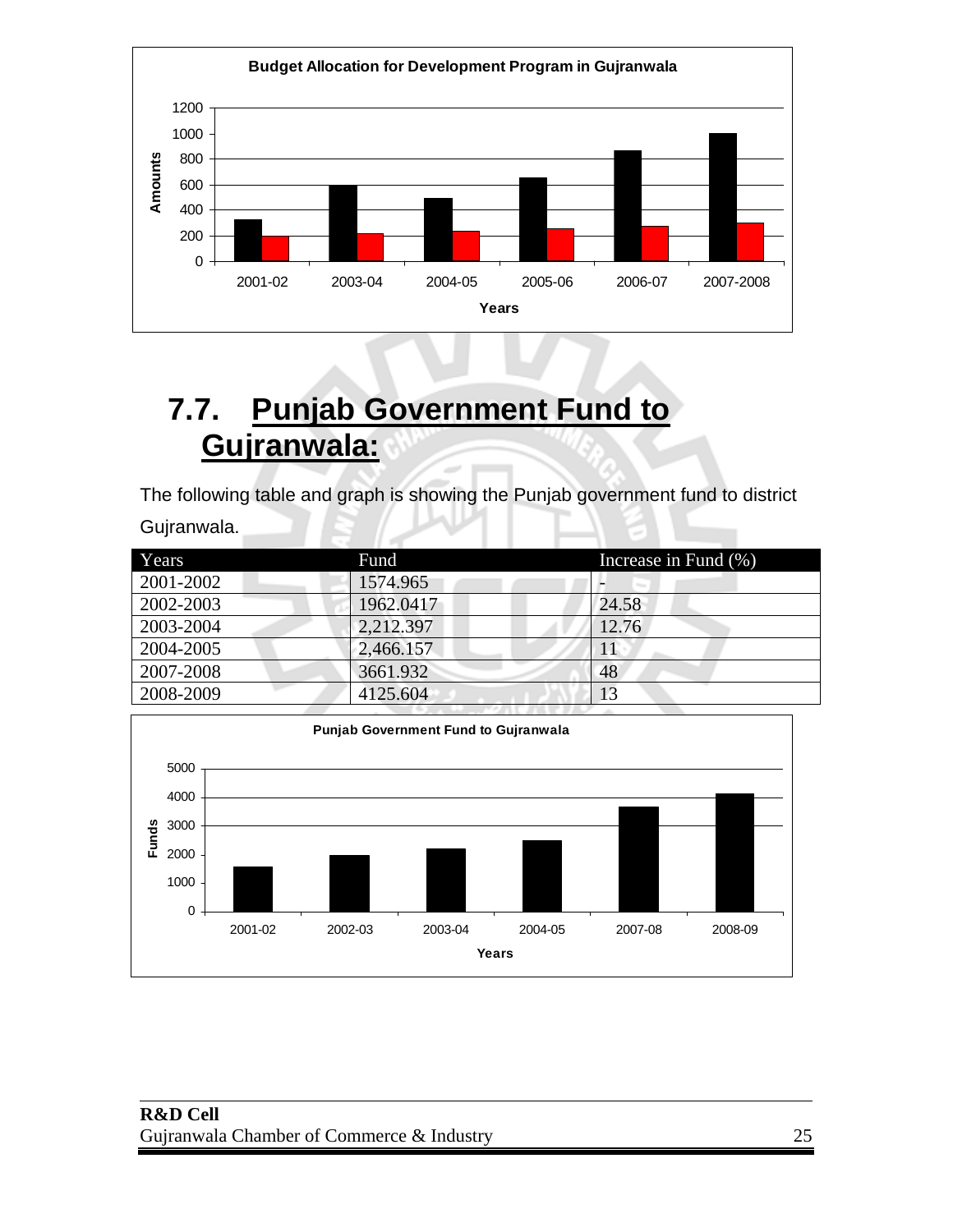Budget Allocation for Development Program in Gujranwala

## 7.7. Punjab Government Fund to Gujranwala:

The following table and graph is showing the Punjab government fund to district Gujranwala.

| Years | Fund | Increase in Fund (%) |
|---|---|---|
| 2001-2002 | 1574.965 | - |
| 2002-2003 | 1962.0417 | 24.58 |
| 2003-2004 | 2,212.397 | 12.76 |
| 2004-2005 | 2,466.157 | 11 |
| 2007-2008 | 3661.932 | 48 |
| 2008-2009 | 4125.604 | 13 |

Punjab Government Fund to Gujranwala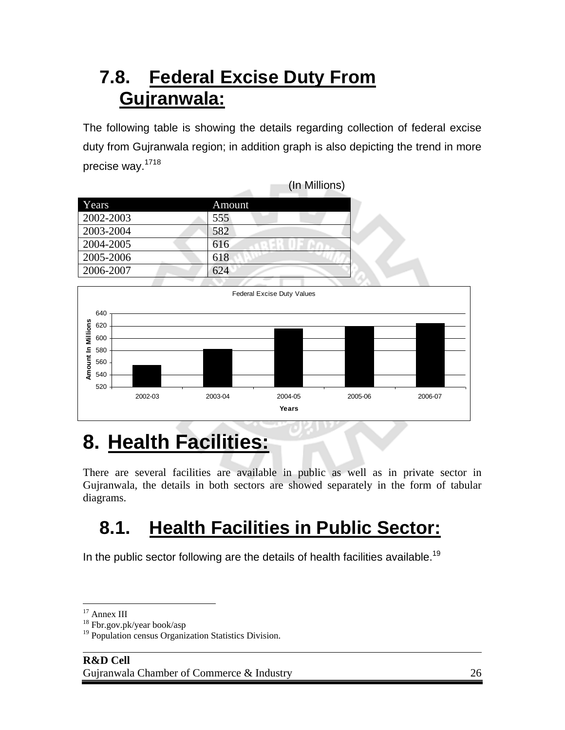## 7.8. Federal Excise Duty From Gujranwala:

The following table is showing the details regarding collection of federal excise duty from Gujranwala region; in addition graph is also depicting the trend in more precise way.[17][18]

(In Millions)

| Years | Amount |
|---|---|
| 2002-2003 | 555 |
| 2003-2004 | 582 |
| 2004-2005 | 616 |
| 2005-2006 | 618 |
| 2006-2007 | 624 |

Federal Excise Duty Values

| Years | Amount In Millions |
|---|---|
| 2002-03 | 555 |
| 2003-04 | 582 |
| 2004-05 | 616 |
| 2005-06 | 618 |
| 2006-07 | 624 |

# 8. Health Facilities:

There are several facilities are available in public as well as in private sector in Gujranwala, the details in both sectors are showed separately in the form of tabular diagrams.

## 8.1. Health Facilities in Public Sector:

In the public sector following are the details of health facilities available.[19]

---

[17] Annex III
[18] Fbr.gov.pk/year book/asp
[19] Population census Organization Statistics Division.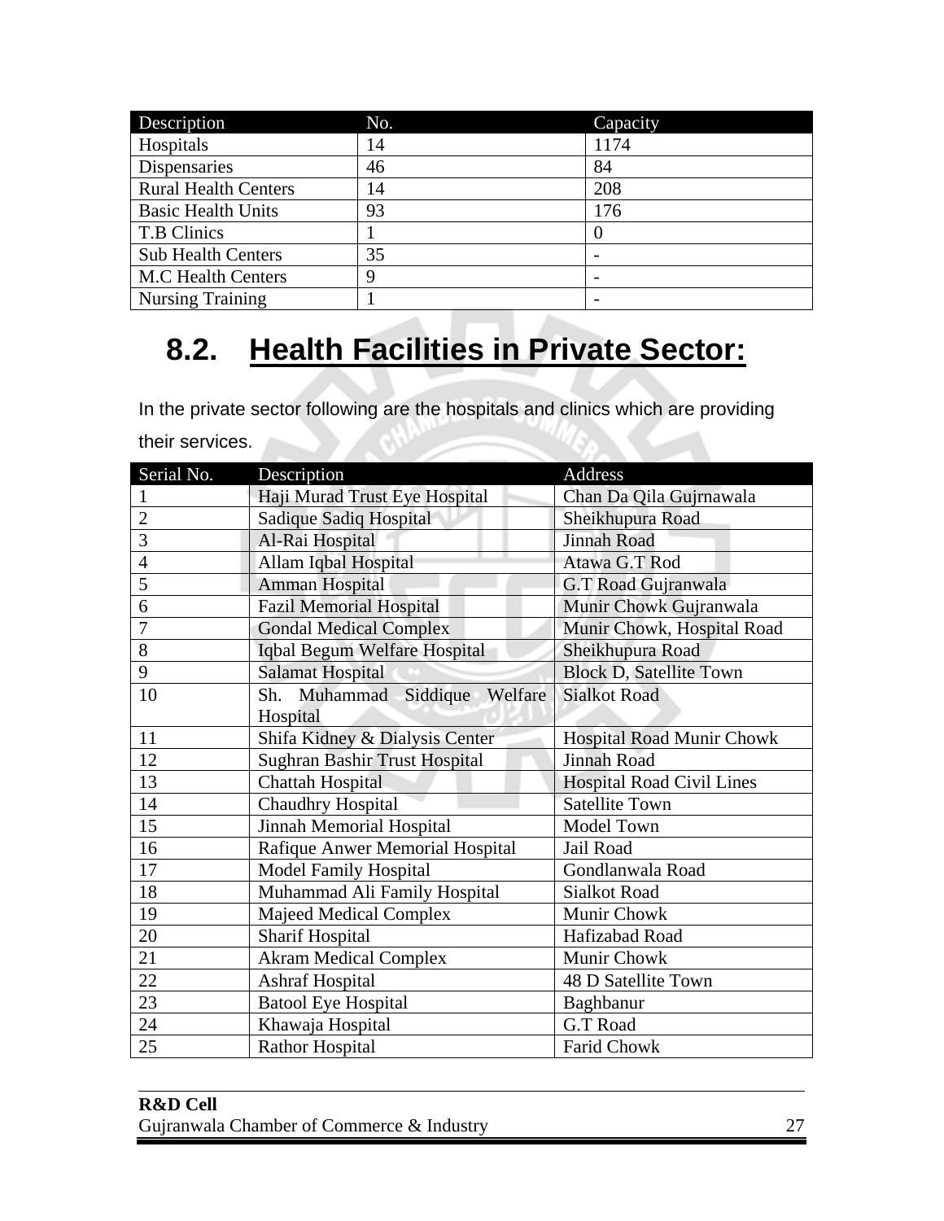| Description | No. | Capacity |
| --- | --- | --- |
| Hospitals | 14 | 1174 |
| Dispensaries | 46 | 84 |
| Rural Health Centers | 14 | 208 |
| Basic Health Units | 93 | 176 |
| T.B Clinics | 1 | 0 |
| Sub Health Centers | 35 | - |
| M.C Health Centers | 9 | - |
| Nursing Training | 1 | - |

## 8.2. Health Facilities in Private Sector:

In the private sector following are the hospitals and clinics which are providing their services.

| Serial No. | Description | Address |
| --- | --- | --- |
| 1 | Haji Murad Trust Eye Hospital | Chan Da Qila Gujrnawala |
| 2 | Sadique Sadiq Hospital | Sheikhupura Road |
| 3 | Al-Rai Hospital | Jinnah Road |
| 4 | Allam Iqbal Hospital | Atawa G.T Rod |
| 5 | Amman Hospital | G.T Road Gujranwala |
| 6 | Fazil Memorial Hospital | Munir Chowk Gujranwala |
| 7 | Gondal Medical Complex | Munir Chowk, Hospital Road |
| 8 | Iqbal Begum Welfare Hospital | Sheikhupura Road |
| 9 | Salamat Hospital | Block D, Satellite Town |
| 10 | Sh. Muhammad Siddique Welfare Hospital | Sialkot Road |
| 11 | Shifa Kidney & Dialysis Center | Hospital Road Munir Chowk |
| 12 | Sughran Bashir Trust Hospital | Jinnah Road |
| 13 | Chattah Hospital | Hospital Road Civil Lines |
| 14 | Chaudhry Hospital | Satellite Town |
| 15 | Jinnah Memorial Hospital | Model Town |
| 16 | Rafique Anwer Memorial Hospital | Jail Road |
| 17 | Model Family Hospital | Gondlanwala Road |
| 18 | Muhammad Ali Family Hospital | Sialkot Road |
| 19 | Majeed Medical Complex | Munir Chowk |
| 20 | Sharif Hospital | Hafizabad Road |
| 21 | Akram Medical Complex | Munir Chowk |
| 22 | Ashraf Hospital | 48 D Satellite Town |
| 23 | Batool Eye Hospital | Baghbanur |
| 24 | Khawaja Hospital | G.T Road |
| 25 | Rathor Hospital | Farid Chowk |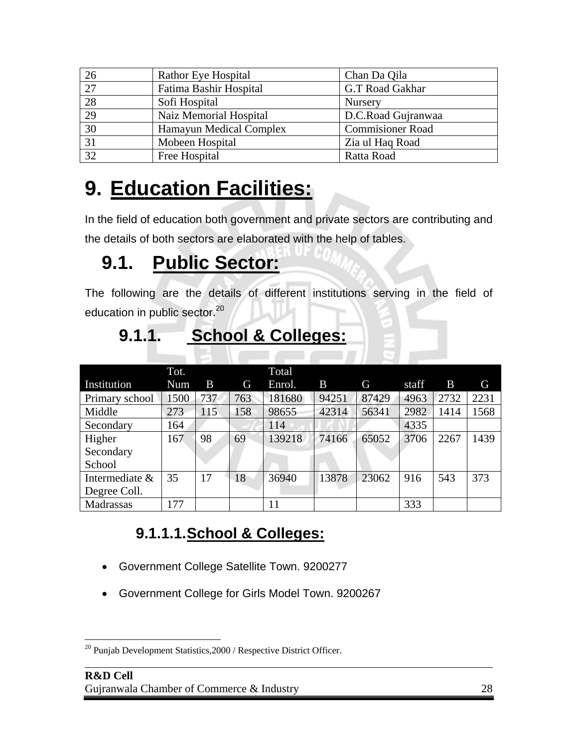| 26 | Rathor Eye Hospital | Chan Da Qila |
|---|---|---|
| 27 | Fatima Bashir Hospital | G.T Road Gakhar |
| 28 | Sofi Hospital | Nursery |
| 29 | Naiz Memorial Hospital | D.C.Road Gujranwaa |
| 30 | Hamayun Medical Complex | Commisioner Road |
| 31 | Mobeen Hospital | Zia ul Haq Road |
| 32 | Free Hospital | Ratta Road |

# 9. Education Facilities:

In the field of education both government and private sectors are contributing and the details of both sectors are elaborated with the help of tables.

## 9.1. Public Sector:

The following are the details of different institutions serving in the field of education in public sector.[20]

### 9.1.1. School & Colleges:

| Institution | Tot. Num | B | G | Total Enrol. | B | G | staff | B | G |
|---|---|---|---|---|---|---|---|---|---|
| Primary school | 1500 | 737 | 763 | 181680 | 94251 | 87429 | 4963 | 2732 | 2231 |
| Middle | 273 | 115 | 158 | 98655 | 42314 | 56341 | 2982 | 1414 | 1568 |
| Secondary | 164 | | | 114 | | | 4335 | | |
| Higher Secondary School | 167 | 98 | 69 | 139218 | 74166 | 65052 | 3706 | 2267 | 1439 |
| Intermediate & Degree Coll. | 35 | 17 | 18 | 36940 | 13878 | 23062 | 916 | 543 | 373 |
| Madrassas | 177 | | | 11 | | | 333 | | |

#### 9.1.1.1. School & Colleges:

- Government College Satellite Town. 9200277
- Government College for Girls Model Town. 9200267

[20] Punjab Development Statistics,2000 / Respective District Officer.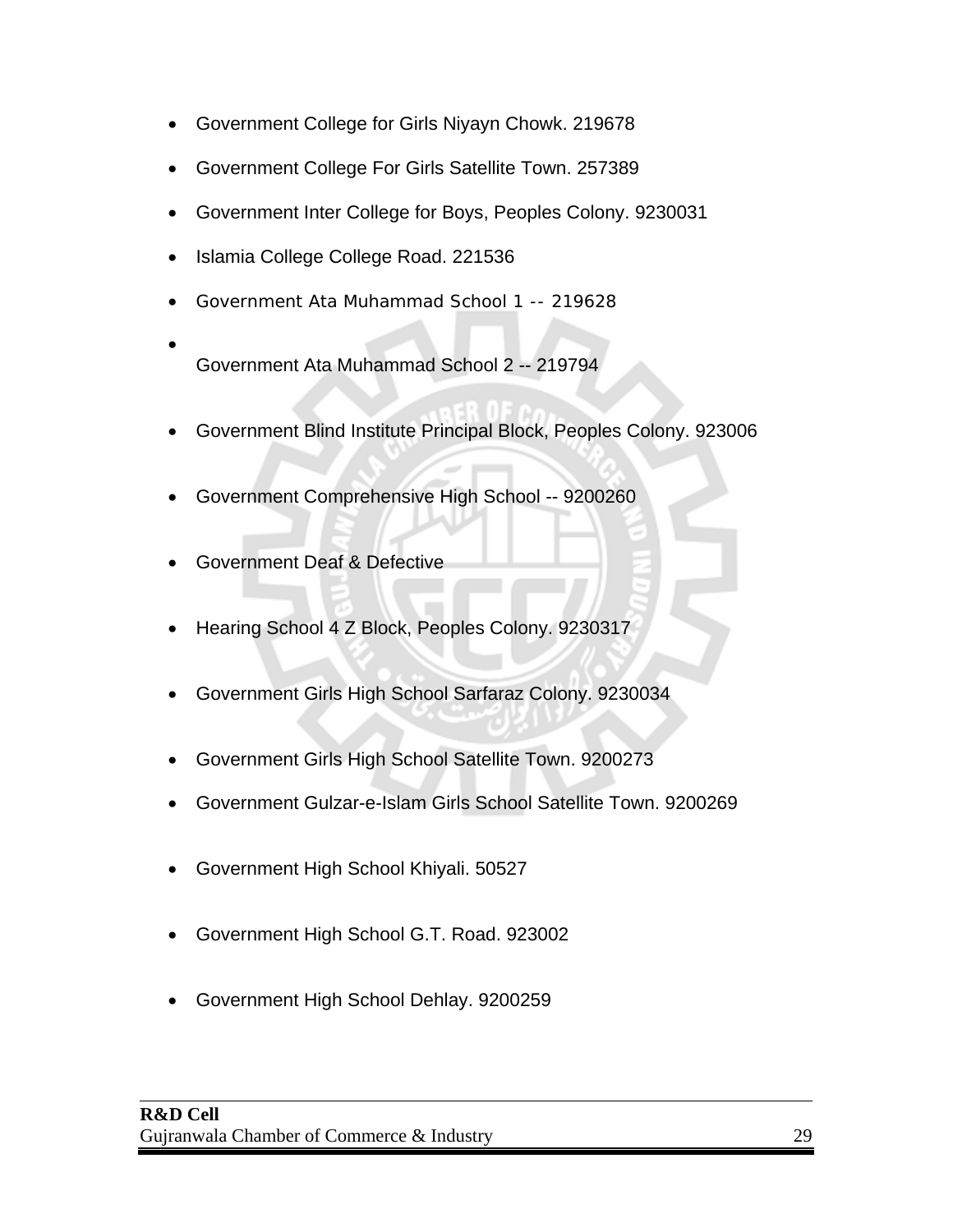- Government College for Girls Niyayn Chowk. 219678
- Government College For Girls Satellite Town. 257389
- Government Inter College for Boys, Peoples Colony. 9230031
- Islamia College College Road. 221536
- Government Ata Muhammad School 1 -- 219628
- Government Ata Muhammad School 2 -- 219794
- Government Blind Institute Principal Block, Peoples Colony. 923006
- Government Comprehensive High School -- 9200260
- Government Deaf & Defective
- Hearing School 4 Z Block, Peoples Colony. 9230317
- Government Girls High School Sarfaraz Colony. 9230034
- Government Girls High School Satellite Town. 9200273
- Government Gulzar-e-Islam Girls School Satellite Town. 9200269
- Government High School Khiyali. 50527
- Government High School G.T. Road. 923002
- Government High School Dehlay. 9200259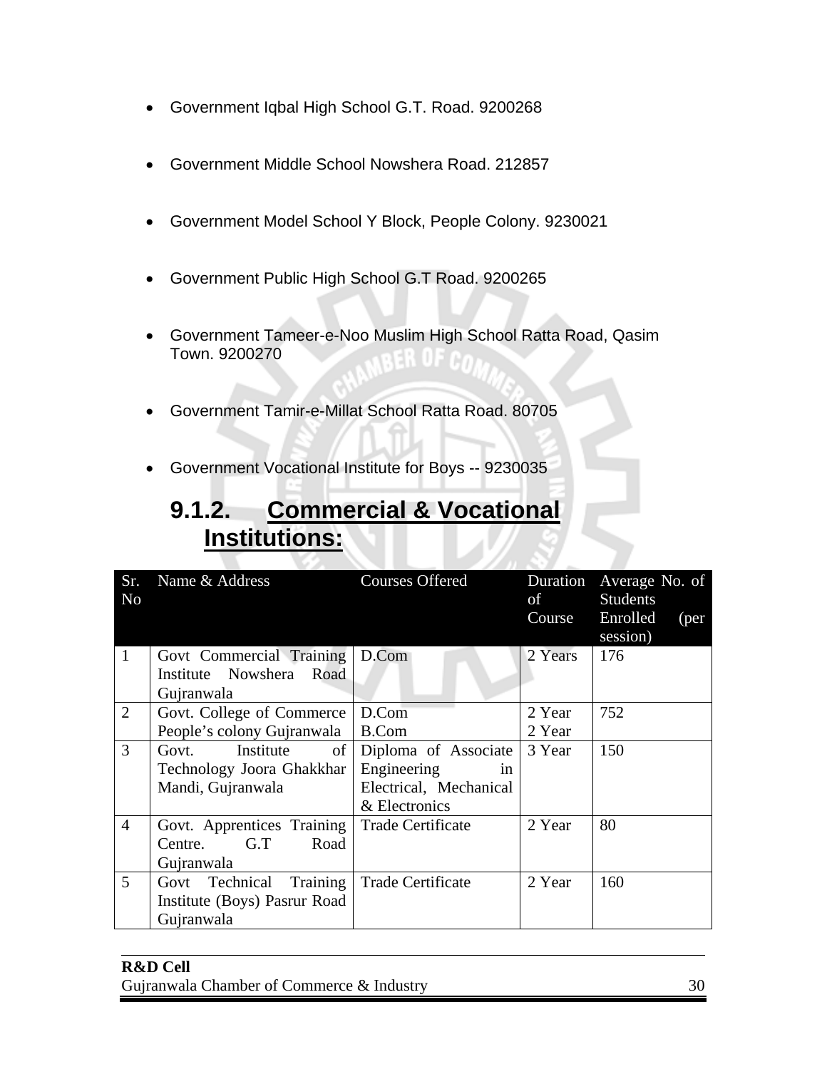- Government Iqbal High School G.T. Road. 9200268
- Government Middle School Nowshera Road. 212857
- Government Model School Y Block, People Colony. 9230021
- Government Public High School G.T Road. 9200265
- Government Tameer-e-Noo Muslim High School Ratta Road, Qasim Town. 9200270
- Government Tamir-e-Millat School Ratta Road. 80705
- Government Vocational Institute for Boys -- 9230035

### 9.1.2. Commercial & Vocational Institutions:

| Sr. No | Name & Address | Courses Offered | Duration of Course | Average No. of Students Enrolled (per session) |
|---|---|---|---|---|
| 1 | Govt Commercial Training Institute Nowshera Road Gujranwala | D.Com | 2 Years | 176 |
| 2 | Govt. College of Commerce People's colony Gujranwala | D.Com<br>B.Com | 2 Year<br>2 Year | 752 |
| 3 | Govt. Institute of Technology Joora Ghakkhar Mandi, Gujranwala | Diploma of Associate Engineering in Electrical, Mechanical & Electronics | 3 Year | 150 |
| 4 | Govt. Apprentices Training Centre. G.T Road Gujranwala | Trade Certificate | 2 Year | 80 |
| 5 | Govt Technical Training Institute (Boys) Pasrur Road Gujranwala | Trade Certificate | 2 Year | 160 |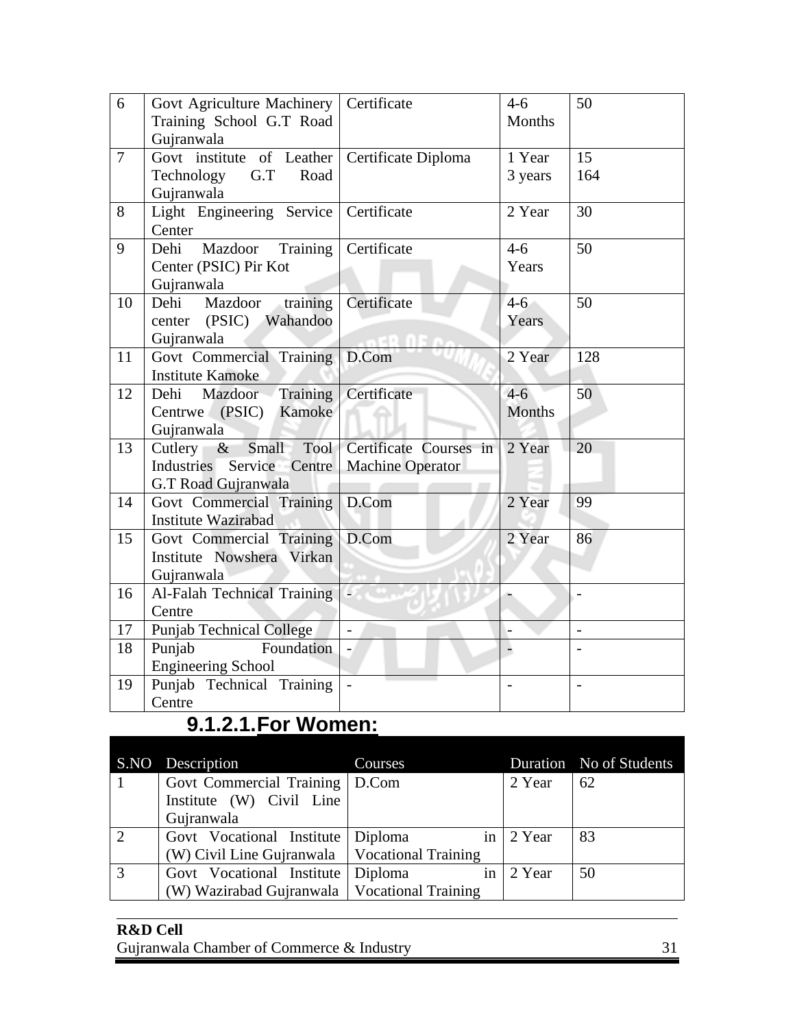| 6 | Govt Agriculture Machinery Training School G.T Road Gujranwala | Certificate | 4-6 Months | 50 |
|---|---|---|---|---|
| 7 | Govt institute of Leather Technology G.T Road Gujranwala | Certificate Diploma | 1 Year 3 years | 15 164 |
| 8 | Light Engineering Service Center | Certificate | 2 Year | 30 |
| 9 | Dehi Mazdoor Training Center (PSIC) Pir Kot Gujranwala | Certificate | 4-6 Years | 50 |
| 10 | Dehi Mazdoor training center (PSIC) Wahandoo Gujranwala | Certificate | 4-6 Years | 50 |
| 11 | Govt Commercial Training Institute Kamoke | D.Com | 2 Year | 128 |
| 12 | Dehi Mazdoor Training Centrwe (PSIC) Kamoke Gujranwala | Certificate | 4-6 Months | 50 |
| 13 | Cutlery & Small Tool Industries Service Centre G.T Road Gujranwala | Certificate Courses in Machine Operator | 2 Year | 20 |
| 14 | Govt Commercial Training Institute Wazirabad | D.Com | 2 Year | 99 |
| 15 | Govt Commercial Training Institute Nowshera Virkan Gujranwala | D.Com | 2 Year | 86 |
| 16 | Al-Falah Technical Training Centre | - | - | - |
| 17 | Punjab Technical College | - | - | - |
| 18 | Punjab Foundation Engineering School | - | - | - |
| 19 | Punjab Technical Training Centre | - | - | - |

### 9.1.2.1. For Women:

| S.NO | Description | Courses | Duration | No of Students |
|---|---|---|---|---|
| 1 | Govt Commercial Training Institute (W) Civil Line Gujranwala | D.Com | 2 Year | 62 |
| 2 | Govt Vocational Institute (W) Civil Line Gujranwala | Diploma in Vocational Training | 2 Year | 83 |
| 3 | Govt Vocational Institute (W) Wazirabad Gujranwala | Diploma in Vocational Training | 2 Year | 50 |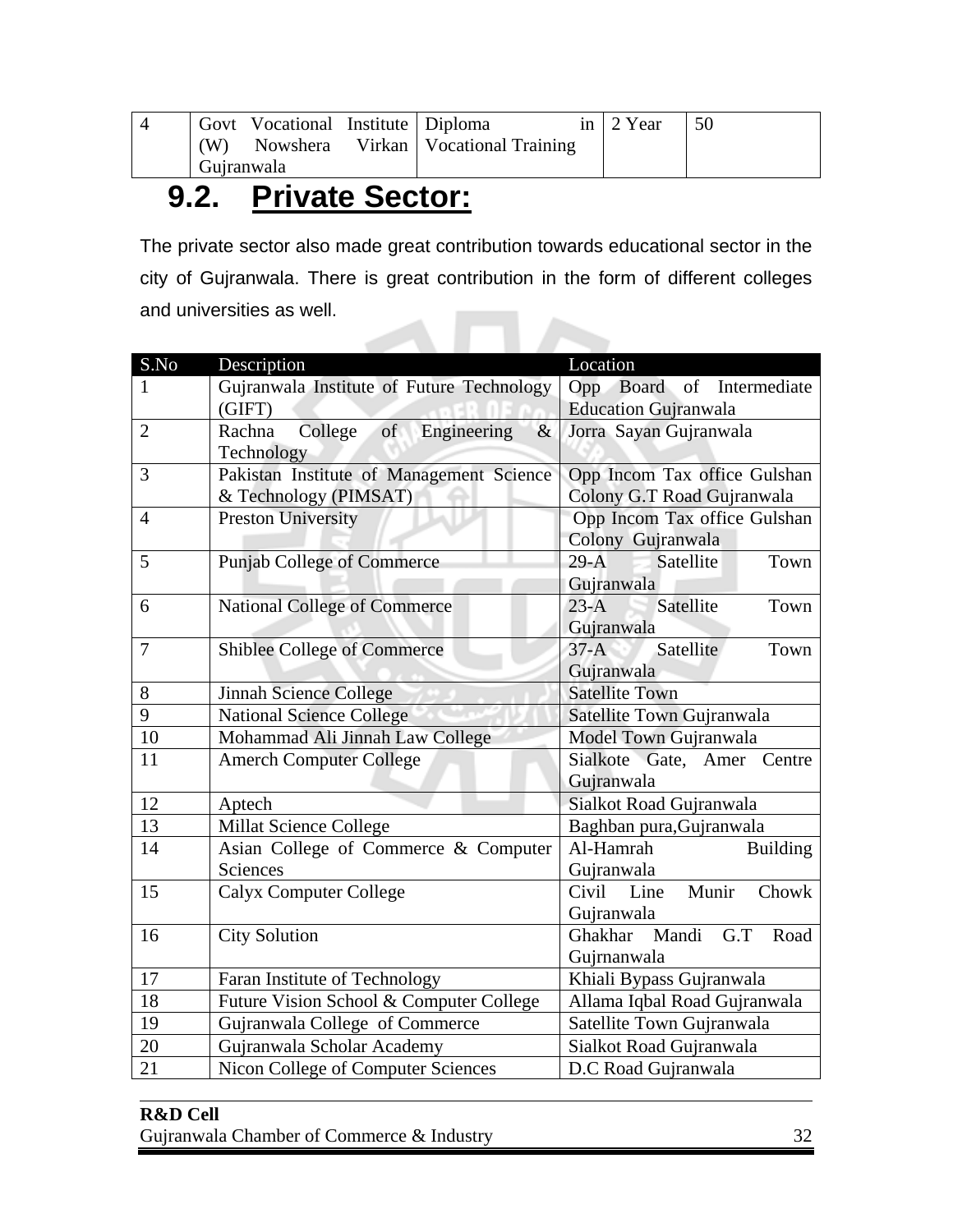| 4 | Govt Vocational Institute (W) Nowshera Virkan Gujranwala | Diploma in Vocational Training | 2 Year | 50 |
|---|---|---|---|---|

## 9.2. Private Sector:

The private sector also made great contribution towards educational sector in the city of Gujranwala. There is great contribution in the form of different colleges and universities as well.

| S.No | Description | Location |
|---|---|---|
| 1 | Gujranwala Institute of Future Technology (GIFT) | Opp Board of Intermediate Education Gujranwala |
| 2 | Rachna College of Engineering & Technology | Jorra Sayan Gujranwala |
| 3 | Pakistan Institute of Management Science & Technology (PIMSAT) | Opp Incom Tax office Gulshan Colony G.T Road Gujranwala |
| 4 | Preston University | Opp Incom Tax office Gulshan Colony Gujranwala |
| 5 | Punjab College of Commerce | 29-A Satellite Town Gujranwala |
| 6 | National College of Commerce | 23-A Satellite Town Gujranwala |
| 7 | Shiblee College of Commerce | 37-A Satellite Town Gujranwala |
| 8 | Jinnah Science College | Satellite Town |
| 9 | National Science College | Satellite Town Gujranwala |
| 10 | Mohammad Ali Jinnah Law College | Model Town Gujranwala |
| 11 | Amerch Computer College | Sialkote Gate, Amer Centre Gujranwala |
| 12 | Aptech | Sialkot Road Gujranwala |
| 13 | Millat Science College | Baghban pura,Gujranwala |
| 14 | Asian College of Commerce & Computer Sciences | Al-Hamrah Building Gujranwala |
| 15 | Calyx Computer College | Civil Line Munir Chowk Gujranwala |
| 16 | City Solution | Ghakhar Mandi G.T Road Gujrnanwala |
| 17 | Faran Institute of Technology | Khiali Bypass Gujranwala |
| 18 | Future Vision School & Computer College | Allama Iqbal Road Gujranwala |
| 19 | Gujranwala College of Commerce | Satellite Town Gujranwala |
| 20 | Gujranwala Scholar Academy | Sialkot Road Gujranwala |
| 21 | Nicon College of Computer Sciences | D.C Road Gujranwala |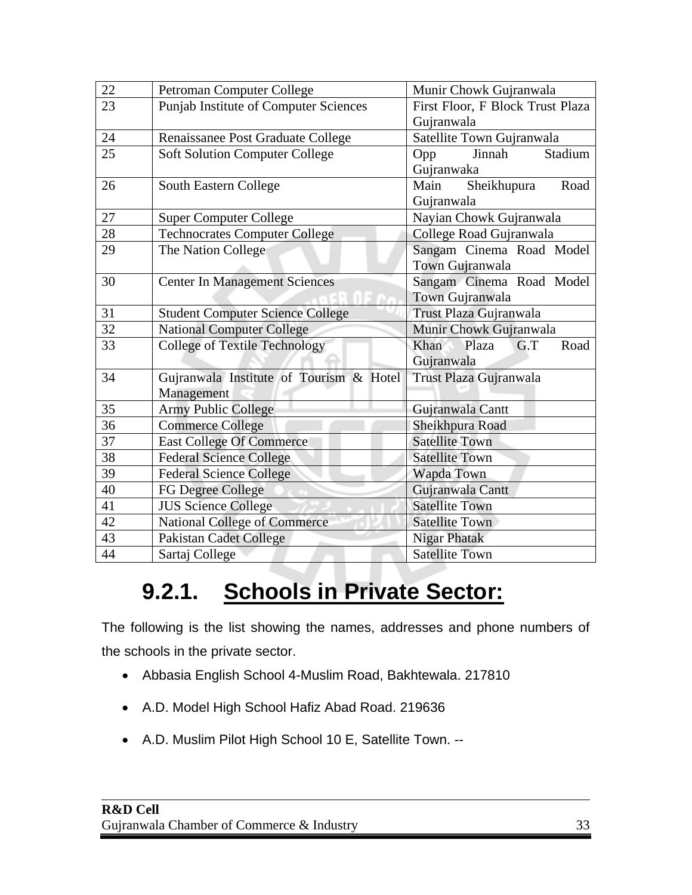| 22 | Petroman Computer College | Munir Chowk Gujranwala |
|---|---|---|
| 23 | Punjab Institute of Computer Sciences | First Floor, F Block Trust Plaza Gujranwala |
| 24 | Renaissanee Post Graduate College | Satellite Town Gujranwala |
| 25 | Soft Solution Computer College | Opp Jinnah Stadium Gujranwaka |
| 26 | South Eastern College | Main Sheikhupura Road Gujranwala |
| 27 | Super Computer College | Nayian Chowk Gujranwala |
| 28 | Technocrates Computer College | College Road Gujranwala |
| 29 | The Nation College | Sangam Cinema Road Model Town Gujranwala |
| 30 | Center In Management Sciences | Sangam Cinema Road Model Town Gujranwala |
| 31 | Student Computer Science College | Trust Plaza Gujranwala |
| 32 | National Computer College | Munir Chowk Gujranwala |
| 33 | College of Textile Technology | Khan Plaza G.T Road Gujranwala |
| 34 | Gujranwala Institute of Tourism & Hotel Management | Trust Plaza Gujranwala |
| 35 | Army Public College | Gujranwala Cantt |
| 36 | Commerce College | Sheikhpura Road |
| 37 | East College Of Commerce | Satellite Town |
| 38 | Federal Science College | Satellite Town |
| 39 | Federal Science College | Wapda Town |
| 40 | FG Degree College | Gujranwala Cantt |
| 41 | JUS Science College | Satellite Town |
| 42 | National College of Commerce | Satellite Town |
| 43 | Pakistan Cadet College | Nigar Phatak |
| 44 | Sartaj College | Satellite Town |

## 9.2.1. Schools in Private Sector:

The following is the list showing the names, addresses and phone numbers of the schools in the private sector.

- Abbasia English School 4-Muslim Road, Bakhtewala. 217810
- A.D. Model High School Hafiz Abad Road. 219636
- A.D. Muslim Pilot High School 10 E, Satellite Town. --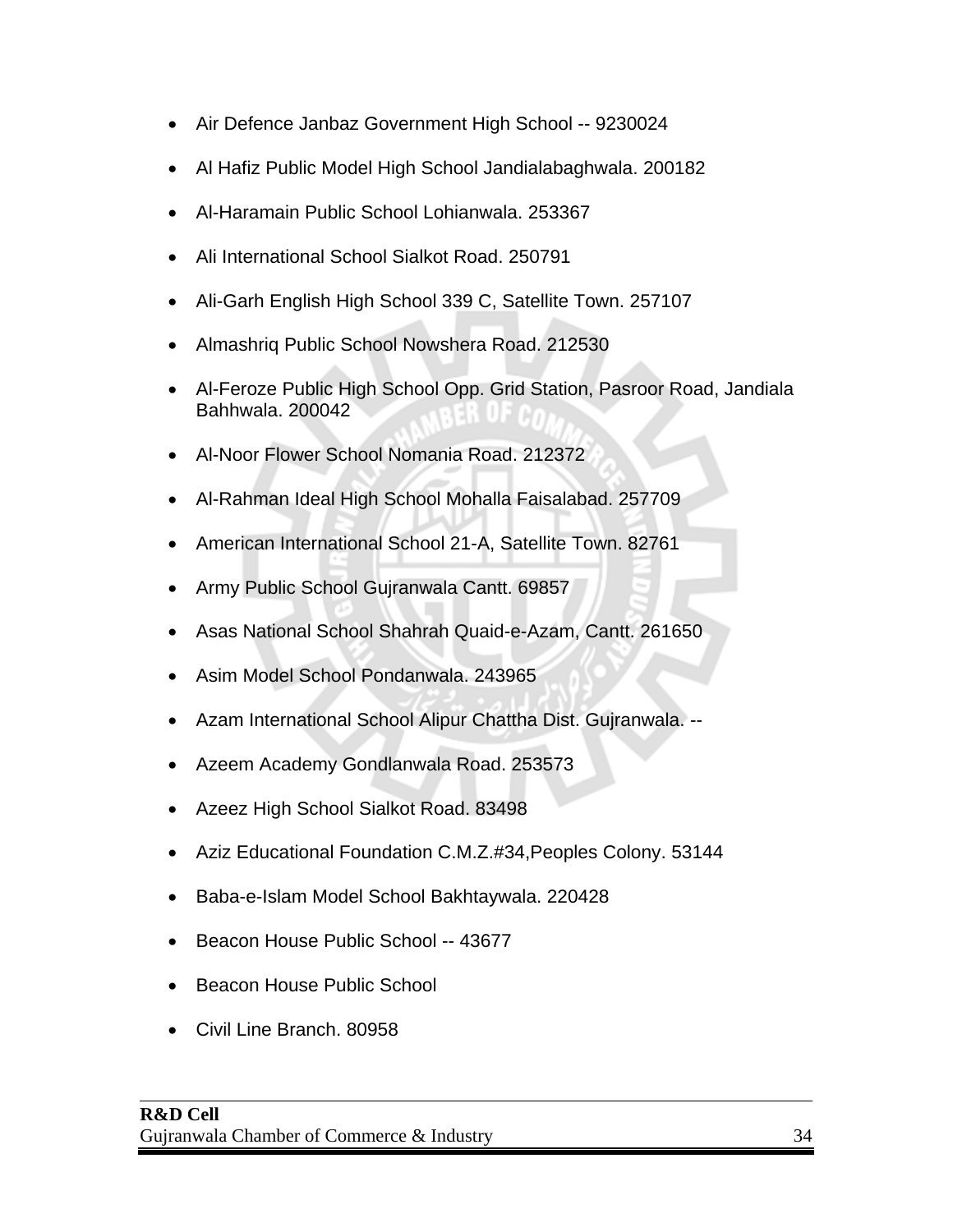- Air Defence Janbaz Government High School -- 9230024
- Al Hafiz Public Model High School Jandialabaghwala. 200182
- Al-Haramain Public School Lohianwala. 253367
- Ali International School Sialkot Road. 250791
- Ali-Garh English High School 339 C, Satellite Town. 257107
- Almashriq Public School Nowshera Road. 212530
- Al-Feroze Public High School Opp. Grid Station, Pasroor Road, Jandiala Bahhwala. 200042
- Al-Noor Flower School Nomania Road. 212372
- Al-Rahman Ideal High School Mohalla Faisalabad. 257709
- American International School 21-A, Satellite Town. 82761
- Army Public School Gujranwala Cantt. 69857
- Asas National School Shahrah Quaid-e-Azam, Cantt. 261650
- Asim Model School Pondanwala. 243965
- Azam International School Alipur Chattha Dist. Gujranwala. --
- Azeem Academy Gondlanwala Road. 253573
- Azeez High School Sialkot Road. 83498
- Aziz Educational Foundation C.M.Z.#34,Peoples Colony. 53144
- Baba-e-Islam Model School Bakhtaywala. 220428
- Beacon House Public School -- 43677
- Beacon House Public School
- Civil Line Branch. 80958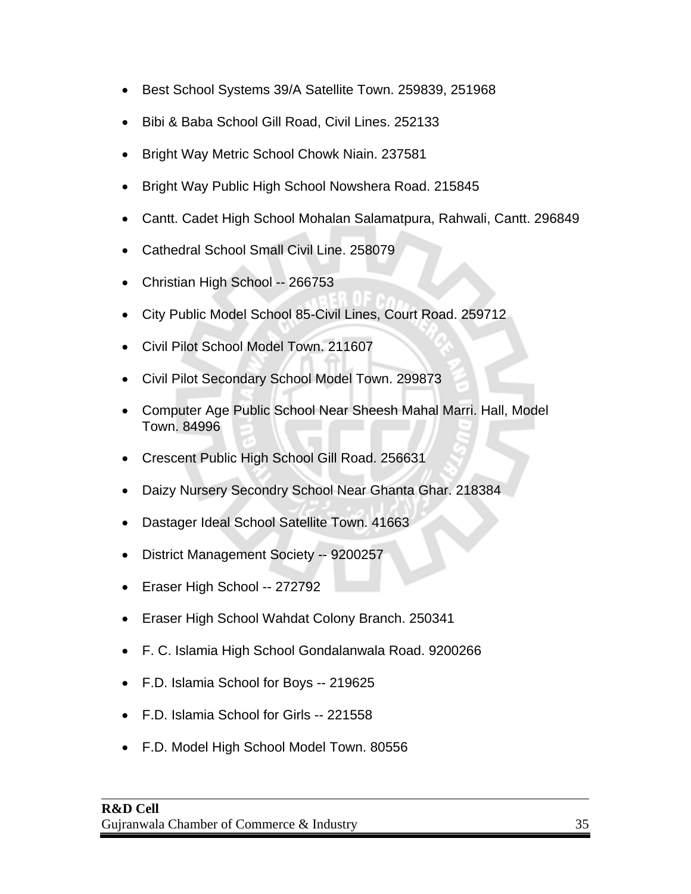- Best School Systems 39/A Satellite Town. 259839, 251968
- Bibi & Baba School Gill Road, Civil Lines. 252133
- Bright Way Metric School Chowk Niain. 237581
- Bright Way Public High School Nowshera Road. 215845
- Cantt. Cadet High School Mohalan Salamatpura, Rahwali, Cantt. 296849
- Cathedral School Small Civil Line. 258079
- Christian High School -- 266753
- City Public Model School 85-Civil Lines, Court Road. 259712
- Civil Pilot School Model Town. 211607
- Civil Pilot Secondary School Model Town. 299873
- Computer Age Public School Near Sheesh Mahal Marri. Hall, Model Town. 84996
- Crescent Public High School Gill Road. 256631
- Daizy Nursery Secondry School Near Ghanta Ghar. 218384
- Dastager Ideal School Satellite Town. 41663
- District Management Society -- 9200257
- Eraser High School -- 272792
- Eraser High School Wahdat Colony Branch. 250341
- F. C. Islamia High School Gondalanwala Road. 9200266
- F.D. Islamia School for Boys -- 219625
- F.D. Islamia School for Girls -- 221558
- F.D. Model High School Model Town. 80556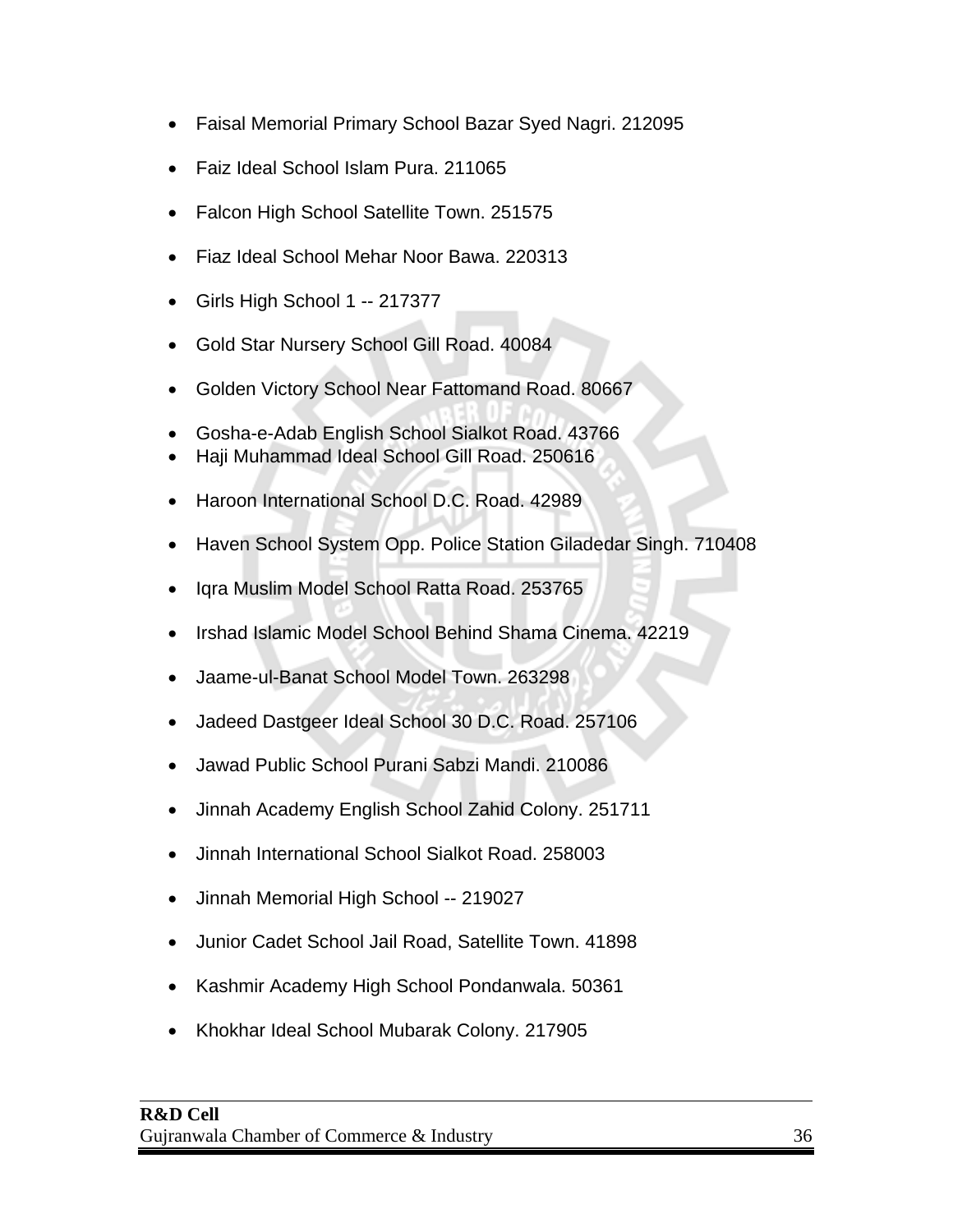- Faisal Memorial Primary School Bazar Syed Nagri. 212095
- Faiz Ideal School Islam Pura. 211065
- Falcon High School Satellite Town. 251575
- Fiaz Ideal School Mehar Noor Bawa. 220313
- Girls High School 1 -- 217377
- Gold Star Nursery School Gill Road. 40084
- Golden Victory School Near Fattomand Road. 80667
- Gosha-e-Adab English School Sialkot Road. 43766
- Haji Muhammad Ideal School Gill Road. 250616
- Haroon International School D.C. Road. 42989
- Haven School System Opp. Police Station Giladedar Singh. 710408
- Iqra Muslim Model School Ratta Road. 253765
- Irshad Islamic Model School Behind Shama Cinema. 42219
- Jaame-ul-Banat School Model Town. 263298
- Jadeed Dastgeer Ideal School 30 D.C. Road. 257106
- Jawad Public School Purani Sabzi Mandi. 210086
- Jinnah Academy English School Zahid Colony. 251711
- Jinnah International School Sialkot Road. 258003
- Jinnah Memorial High School -- 219027
- Junior Cadet School Jail Road, Satellite Town. 41898
- Kashmir Academy High School Pondanwala. 50361
- Khokhar Ideal School Mubarak Colony. 217905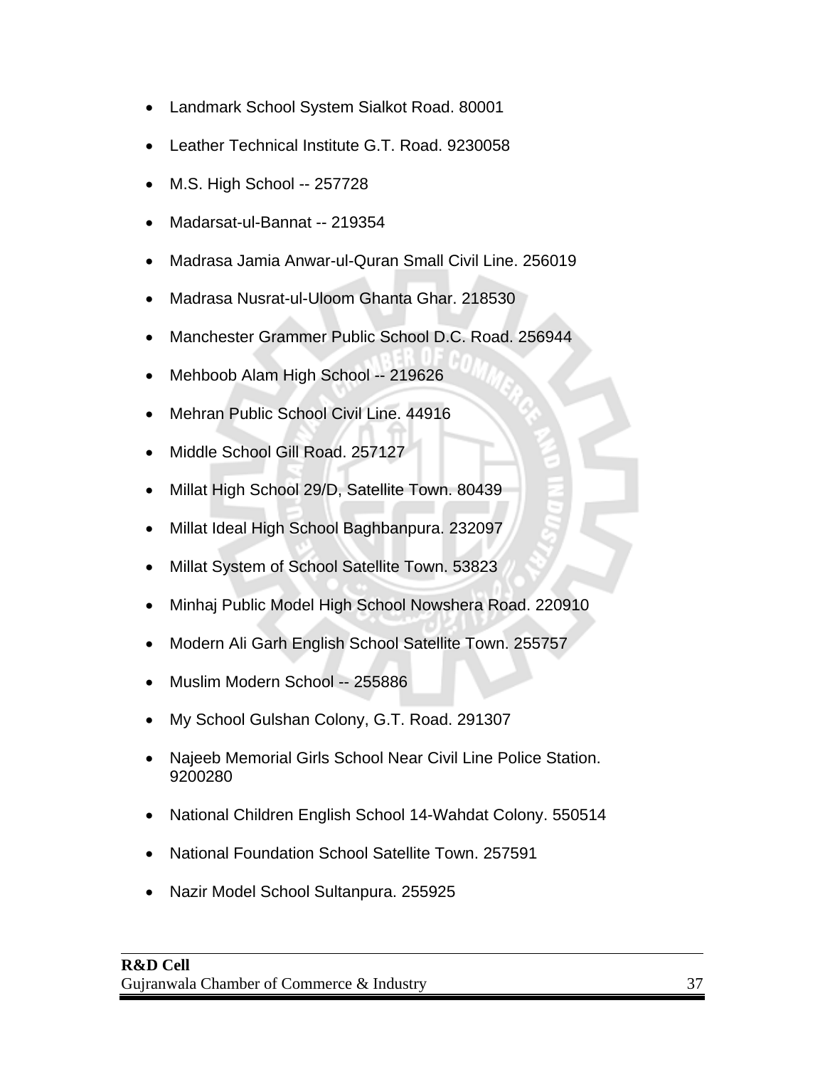- Landmark School System Sialkot Road. 80001
- Leather Technical Institute G.T. Road. 9230058
- M.S. High School -- 257728
- Madarsat-ul-Bannat -- 219354
- Madrasa Jamia Anwar-ul-Quran Small Civil Line. 256019
- Madrasa Nusrat-ul-Uloom Ghanta Ghar. 218530
- Manchester Grammer Public School D.C. Road. 256944
- Mehboob Alam High School -- 219626
- Mehran Public School Civil Line. 44916
- Middle School Gill Road. 257127
- Millat High School 29/D, Satellite Town. 80439
- Millat Ideal High School Baghbanpura. 232097
- Millat System of School Satellite Town. 53823
- Minhaj Public Model High School Nowshera Road. 220910
- Modern Ali Garh English School Satellite Town. 255757
- Muslim Modern School -- 255886
- My School Gulshan Colony, G.T. Road. 291307
- Najeeb Memorial Girls School Near Civil Line Police Station. 9200280
- National Children English School 14-Wahdat Colony. 550514
- National Foundation School Satellite Town. 257591
- Nazir Model School Sultanpura. 255925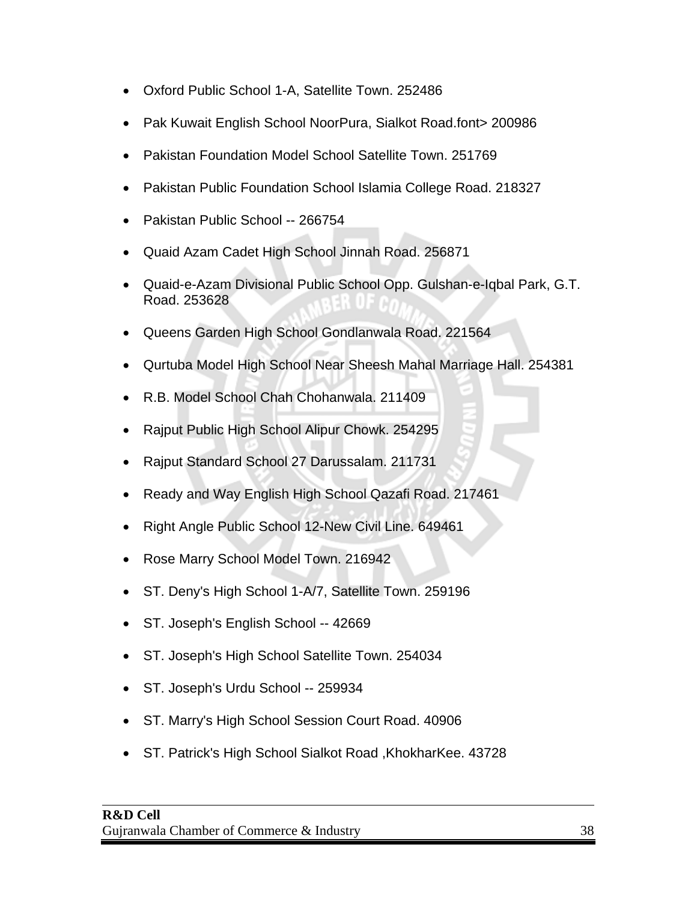- Oxford Public School 1-A, Satellite Town. 252486
- Pak Kuwait English School NoorPura, Sialkot Road.font> 200986
- Pakistan Foundation Model School Satellite Town. 251769
- Pakistan Public Foundation School Islamia College Road. 218327
- Pakistan Public School -- 266754
- Quaid Azam Cadet High School Jinnah Road. 256871
- Quaid-e-Azam Divisional Public School Opp. Gulshan-e-Iqbal Park, G.T. Road. 253628
- Queens Garden High School Gondlanwala Road. 221564
- Qurtuba Model High School Near Sheesh Mahal Marriage Hall. 254381
- R.B. Model School Chah Chohanwala. 211409
- Rajput Public High School Alipur Chowk. 254295
- Rajput Standard School 27 Darussalam. 211731
- Ready and Way English High School Qazafi Road. 217461
- Right Angle Public School 12-New Civil Line. 649461
- Rose Marry School Model Town. 216942
- ST. Deny's High School 1-A/7, Satellite Town. 259196
- ST. Joseph's English School -- 42669
- ST. Joseph's High School Satellite Town. 254034
- ST. Joseph's Urdu School -- 259934
- ST. Marry's High School Session Court Road. 40906
- ST. Patrick's High School Sialkot Road ,KhokharKee. 43728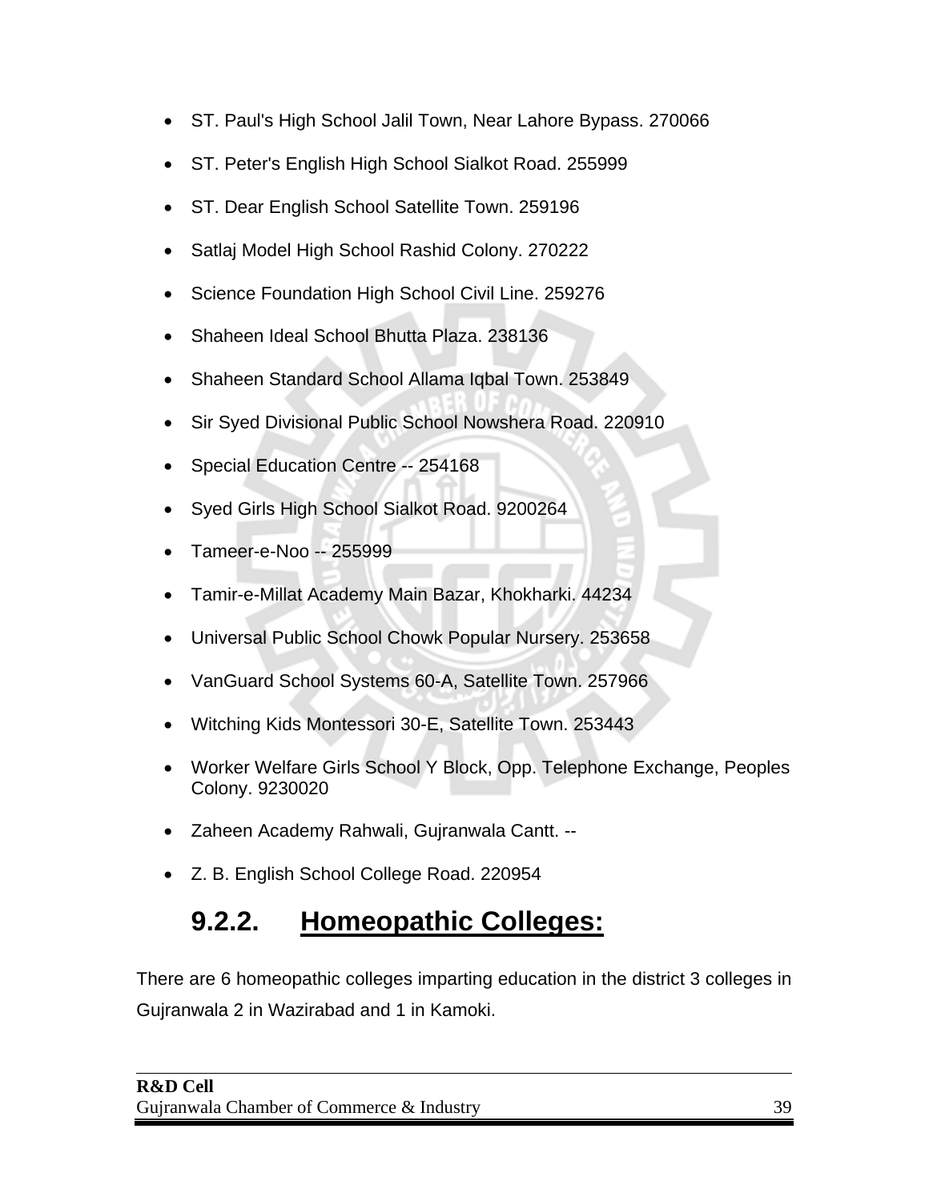- ST. Paul's High School Jalil Town, Near Lahore Bypass. 270066
- ST. Peter's English High School Sialkot Road. 255999
- ST. Dear English School Satellite Town. 259196
- Satlaj Model High School Rashid Colony. 270222
- Science Foundation High School Civil Line. 259276
- Shaheen Ideal School Bhutta Plaza. 238136
- Shaheen Standard School Allama Iqbal Town. 253849
- Sir Syed Divisional Public School Nowshera Road. 220910
- Special Education Centre -- 254168
- Syed Girls High School Sialkot Road. 9200264
- Tameer-e-Noo -- 255999
- Tamir-e-Millat Academy Main Bazar, Khokharki. 44234
- Universal Public School Chowk Popular Nursery. 253658
- VanGuard School Systems 60-A, Satellite Town. 257966
- Witching Kids Montessori 30-E, Satellite Town. 253443
- Worker Welfare Girls School Y Block, Opp. Telephone Exchange, Peoples Colony. 9230020
- Zaheen Academy Rahwali, Gujranwala Cantt. --
- Z. B. English School College Road. 220954

### 9.2.2. Homeopathic Colleges:

There are 6 homeopathic colleges imparting education in the district 3 colleges in Gujranwala 2 in Wazirabad and 1 in Kamoki.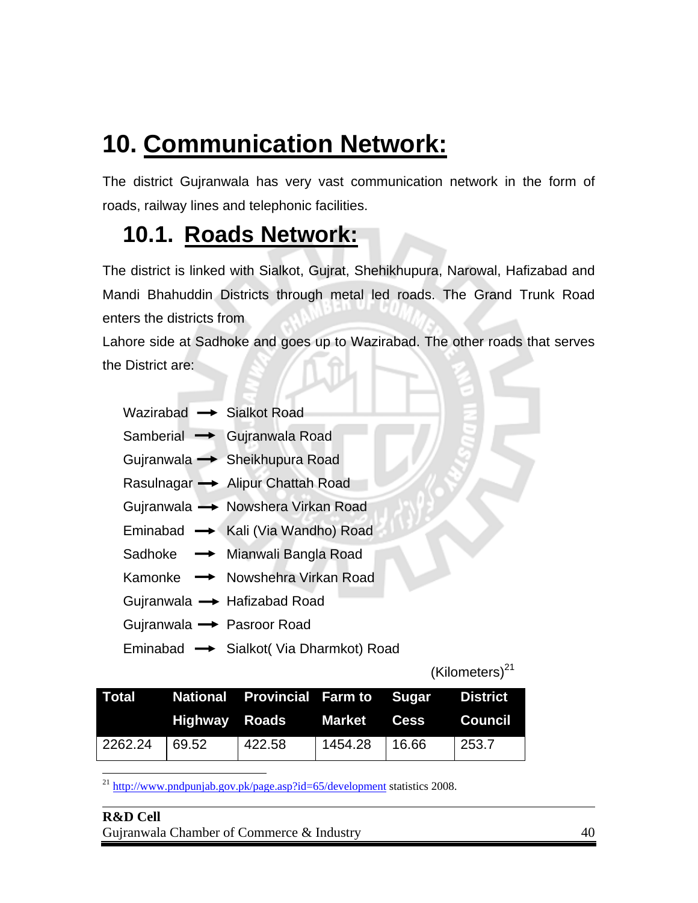# 10. Communication Network:

The district Gujranwala has very vast communication network in the form of roads, railway lines and telephonic facilities.

## 10.1. Roads Network:

The district is linked with Sialkot, Gujrat, Shehikhupura, Narowal, Hafizabad and Mandi Bhahuddin Districts through metal led roads. The Grand Trunk Road enters the districts from

Lahore side at Sadhoke and goes up to Wazirabad. The other roads that serves the District are:

- Wazirabad → Sialkot Road
- Samberial → Gujranwala Road
- Gujranwala → Sheikhupura Road
- Rasulnagar → Alipur Chattah Road
- Gujranwala → Nowshera Virkan Road
- Eminabad → Kali (Via Wandho) Road
- Sadhoke → Mianwali Bangla Road
- Kamonke → Nowshehra Virkan Road
- Gujranwala → Hafizabad Road
- Gujranwala → Pasroor Road
- Eminabad → Sialkot( Via Dharmkot) Road

(Kilometers)[21]

| Total | National Highway | Provincial Roads | Farm to Market | Sugar Cess | District Council |
|---|---|---|---|---|---|
| 2262.24 | 69.52 | 422.58 | 1454.28 | 16.66 | 253.7 |

[21] http://www.pndpunjab.gov.pk/page.asp?id=65/development statistics 2008.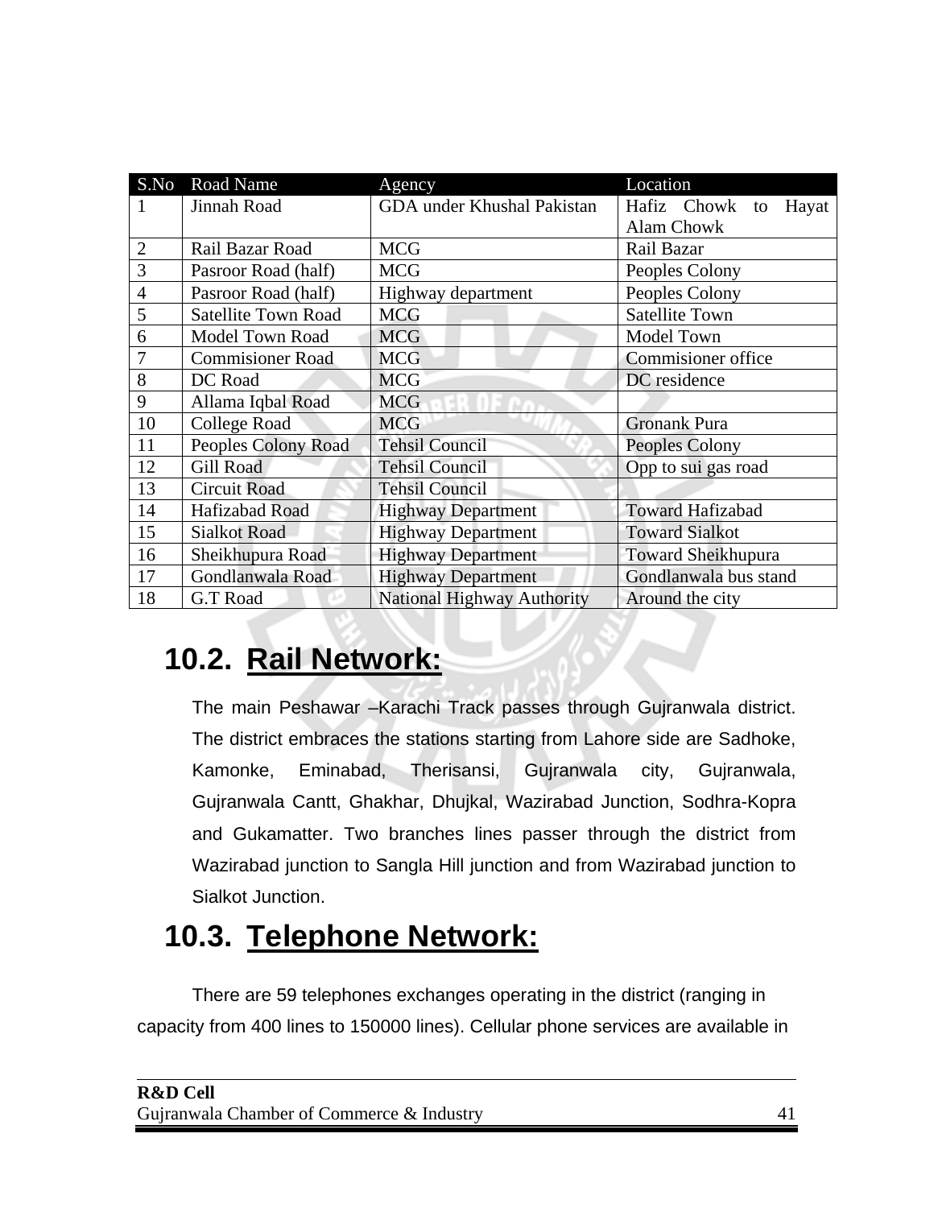| S.No | Road Name | Agency | Location |
|---|---|---|---|
| 1 | Jinnah Road | GDA under Khushal Pakistan | Hafiz Chowk to Hayat Alam Chowk |
| 2 | Rail Bazar Road | MCG | Rail Bazar |
| 3 | Pasroor Road (half) | MCG | Peoples Colony |
| 4 | Pasroor Road (half) | Highway department | Peoples Colony |
| 5 | Satellite Town Road | MCG | Satellite Town |
| 6 | Model Town Road | MCG | Model Town |
| 7 | Commisioner Road | MCG | Commisioner office |
| 8 | DC Road | MCG | DC residence |
| 9 | Allama Iqbal Road | MCG | |
| 10 | College Road | MCG | Gronank Pura |
| 11 | Peoples Colony Road | Tehsil Council | Peoples Colony |
| 12 | Gill Road | Tehsil Council | Opp to sui gas road |
| 13 | Circuit Road | Tehsil Council | |
| 14 | Hafizabad Road | Highway Department | Toward Hafizabad |
| 15 | Sialkot Road | Highway Department | Toward Sialkot |
| 16 | Sheikhupura Road | Highway Department | Toward Sheikhupura |
| 17 | Gondlanwala Road | Highway Department | Gondlanwala bus stand |
| 18 | G.T Road | National Highway Authority | Around the city |

## 10.2. Rail Network:

The main Peshawar –Karachi Track passes through Gujranwala district. The district embraces the stations starting from Lahore side are Sadhoke, Kamonke, Eminabad, Therisansi, Gujranwala city, Gujranwala, Gujranwala Cantt, Ghakhar, Dhujkal, Wazirabad Junction, Sodhra-Kopra and Gukamatter. Two branches lines passer through the district from Wazirabad junction to Sangla Hill junction and from Wazirabad junction to Sialkot Junction.

## 10.3. Telephone Network:

There are 59 telephones exchanges operating in the district (ranging in capacity from 400 lines to 150000 lines). Cellular phone services are available in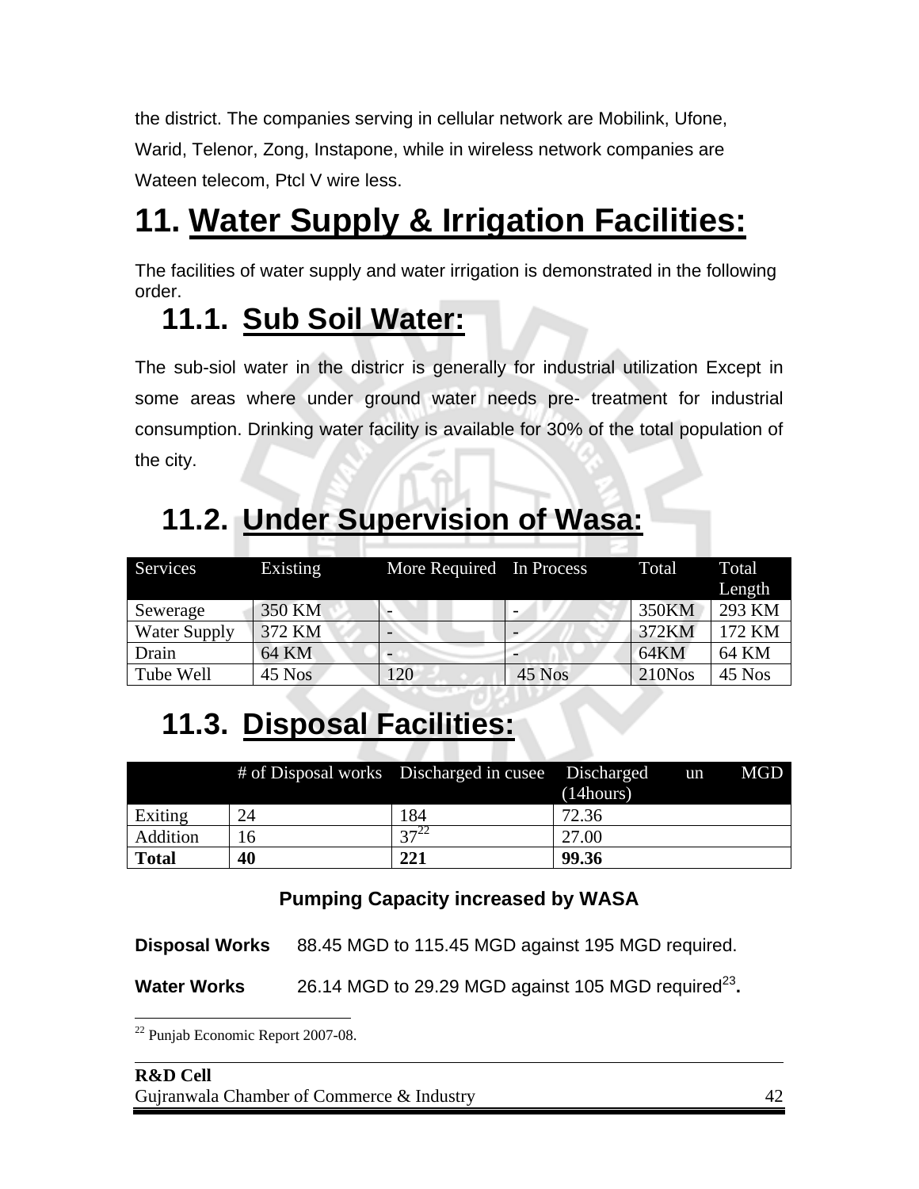the district. The companies serving in cellular network are Mobilink, Ufone, Warid, Telenor, Zong, Instapone, while in wireless network companies are Wateen telecom, Ptcl V wire less.

# 11. Water Supply & Irrigation Facilities:

The facilities of water supply and water irrigation is demonstrated in the following order.

## 11.1. Sub Soil Water:

The sub-siol water in the districr is generally for industrial utilization Except in some areas where under ground water needs pre- treatment for industrial consumption. Drinking water facility is available for 30% of the total population of the city.

## 11.2. Under Supervision of Wasa:

| Services | Existing | More Required | In Process | Total | Total Length |
|---|---|---|---|---|---|
| Sewerage | 350 KM | - | - | 350KM | 293 KM |
| Water Supply | 372 KM | - | - | 372KM | 172 KM |
| Drain | 64 KM | - | - | 64KM | 64 KM |
| Tube Well | 45 Nos | 120 | 45 Nos | 210Nos | 45 Nos |

## 11.3. Disposal Facilities:

| | # of Disposal works | Discharged in cusee | Discharged un MGD (14hours) |
|---|---|---|---|
| Exiting | 24 | 184 | 72.36 |
| Addition | 16 | 37[22] | 27.00 |
| **Total** | **40** | **221** | **99.36** |

**Pumping Capacity increased by WASA**

**Disposal Works** 88.45 MGD to 115.45 MGD against 195 MGD required.

**Water Works** 26.14 MGD to 29.29 MGD against 105 MGD required[23].

[22] Punjab Economic Report 2007-08.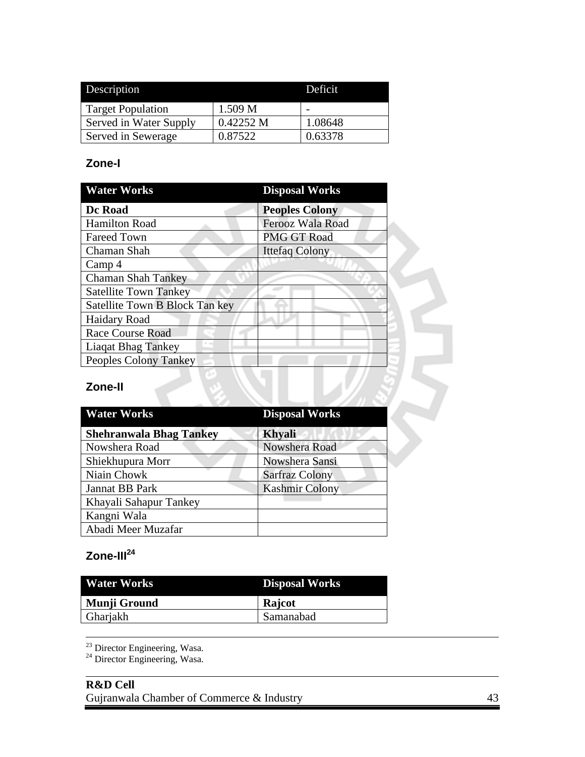| Description | | Deficit |
|---|---|---|
| Target Population | 1.509 M | - |
| Served in Water Supply | 0.42252 M | 1.08648 |
| Served in Sewerage | 0.87522 | 0.63378 |

### Zone-I

| Water Works | Disposal Works |
|---|---|
| **Dc Road** | **Peoples Colony** |
| Hamilton Road | Ferooz Wala Road |
| Fareed Town | PMG GT Road |
| Chaman Shah | Ittefaq Colony |
| Camp 4 | |
| Chaman Shah Tankey | |
| Satellite Town Tankey | |
| Satellite Town B Block Tan key | |
| Haidary Road | |
| Race Course Road | |
| Liaqat Bhag Tankey | |
| Peoples Colony Tankey | |

### Zone-II

| Water Works | Disposal Works |
|---|---|
| **Shehranwala Bhag Tankey** | **Khyali** |
| Nowshera Road | Nowshera Road |
| Shiekhupura Morr | Nowshera Sansi |
| Niain Chowk | Sarfraz Colony |
| Jannat BB Park | Kashmir Colony |
| Khayali Sahapur Tankey | |
| Kangni Wala | |
| Abadi Meer Muzafar | |

### Zone-III[24]

| Water Works | Disposal Works |
|---|---|
| **Munji Ground** | **Rajcot** |
| Gharjakh | Samanabad |

[23] Director Engineering, Wasa.
[24] Director Engineering, Wasa.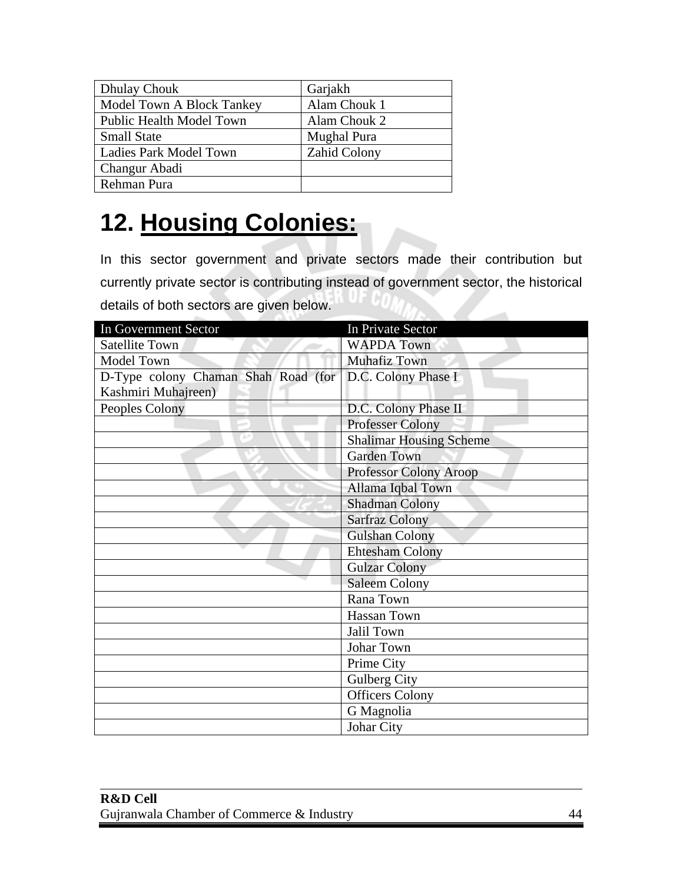| Dhulay Chouk | Garjakh |
|---|---|
| Model Town A Block Tankey | Alam Chouk 1 |
| Public Health Model Town | Alam Chouk 2 |
| Small State | Mughal Pura |
| Ladies Park Model Town | Zahid Colony |
| Changur Abadi | |
| Rehman Pura | |

# 12. Housing Colonies:

In this sector government and private sectors made their contribution but currently private sector is contributing instead of government sector, the historical details of both sectors are given below.

| In Government Sector | In Private Sector |
|---|---|
| Satellite Town | WAPDA Town |
| Model Town | Muhafiz Town |
| D-Type colony Chaman Shah Road (for Kashmiri Muhajreen) | D.C. Colony Phase I |
| Peoples Colony | D.C. Colony Phase II |
| | Professer Colony |
| | Shalimar Housing Scheme |
| | Garden Town |
| | Professor Colony Aroop |
| | Allama Iqbal Town |
| | Shadman Colony |
| | Sarfraz Colony |
| | Gulshan Colony |
| | Ehtesham Colony |
| | Gulzar Colony |
| | Saleem Colony |
| | Rana Town |
| | Hassan Town |
| | Jalil Town |
| | Johar Town |
| | Prime City |
| | Gulberg City |
| | Officers Colony |
| | G Magnolia |
| | Johar City |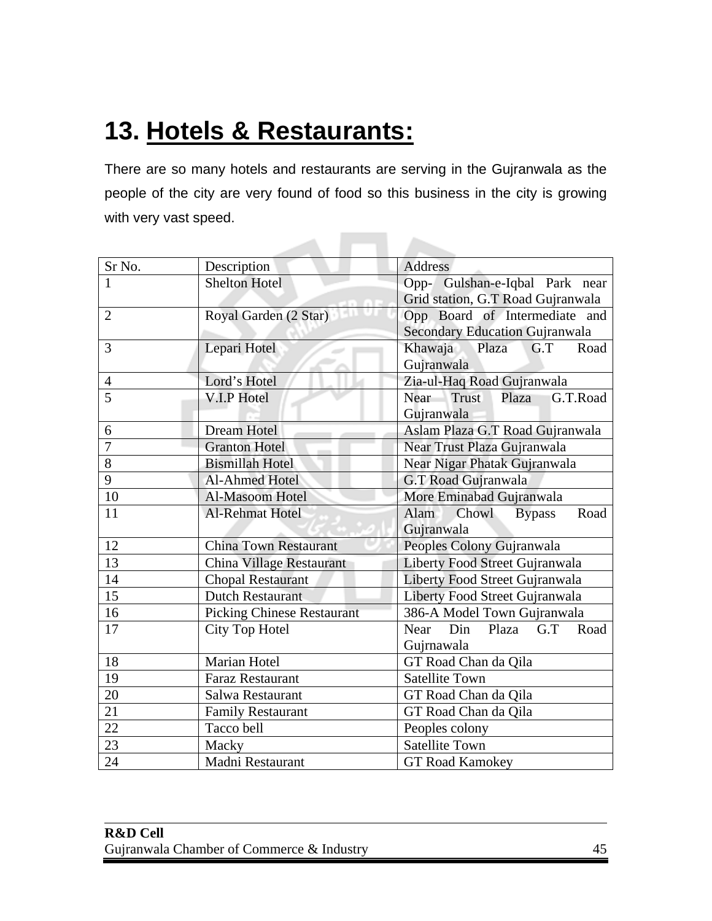# 13. Hotels & Restaurants:

There are so many hotels and restaurants are serving in the Gujranwala as the people of the city are very found of food so this business in the city is growing with very vast speed.

| Sr No. | Description | Address |
|---|---|---|
| 1 | Shelton Hotel | Opp- Gulshan-e-Iqbal Park near Grid station, G.T Road Gujranwala |
| 2 | Royal Garden (2 Star) | Opp Board of Intermediate and Secondary Education Gujranwala |
| 3 | Lepari Hotel | Khawaja Plaza G.T Road Gujranwala |
| 4 | Lord's Hotel | Zia-ul-Haq Road Gujranwala |
| 5 | V.I.P Hotel | Near Trust Plaza G.T.Road Gujranwala |
| 6 | Dream Hotel | Aslam Plaza G.T Road Gujranwala |
| 7 | Granton Hotel | Near Trust Plaza Gujranwala |
| 8 | Bismillah Hotel | Near Nigar Phatak Gujranwala |
| 9 | Al-Ahmed Hotel | G.T Road Gujranwala |
| 10 | Al-Masoom Hotel | More Eminabad Gujranwala |
| 11 | Al-Rehmat Hotel | Alam Chowl Bypass Road Gujranwala |
| 12 | China Town Restaurant | Peoples Colony Gujranwala |
| 13 | China Village Restaurant | Liberty Food Street Gujranwala |
| 14 | Chopal Restaurant | Liberty Food Street Gujranwala |
| 15 | Dutch Restaurant | Liberty Food Street Gujranwala |
| 16 | Picking Chinese Restaurant | 386-A Model Town Gujranwala |
| 17 | City Top Hotel | Near Din Plaza G.T Road Gujrnawala |
| 18 | Marian Hotel | GT Road Chan da Qila |
| 19 | Faraz Restaurant | Satellite Town |
| 20 | Salwa Restaurant | GT Road Chan da Qila |
| 21 | Family Restaurant | GT Road Chan da Qila |
| 22 | Tacco bell | Peoples colony |
| 23 | Macky | Satellite Town |
| 24 | Madni Restaurant | GT Road Kamokey |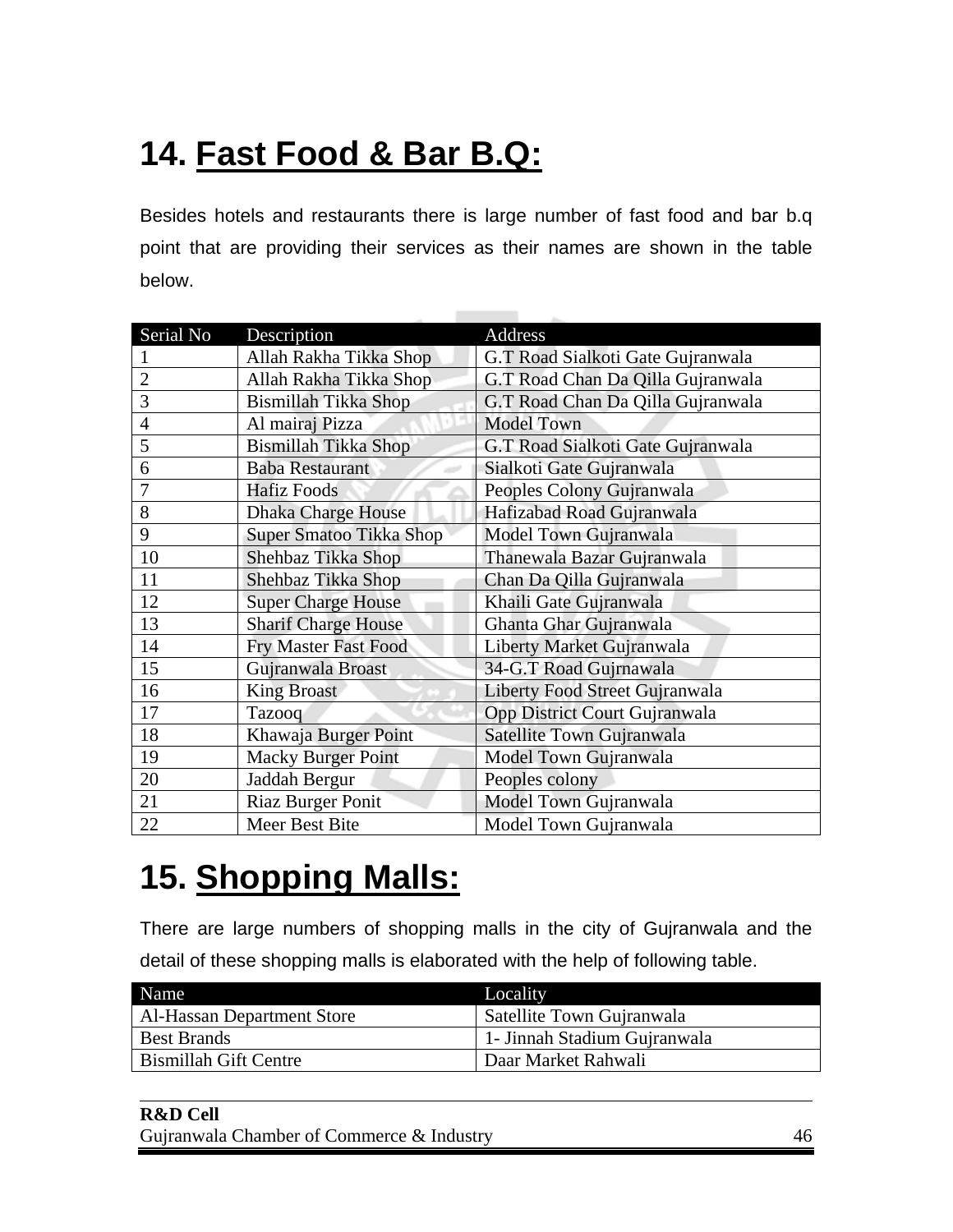# 14. Fast Food & Bar B.Q:

Besides hotels and restaurants there is large number of fast food and bar b.q point that are providing their services as their names are shown in the table below.

| Serial No | Description | Address |
|---|---|---|
| 1 | Allah Rakha Tikka Shop | G.T Road Sialkoti Gate Gujranwala |
| 2 | Allah Rakha Tikka Shop | G.T Road Chan Da Qilla Gujranwala |
| 3 | Bismillah Tikka Shop | G.T Road Chan Da Qilla Gujranwala |
| 4 | Al mairaj Pizza | Model Town |
| 5 | Bismillah Tikka Shop | G.T Road Sialkoti Gate Gujranwala |
| 6 | Baba Restaurant | Sialkoti Gate Gujranwala |
| 7 | Hafiz Foods | Peoples Colony Gujranwala |
| 8 | Dhaka Charge House | Hafizabad Road Gujranwala |
| 9 | Super Smatoo Tikka Shop | Model Town Gujranwala |
| 10 | Shehbaz Tikka Shop | Thanewala Bazar Gujranwala |
| 11 | Shehbaz Tikka Shop | Chan Da Qilla Gujranwala |
| 12 | Super Charge House | Khaili Gate Gujranwala |
| 13 | Sharif Charge House | Ghanta Ghar Gujranwala |
| 14 | Fry Master Fast Food | Liberty Market Gujranwala |
| 15 | Gujranwala Broast | 34-G.T Road Gujrnawala |
| 16 | King Broast | Liberty Food Street Gujranwala |
| 17 | Tazooq | Opp District Court Gujranwala |
| 18 | Khawaja Burger Point | Satellite Town Gujranwala |
| 19 | Macky Burger Point | Model Town Gujranwala |
| 20 | Jaddah Bergur | Peoples colony |
| 21 | Riaz Burger Ponit | Model Town Gujranwala |
| 22 | Meer Best Bite | Model Town Gujranwala |

# 15. Shopping Malls:

There are large numbers of shopping malls in the city of Gujranwala and the detail of these shopping malls is elaborated with the help of following table.

| Name | Locality |
|---|---|
| Al-Hassan Department Store | Satellite Town Gujranwala |
| Best Brands | 1- Jinnah Stadium Gujranwala |
| Bismillah Gift Centre | Daar Market Rahwali |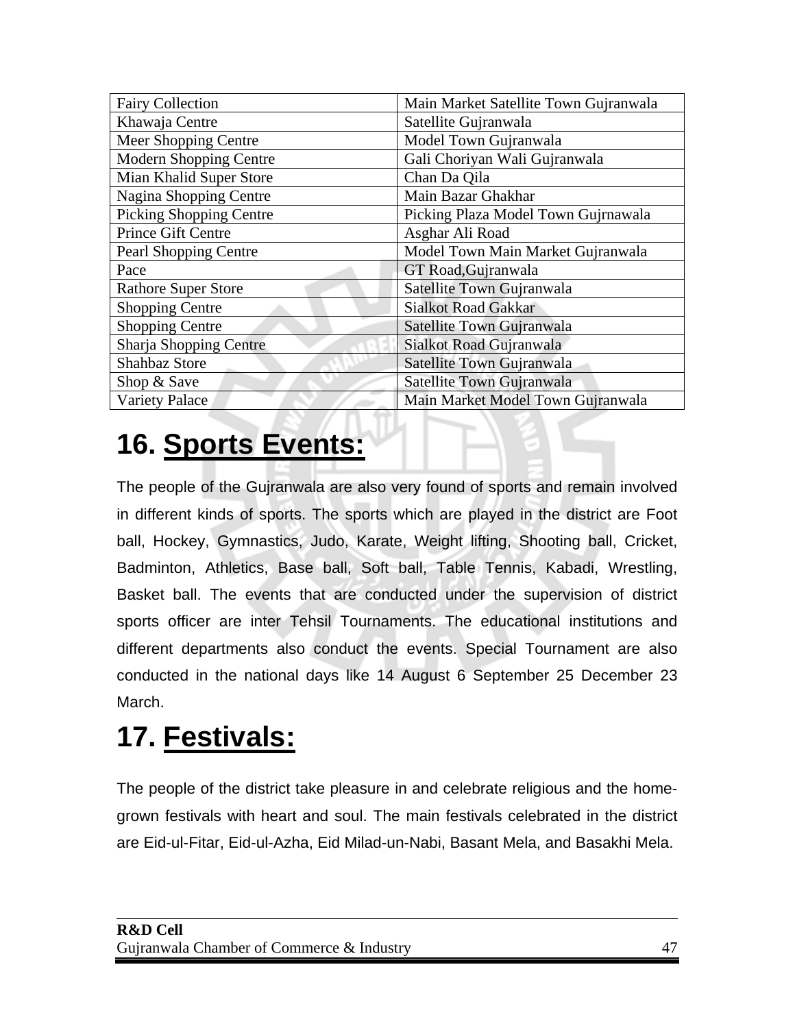| Fairy Collection | Main Market Satellite Town Gujranwala |
|---|---|
| Khawaja Centre | Satellite Gujranwala |
| Meer Shopping Centre | Model Town Gujranwala |
| Modern Shopping Centre | Gali Choriyan Wali Gujranwala |
| Mian Khalid Super Store | Chan Da Qila |
| Nagina Shopping Centre | Main Bazar Ghakhar |
| Picking Shopping Centre | Picking Plaza Model Town Gujrnawala |
| Prince Gift Centre | Asghar Ali Road |
| Pearl Shopping Centre | Model Town Main Market Gujranwala |
| Pace | GT Road,Gujranwala |
| Rathore Super Store | Satellite Town Gujranwala |
| Shopping Centre | Sialkot Road Gakkar |
| Shopping Centre | Satellite Town Gujranwala |
| Sharja Shopping Centre | Sialkot Road Gujranwala |
| Shahbaz Store | Satellite Town Gujranwala |
| Shop & Save | Satellite Town Gujranwala |
| Variety Palace | Main Market Model Town Gujranwala |

# 16. Sports Events:

The people of the Gujranwala are also very found of sports and remain involved in different kinds of sports. The sports which are played in the district are Foot ball, Hockey, Gymnastics, Judo, Karate, Weight lifting, Shooting ball, Cricket, Badminton, Athletics, Base ball, Soft ball, Table Tennis, Kabadi, Wrestling, Basket ball. The events that are conducted under the supervision of district sports officer are inter Tehsil Tournaments. The educational institutions and different departments also conduct the events. Special Tournament are also conducted in the national days like 14 August 6 September 25 December 23 March.

# 17. Festivals:

The people of the district take pleasure in and celebrate religious and the home-grown festivals with heart and soul. The main festivals celebrated in the district are Eid-ul-Fitar, Eid-ul-Azha, Eid Milad-un-Nabi, Basant Mela, and Basakhi Mela.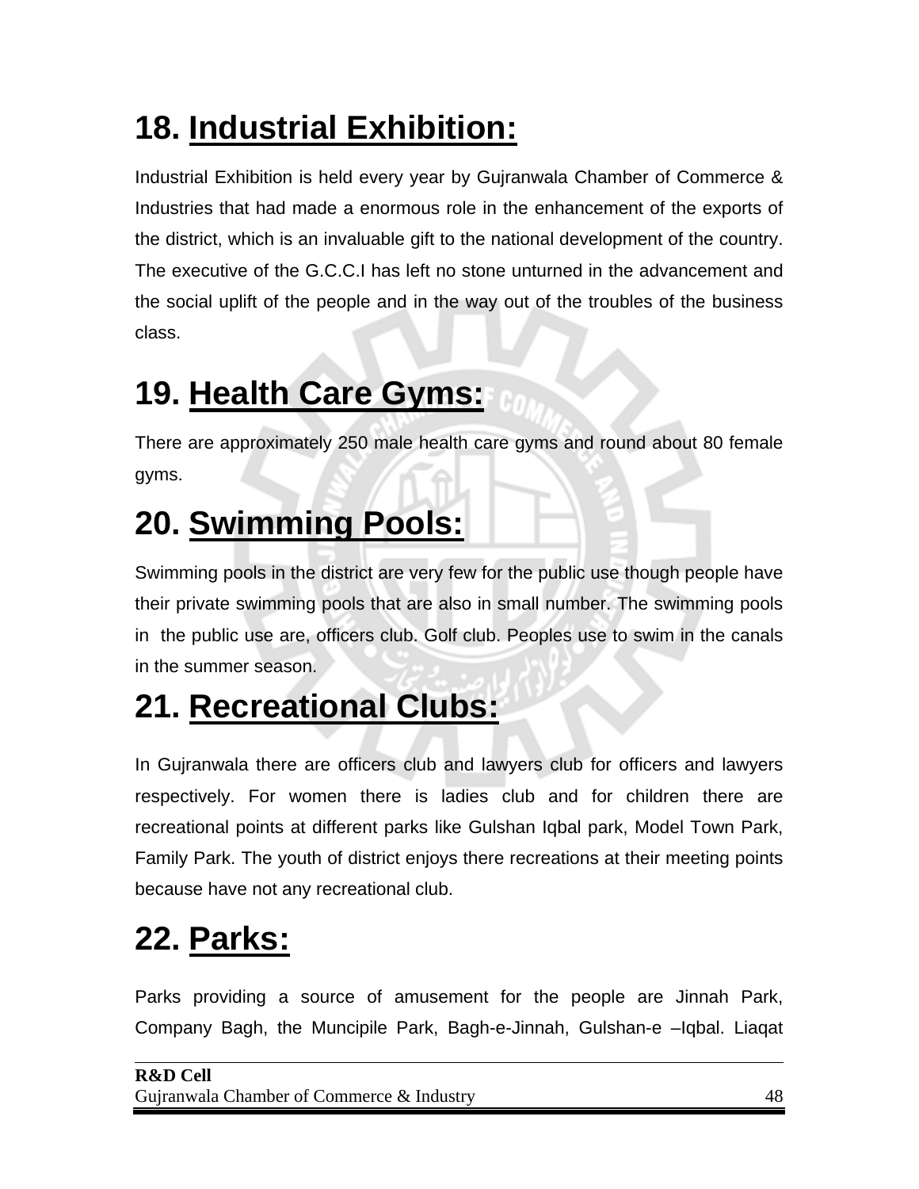# 18. Industrial Exhibition:

Industrial Exhibition is held every year by Gujranwala Chamber of Commerce & Industries that had made a enormous role in the enhancement of the exports of the district, which is an invaluable gift to the national development of the country. The executive of the G.C.C.I has left no stone unturned in the advancement and the social uplift of the people and in the way out of the troubles of the business class.

# 19. Health Care Gyms:

There are approximately 250 male health care gyms and round about 80 female gyms.

# 20. Swimming Pools:

Swimming pools in the district are very few for the public use though people have their private swimming pools that are also in small number. The swimming pools in the public use are, officers club. Golf club. Peoples use to swim in the canals in the summer season.

# 21. Recreational Clubs:

In Gujranwala there are officers club and lawyers club for officers and lawyers respectively. For women there is ladies club and for children there are recreational points at different parks like Gulshan Iqbal park, Model Town Park, Family Park. The youth of district enjoys there recreations at their meeting points because have not any recreational club.

# 22. Parks:

Parks providing a source of amusement for the people are Jinnah Park, Company Bagh, the Muncipile Park, Bagh-e-Jinnah, Gulshan-e –Iqbal. Liaqat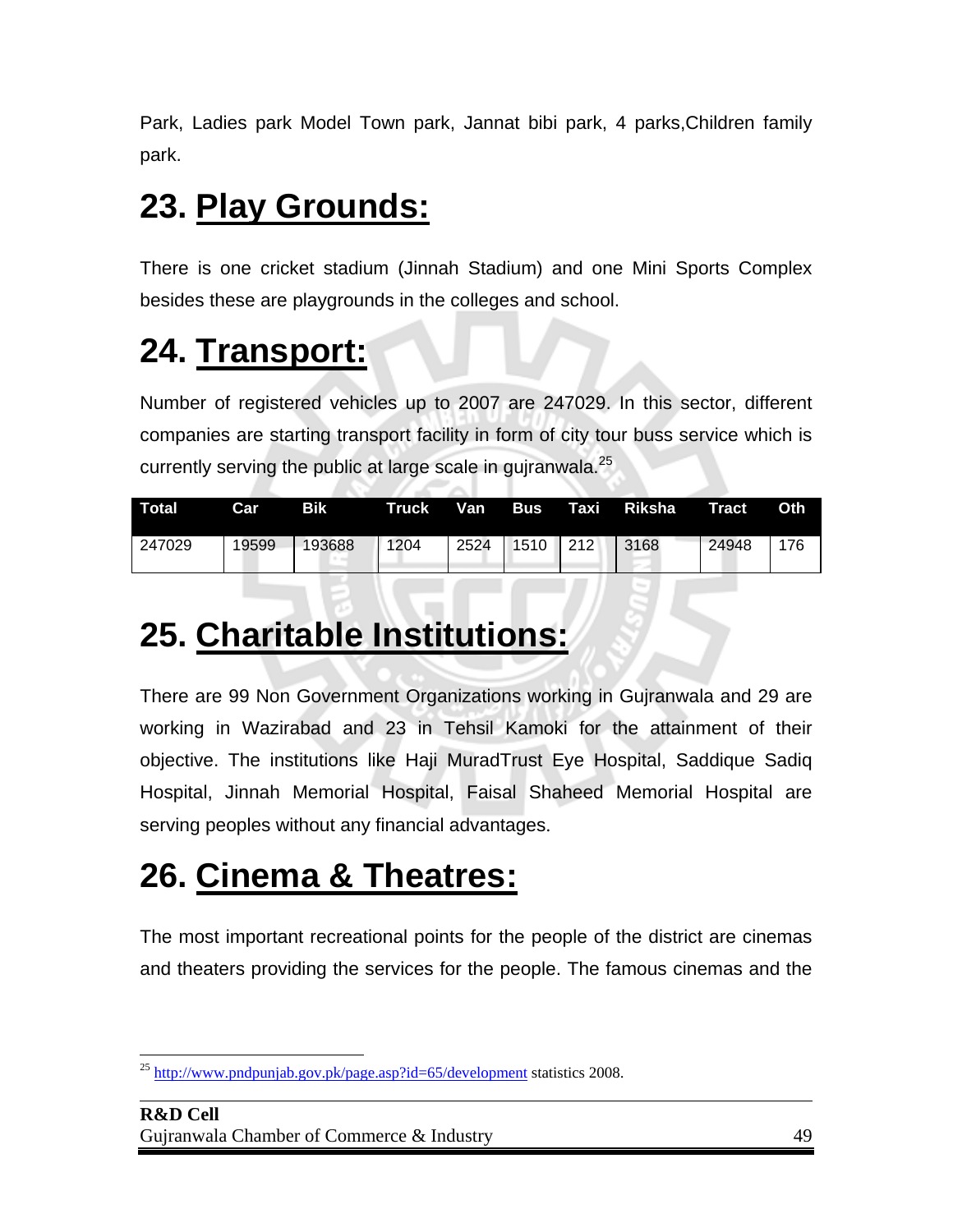Park, Ladies park Model Town park, Jannat bibi park, 4 parks,Children family park.

# 23. Play Grounds:

There is one cricket stadium (Jinnah Stadium) and one Mini Sports Complex besides these are playgrounds in the colleges and school.

# 24. Transport:

Number of registered vehicles up to 2007 are 247029. In this sector, different companies are starting transport facility in form of city tour buss service which is currently serving the public at large scale in gujranwala.[25]

| Total | Car | Bik | Truck | Van | Bus | Taxi | Riksha | Tract | Oth |
|---|---|---|---|---|---|---|---|---|---|
| 247029 | 19599 | 193688 | 1204 | 2524 | 1510 | 212 | 3168 | 24948 | 176 |

# 25. Charitable Institutions:

There are 99 Non Government Organizations working in Gujranwala and 29 are working in Wazirabad and 23 in Tehsil Kamoki for the attainment of their objective. The institutions like Haji MuradTrust Eye Hospital, Saddique Sadiq Hospital, Jinnah Memorial Hospital, Faisal Shaheed Memorial Hospital are serving peoples without any financial advantages.

# 26. Cinema & Theatres:

The most important recreational points for the people of the district are cinemas and theaters providing the services for the people. The famous cinemas and the

[25] http://www.pndpunjab.gov.pk/page.asp?id=65/development statistics 2008.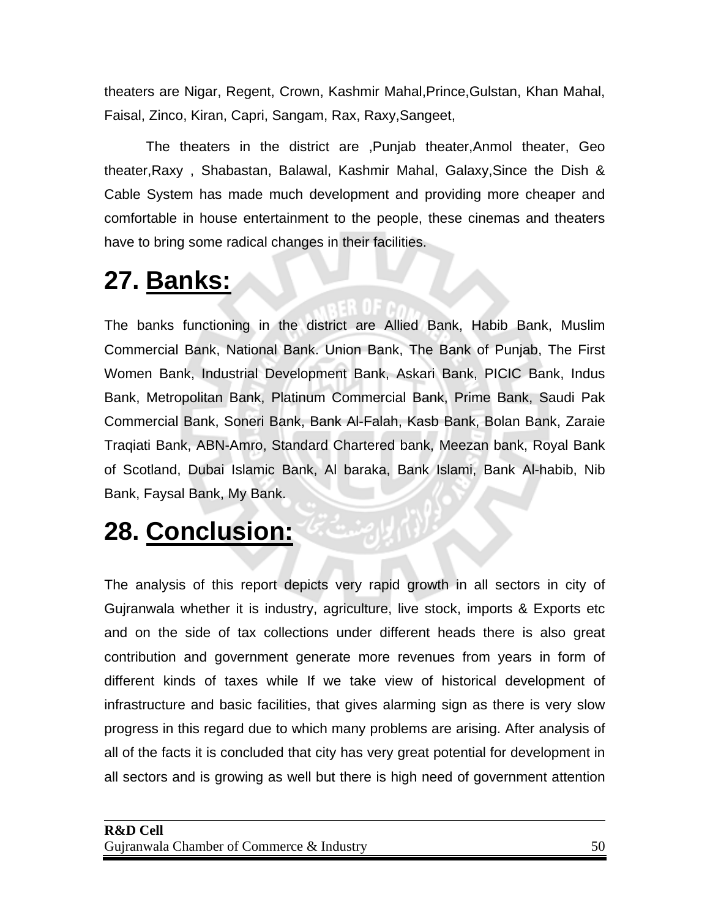theaters are Nigar, Regent, Crown, Kashmir Mahal,Prince,Gulstan, Khan Mahal, Faisal, Zinco, Kiran, Capri, Sangam, Rax, Raxy,Sangeet,

The theaters in the district are ,Punjab theater,Anmol theater, Geo theater,Raxy , Shabastan, Balawal, Kashmir Mahal, Galaxy,Since the Dish & Cable System has made much development and providing more cheaper and comfortable in house entertainment to the people, these cinemas and theaters have to bring some radical changes in their facilities.

# 27. Banks:

The banks functioning in the district are Allied Bank, Habib Bank, Muslim Commercial Bank, National Bank. Union Bank, The Bank of Punjab, The First Women Bank, Industrial Development Bank, Askari Bank, PICIC Bank, Indus Bank, Metropolitan Bank, Platinum Commercial Bank, Prime Bank, Saudi Pak Commercial Bank, Soneri Bank, Bank Al-Falah, Kasb Bank, Bolan Bank, Zaraie Traqiati Bank, ABN-Amro, Standard Chartered bank, Meezan bank, Royal Bank of Scotland, Dubai Islamic Bank, Al baraka, Bank Islami, Bank Al-habib, Nib Bank, Faysal Bank, My Bank.

# 28. Conclusion:

The analysis of this report depicts very rapid growth in all sectors in city of Gujranwala whether it is industry, agriculture, live stock, imports & Exports etc and on the side of tax collections under different heads there is also great contribution and government generate more revenues from years in form of different kinds of taxes while If we take view of historical development of infrastructure and basic facilities, that gives alarming sign as there is very slow progress in this regard due to which many problems are arising. After analysis of all of the facts it is concluded that city has very great potential for development in all sectors and is growing as well but there is high need of government attention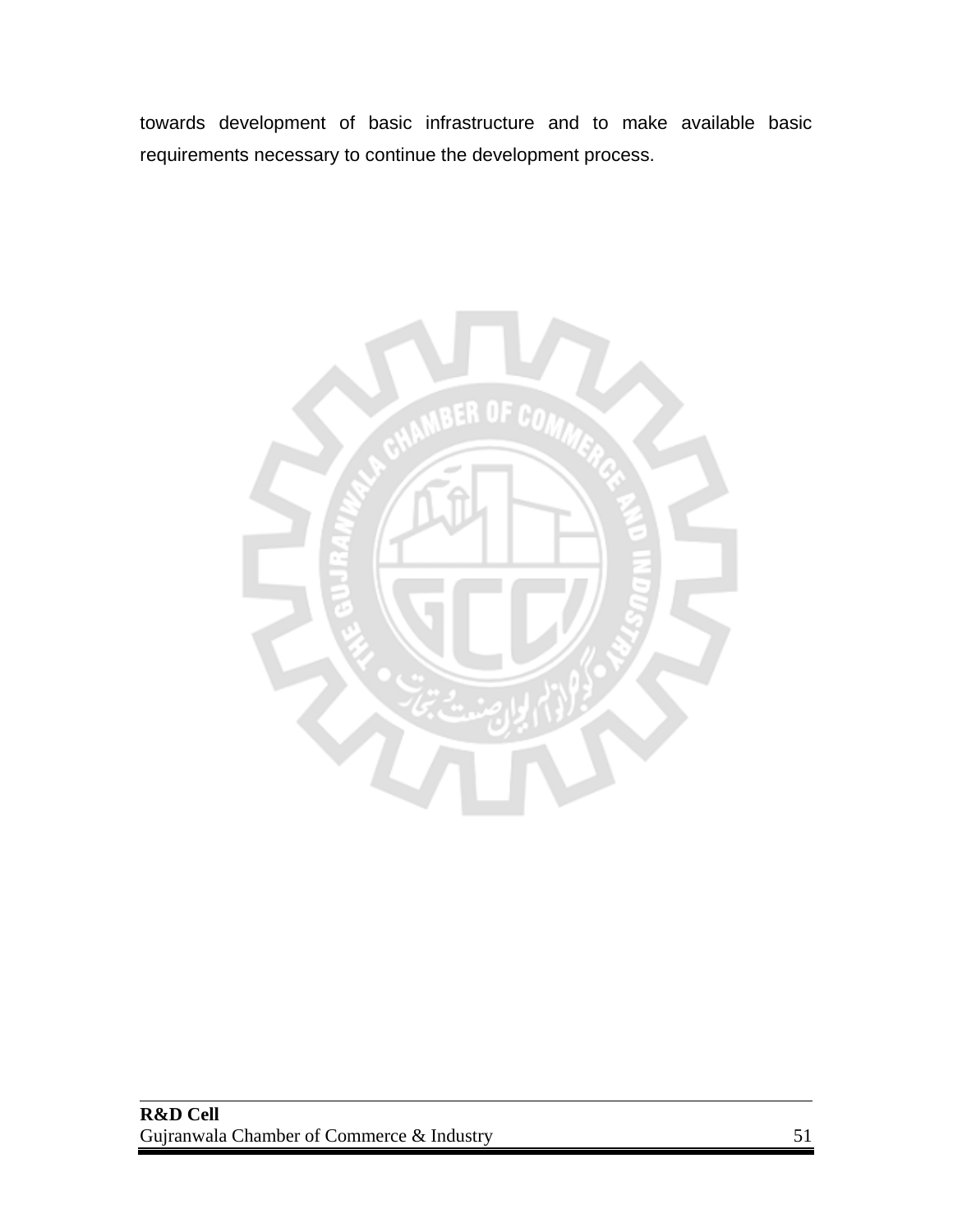towards development of basic infrastructure and to make available basic requirements necessary to continue the development process.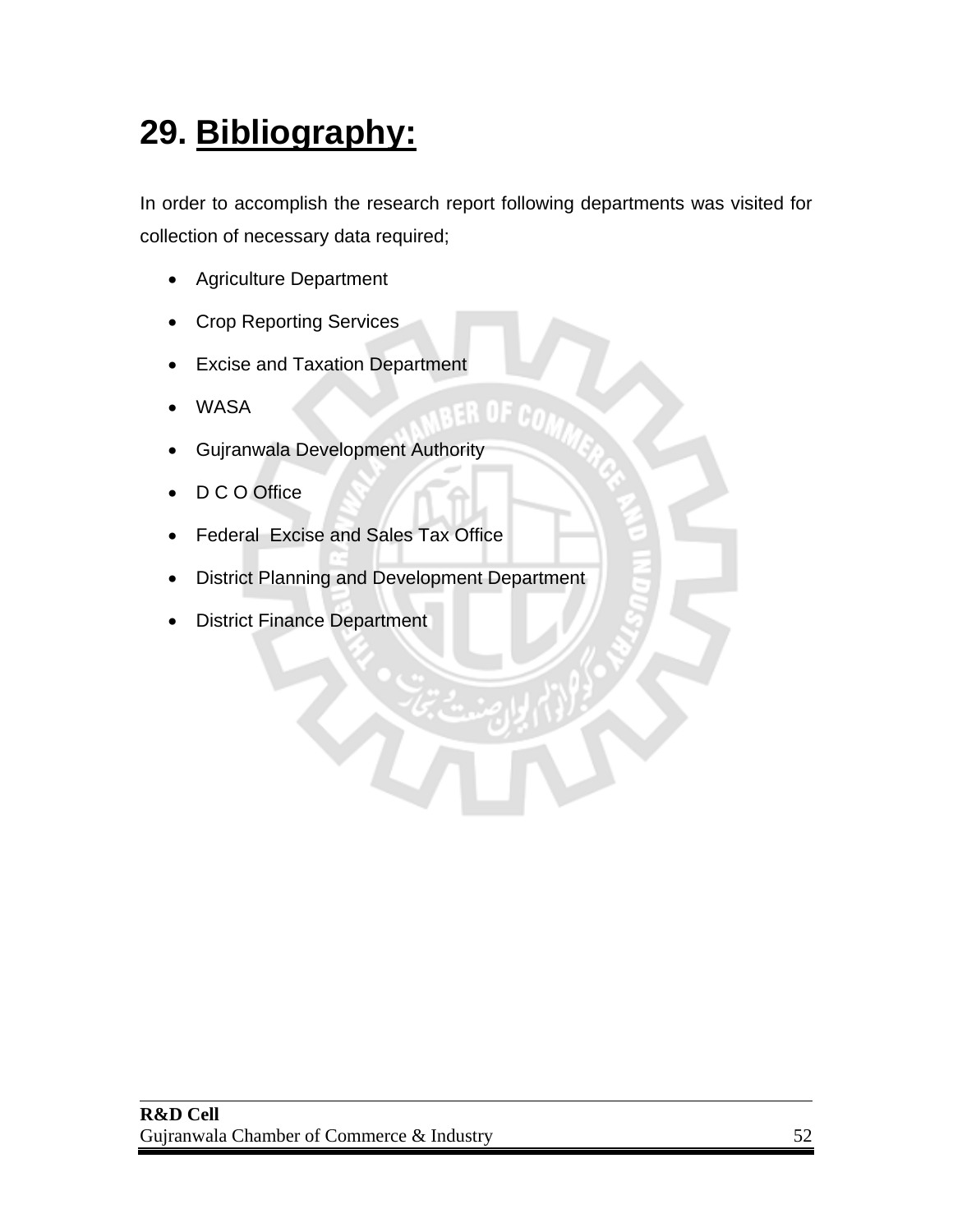# 29. Bibliography:

In order to accomplish the research report following departments was visited for collection of necessary data required;

- Agriculture Department
- Crop Reporting Services
- Excise and Taxation Department
- WASA
- Gujranwala Development Authority
- D C O Office
- Federal Excise and Sales Tax Office
- District Planning and Development Department
- District Finance Department